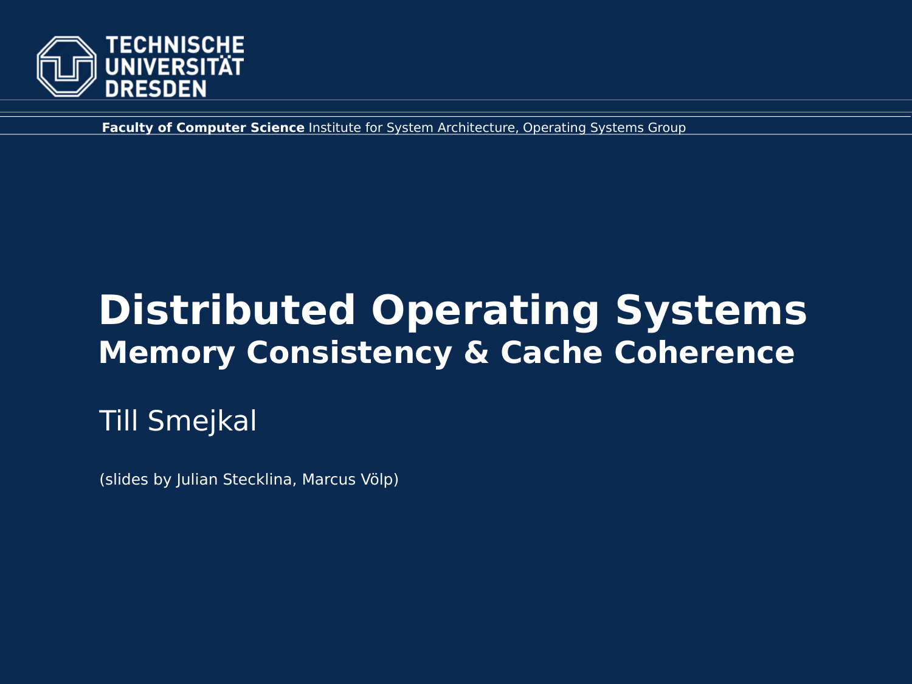TECHNISCHE UNIVERSITÄT DRESDEN

**Faculty of Computer Science** Institute for System Architecture, Operating Systems Group

# Distributed Operating Systems

## Memory Consistency & Cache Coherence

Till Smejkal

(slides by Julian Stecklina, Marcus Völp)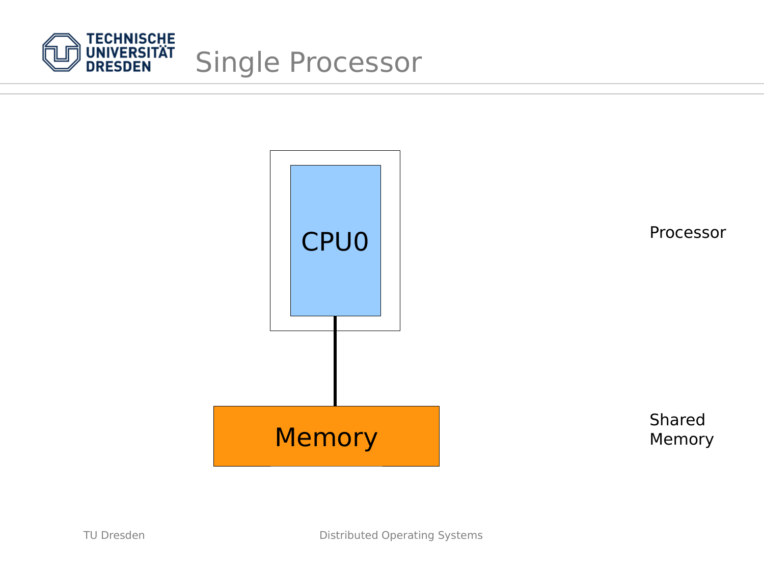# Single Processor

CPU0

Memory

Processor

Shared Memory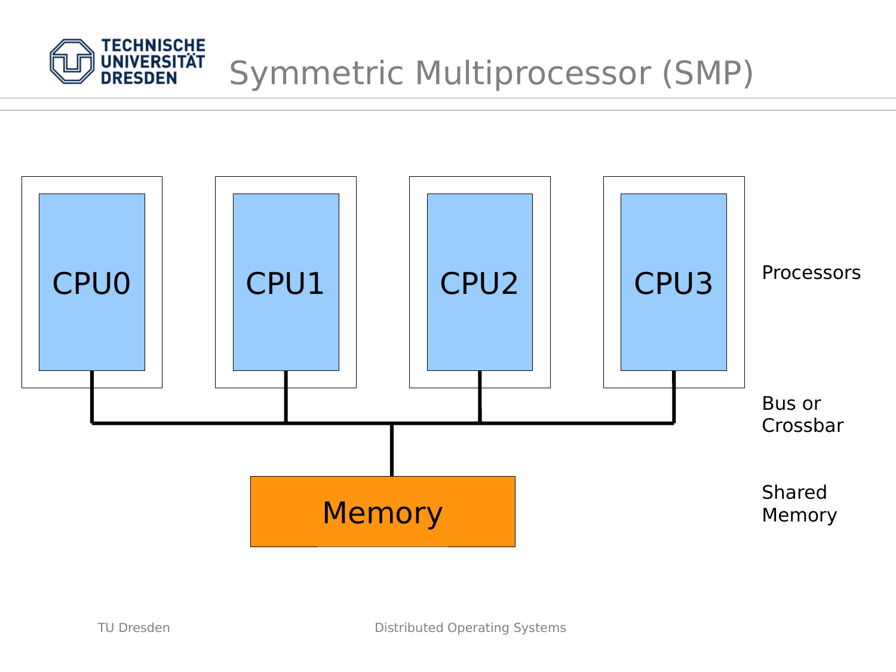# Symmetric Multiprocessor (SMP)

CPU0 CPU1 CPU2 CPU3

Processors

Bus or Crossbar

Memory

Shared Memory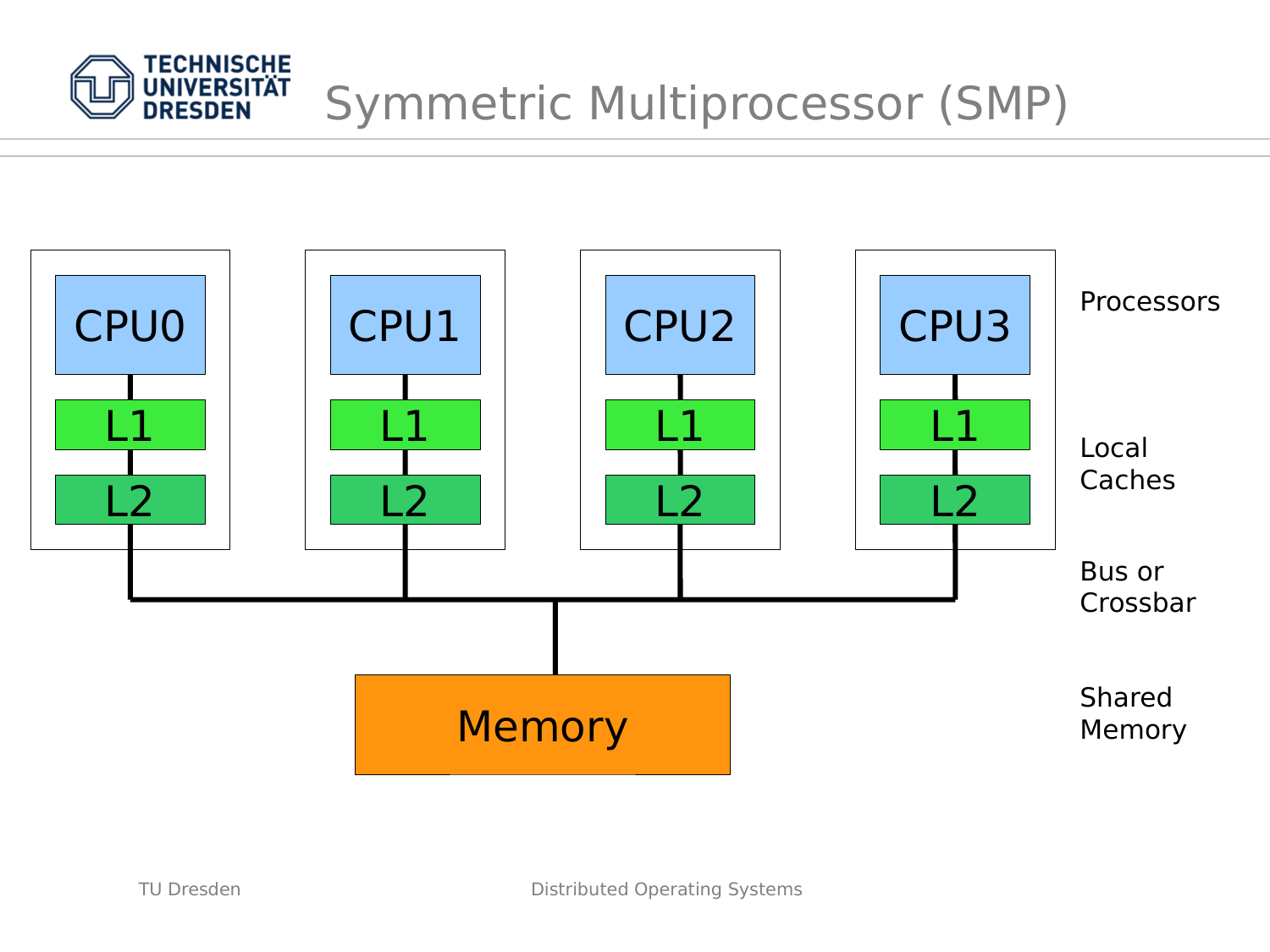# Symmetric Multiprocessor (SMP)

CPU0 | CPU1 | CPU2 | CPU3 — Processors

L1 | L1 | L1 | L1

L2 | L2 | L2 | L2 — Local Caches

Bus or Crossbar

Memory — Shared Memory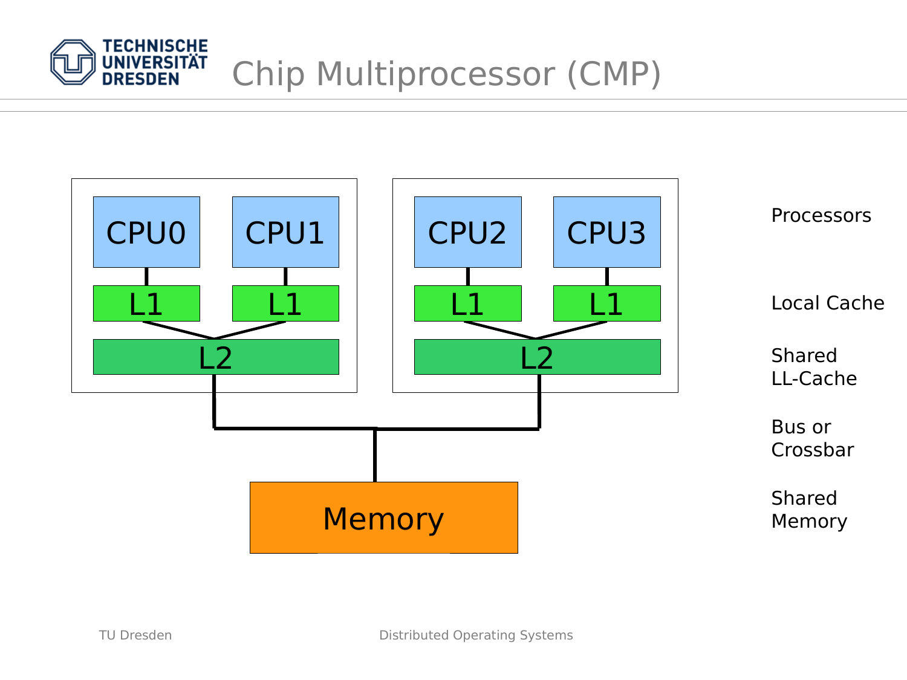# Chip Multiprocessor (CMP)

CPU0 CPU1 CPU2 CPU3

L1 L1 L1 L1

L2 L2

Memory

Processors

Local Cache

Shared LL-Cache

Bus or Crossbar

Shared Memory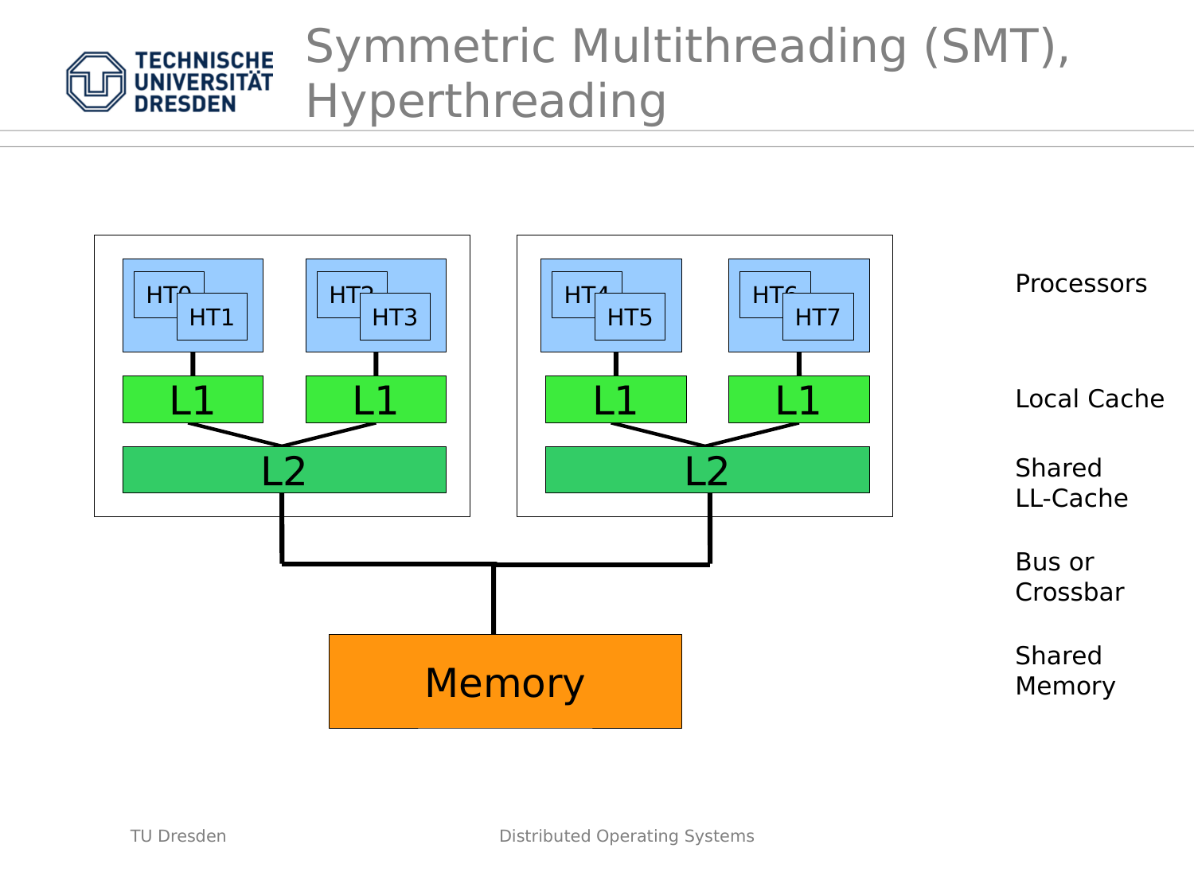# Symmetric Multithreading (SMT), Hyperthreading

HT0 HT1 | HT2 HT3 | HT4 HT5 | HT6 HT7 — Processors

L1 | L1 | L1 | L1 — Local Cache

L2 | L2 — Shared LL-Cache

Bus or Crossbar

Memory — Shared Memory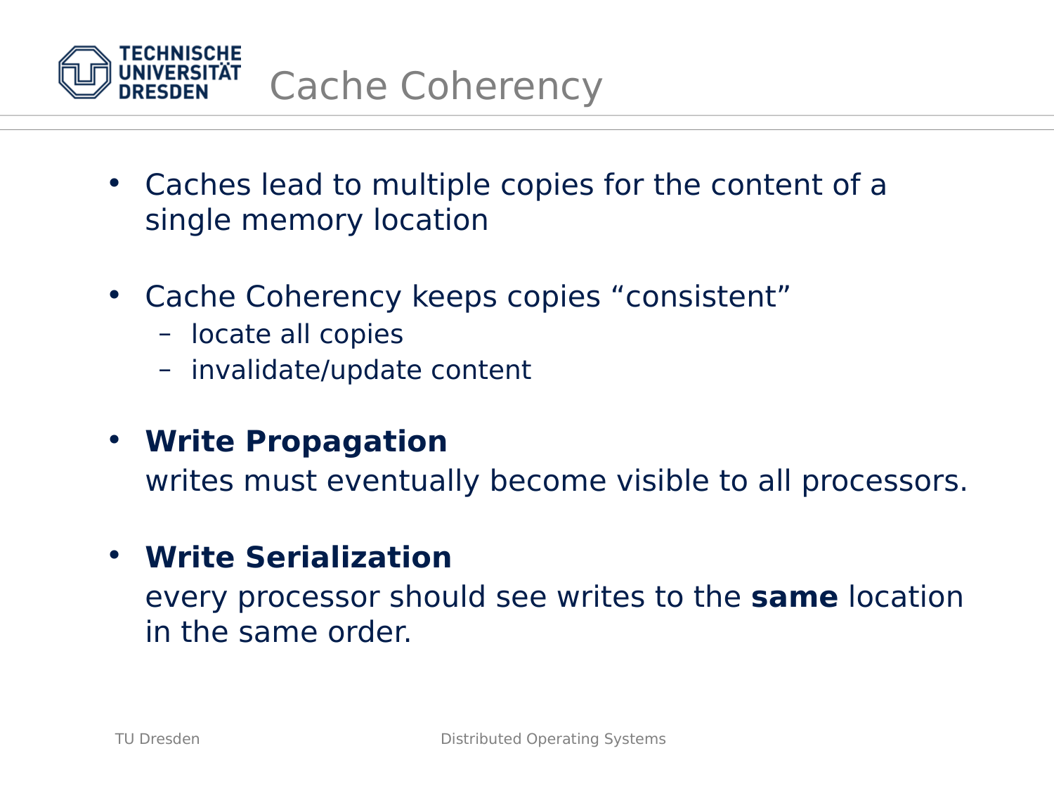# Cache Coherency

- Caches lead to multiple copies for the content of a single memory location

- Cache Coherency keeps copies “consistent”
  - locate all copies
  - invalidate/update content

- **Write Propagation**
  writes must eventually become visible to all processors.

- **Write Serialization**
  every processor should see writes to the **same** location in the same order.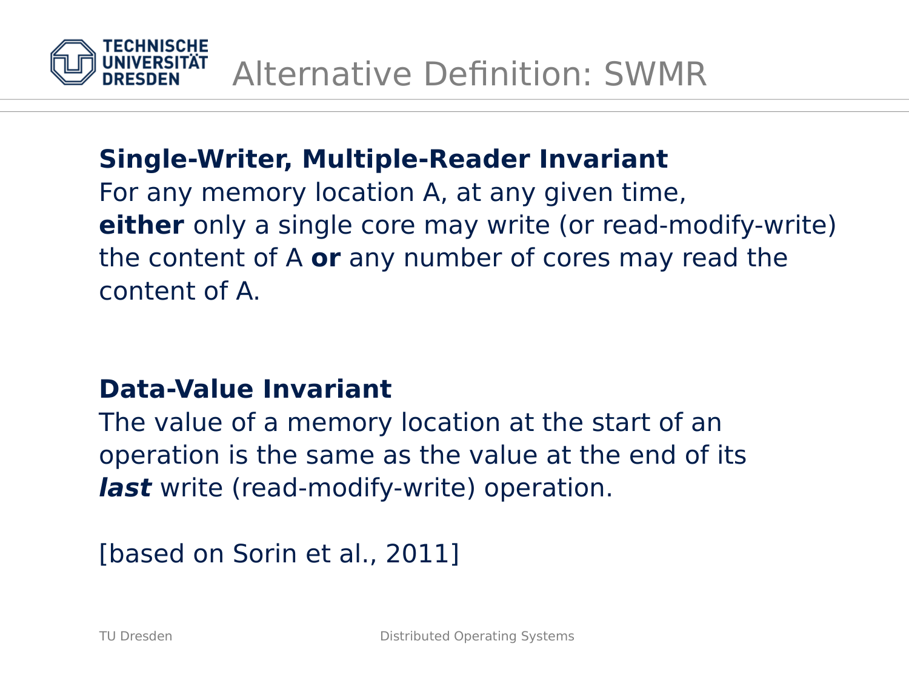# Alternative Definition: SWMR

**Single-Writer, Multiple-Reader Invariant**
For any memory location A, at any given time, **either** only a single core may write (or read-modify-write) the content of A **or** any number of cores may read the content of A.

**Data-Value Invariant**
The value of a memory location at the start of an operation is the same as the value at the end of its ***last*** write (read-modify-write) operation.

[based on Sorin et al., 2011]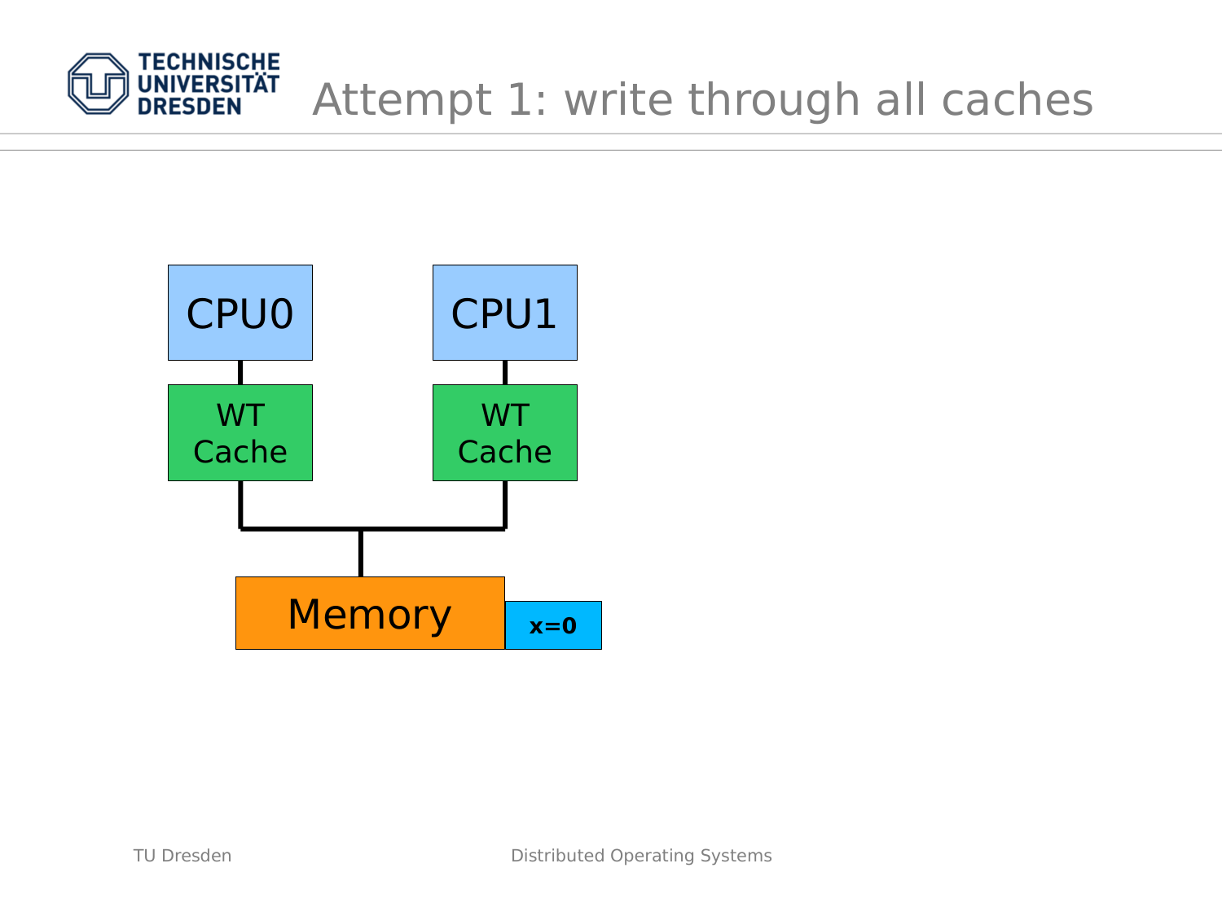# Attempt 1: write through all caches

CPU0

CPU1

WT Cache

WT Cache

Memory

x=0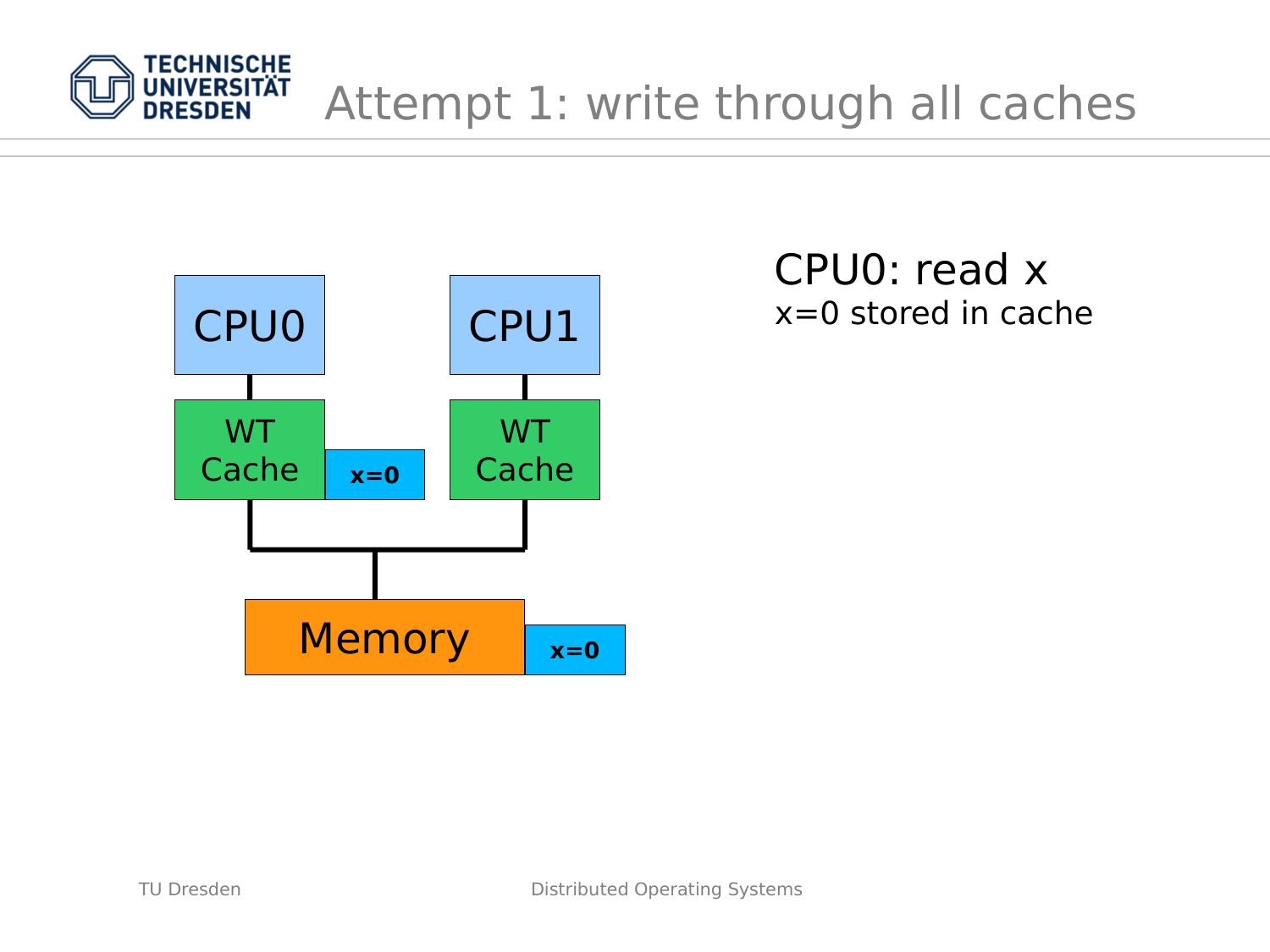# Attempt 1: write through all caches

CPU0 | CPU1
--- | ---
WT Cache (x=0) | WT Cache

Memory (x=0)

CPU0: read x

x=0 stored in cache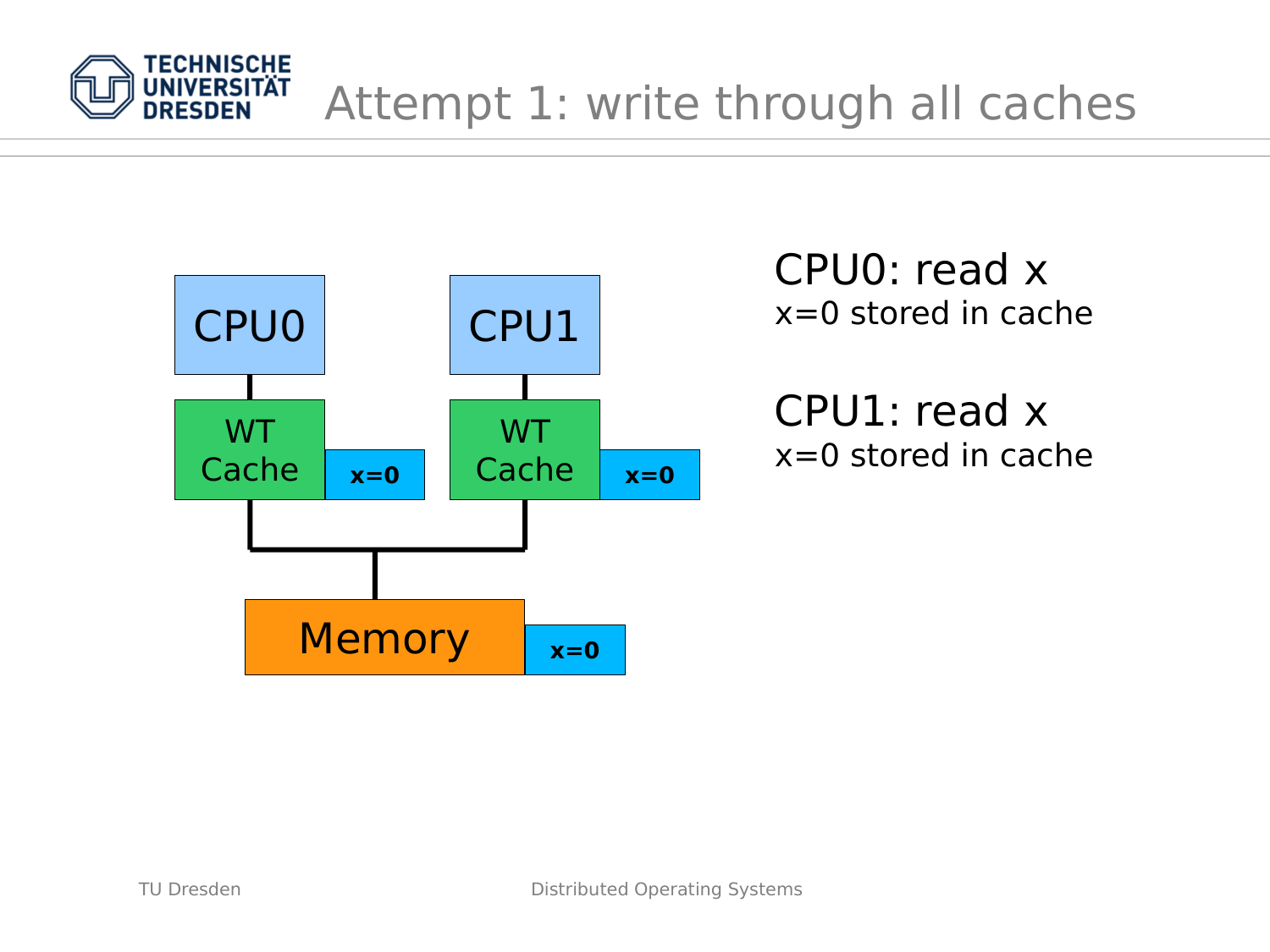# Attempt 1: write through all caches

CPU0

WT Cache x=0

CPU1

WT Cache x=0

Memory x=0

CPU0: read x
x=0 stored in cache

CPU1: read x
x=0 stored in cache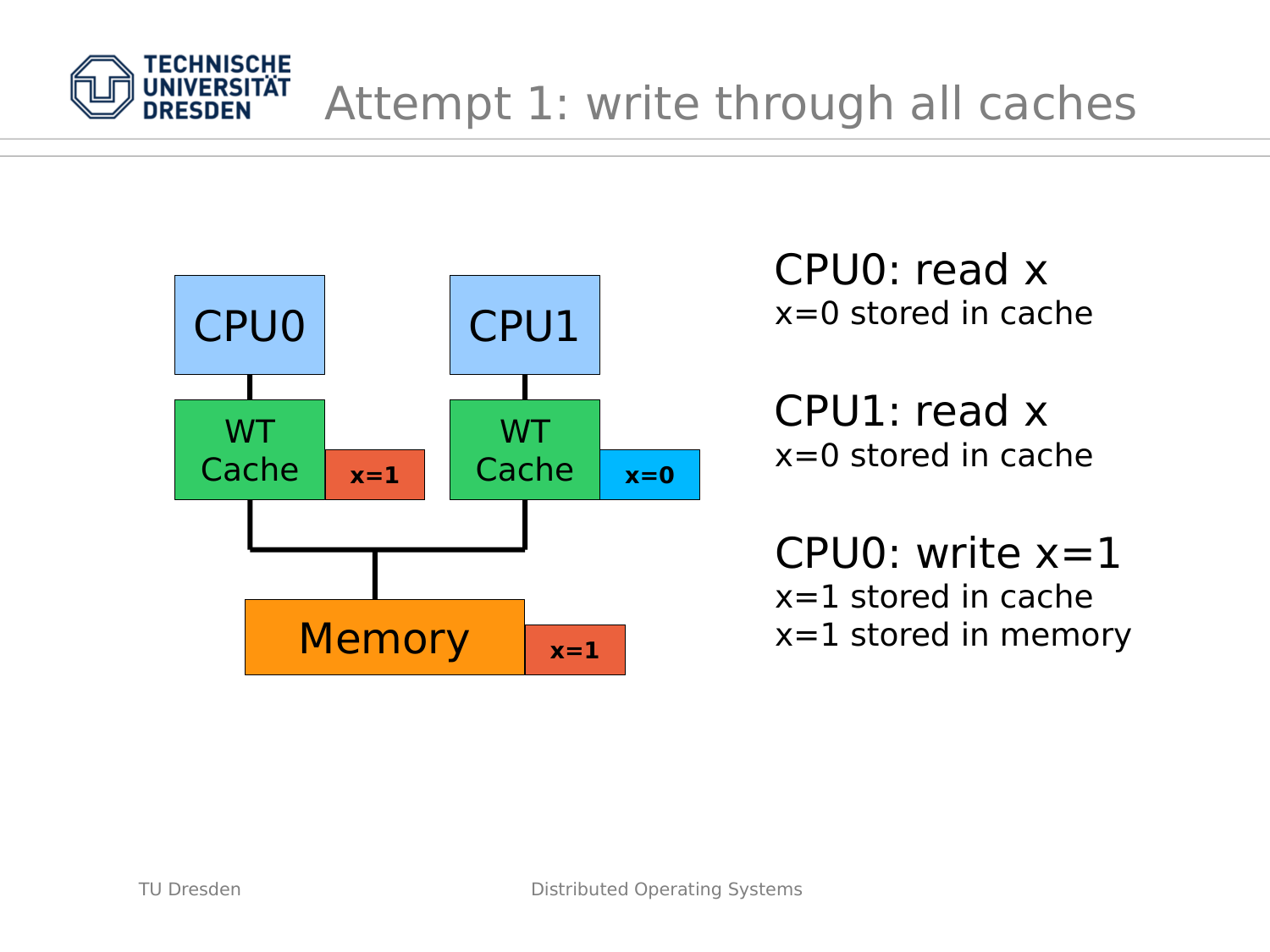# Attempt 1: write through all caches

CPU0 | CPU1

WT Cache (x=1) | WT Cache (x=0)

Memory (x=1)

**CPU0: read x**
x=0 stored in cache

**CPU1: read x**
x=0 stored in cache

**CPU0: write x=1**
x=1 stored in cache
x=1 stored in memory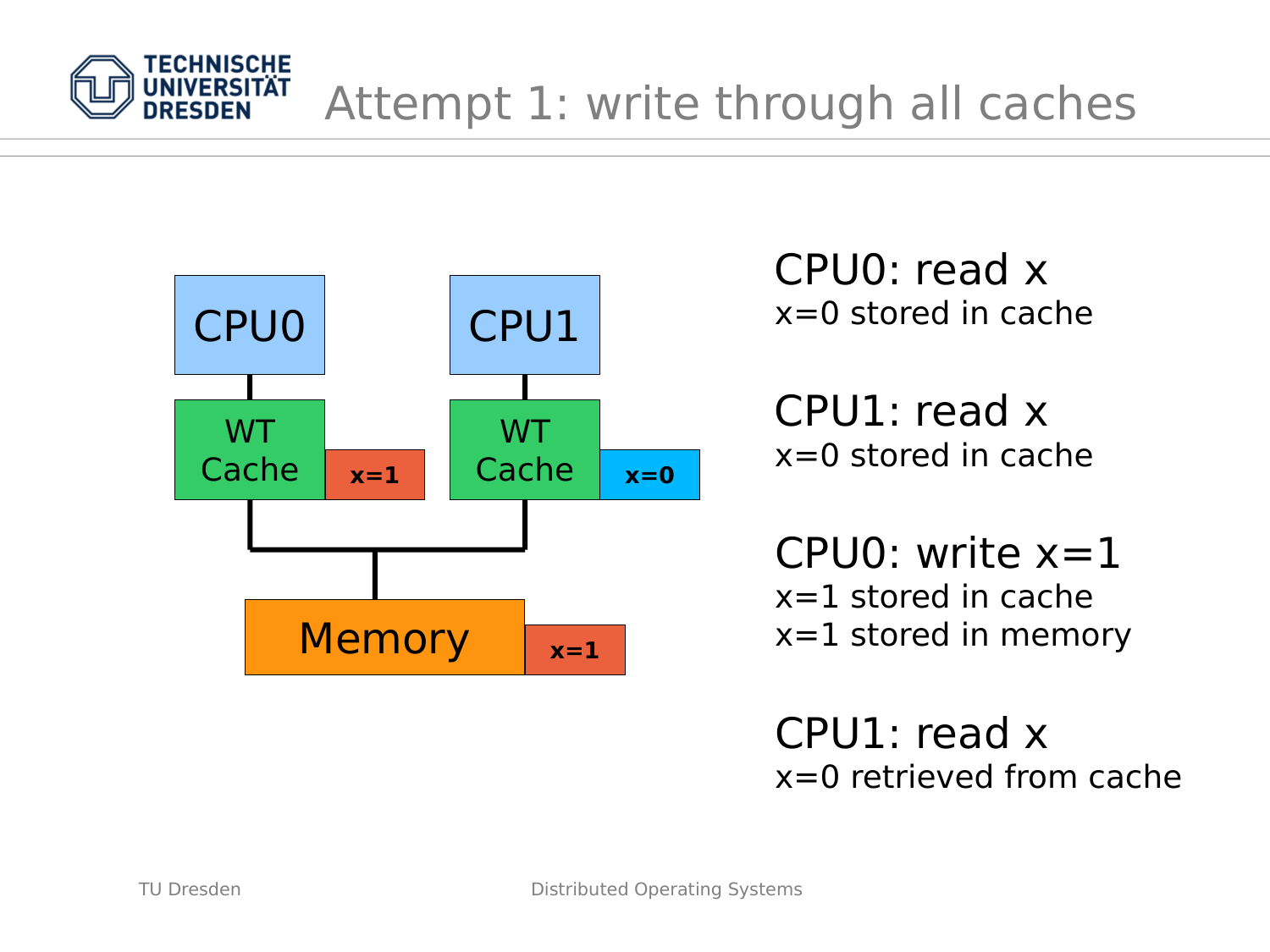# Attempt 1: write through all caches

CPU0 | CPU1

WT Cache (x=1) | WT Cache (x=0)

Memory (x=1)

**CPU0: read x**
x=0 stored in cache

**CPU1: read x**
x=0 stored in cache

**CPU0: write x=1**
x=1 stored in cache
x=1 stored in memory

**CPU1: read x**
x=0 retrieved from cache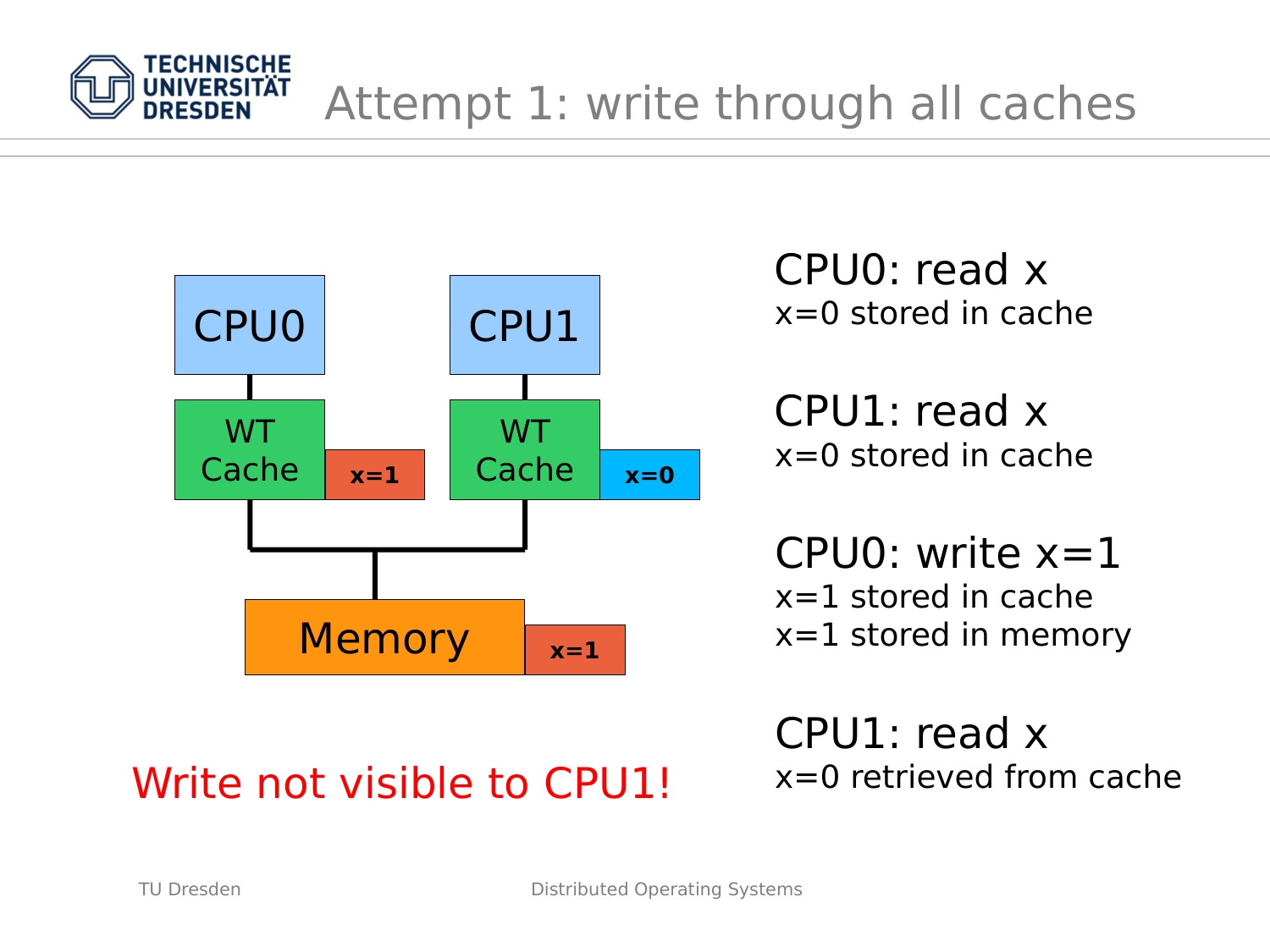# Attempt 1: write through all caches

CPU0

WT Cache x=1

CPU1

WT Cache x=0

Memory x=1

Write not visible to CPU1!

**CPU0: read x**
x=0 stored in cache

**CPU1: read x**
x=0 stored in cache

**CPU0: write x=1**
x=1 stored in cache
x=1 stored in memory

**CPU1: read x**
x=0 retrieved from cache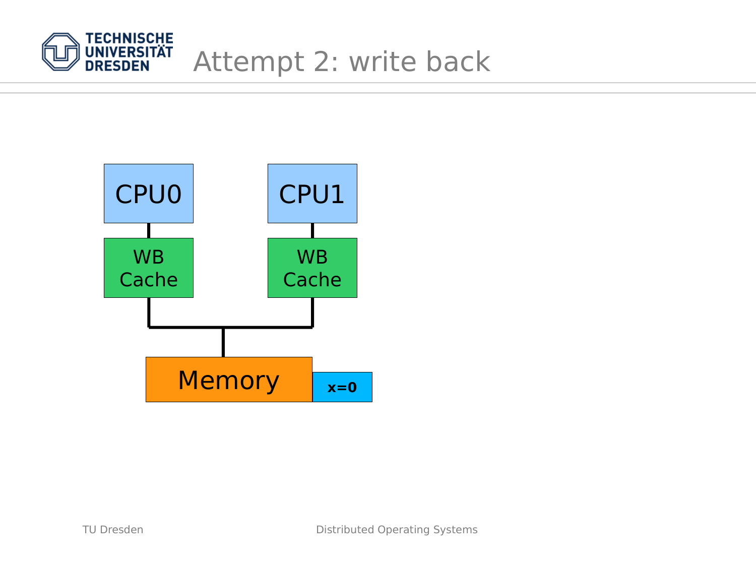# Attempt 2: write back

CPU0

WB Cache

CPU1

WB Cache

Memory

x=0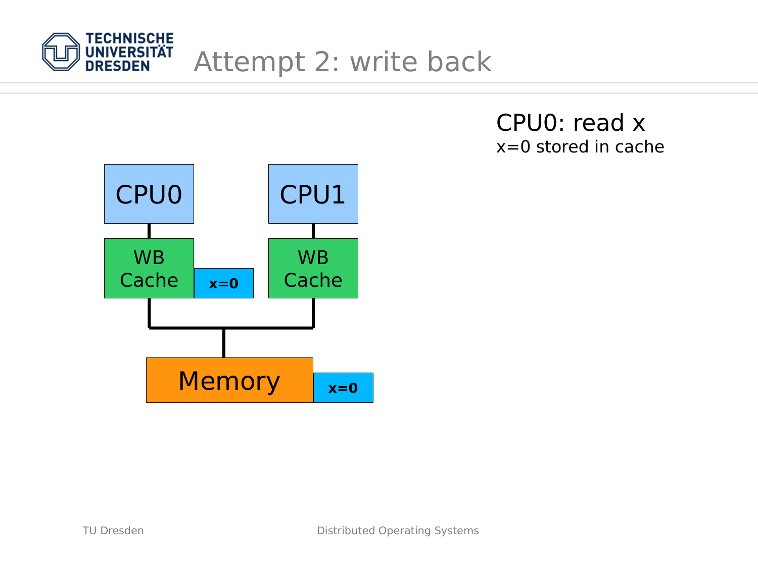# Attempt 2: write back

CPU0: read x

x=0 stored in cache

CPU0 — WB Cache — x=0

CPU1 — WB Cache

Memory — x=0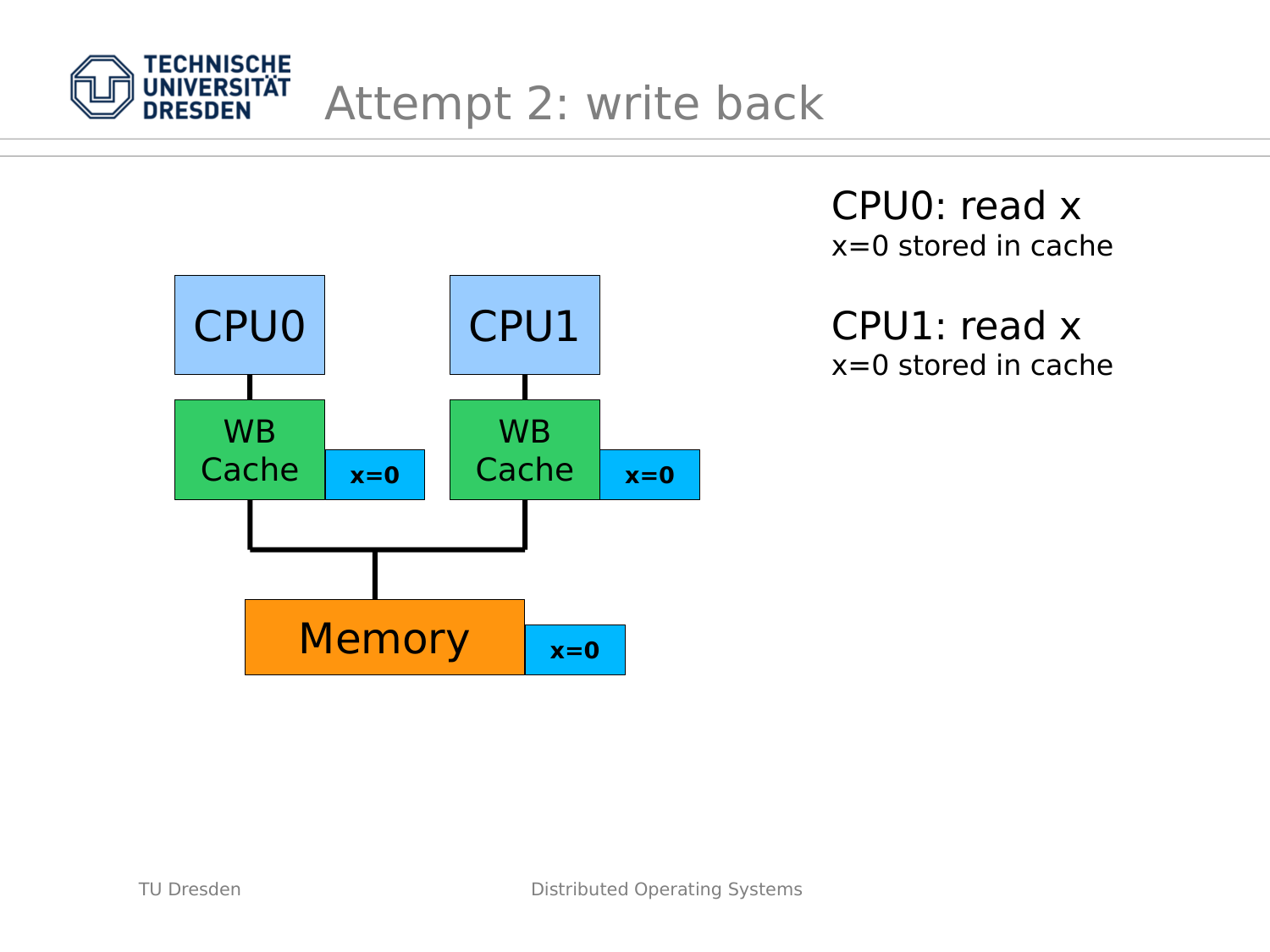# Attempt 2: write back

CPU0 | CPU1
--- | ---
WB Cache (x=0) | WB Cache (x=0)

Memory (x=0)

**CPU0: read x**
x=0 stored in cache

**CPU1: read x**
x=0 stored in cache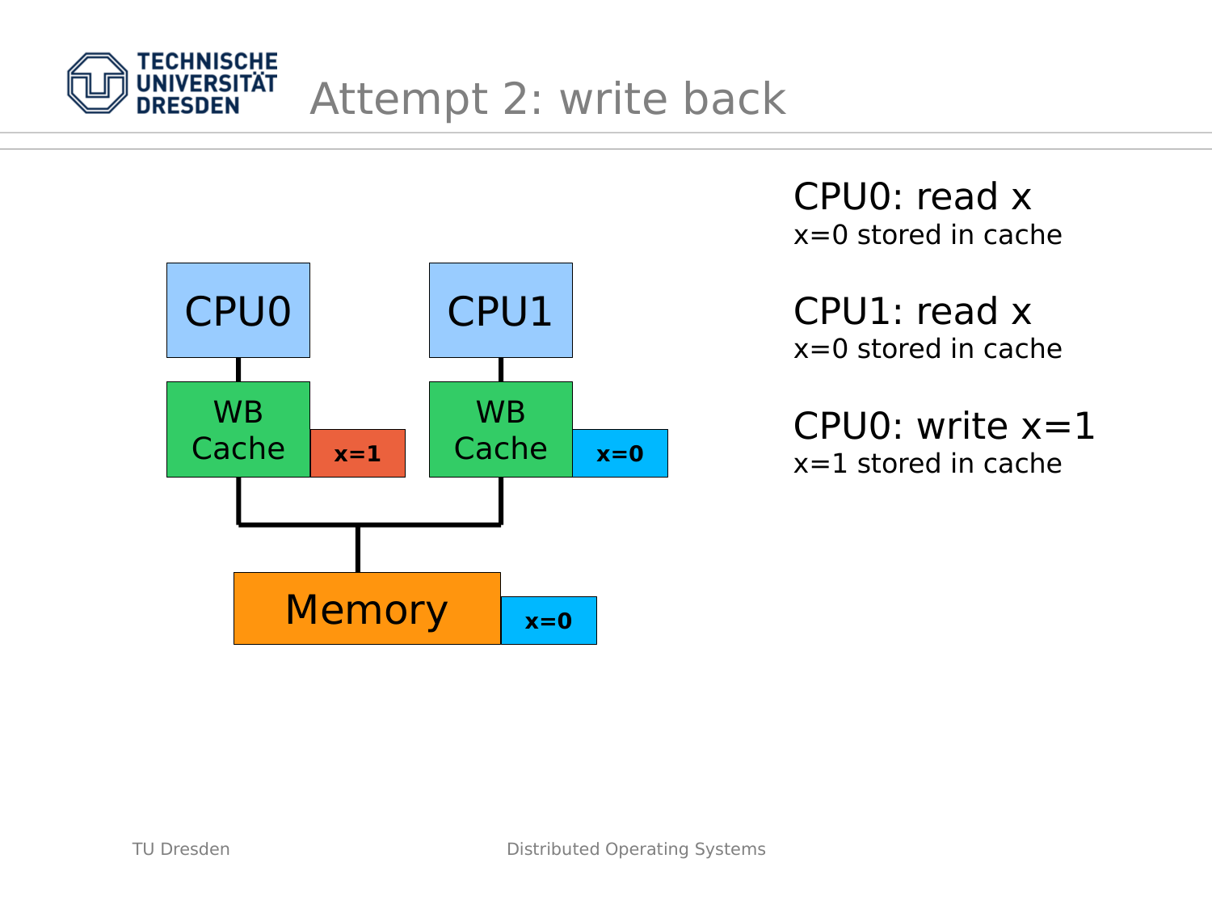# Attempt 2: write back

CPU0 — WB Cache — x=1

CPU1 — WB Cache — x=0

Memory — x=0

**CPU0: read x**
x=0 stored in cache

**CPU1: read x**
x=0 stored in cache

**CPU0: write x=1**
x=1 stored in cache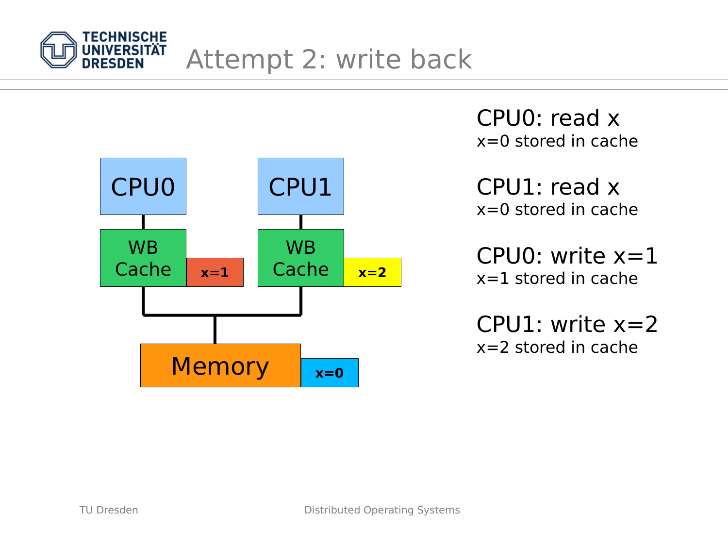# Attempt 2: write back

CPU0 | CPU1
--- | ---
WB Cache (x=1) | WB Cache (x=2)

Memory (x=0)

**CPU0: read x**
x=0 stored in cache

**CPU1: read x**
x=0 stored in cache

**CPU0: write x=1**
x=1 stored in cache

**CPU1: write x=2**
x=2 stored in cache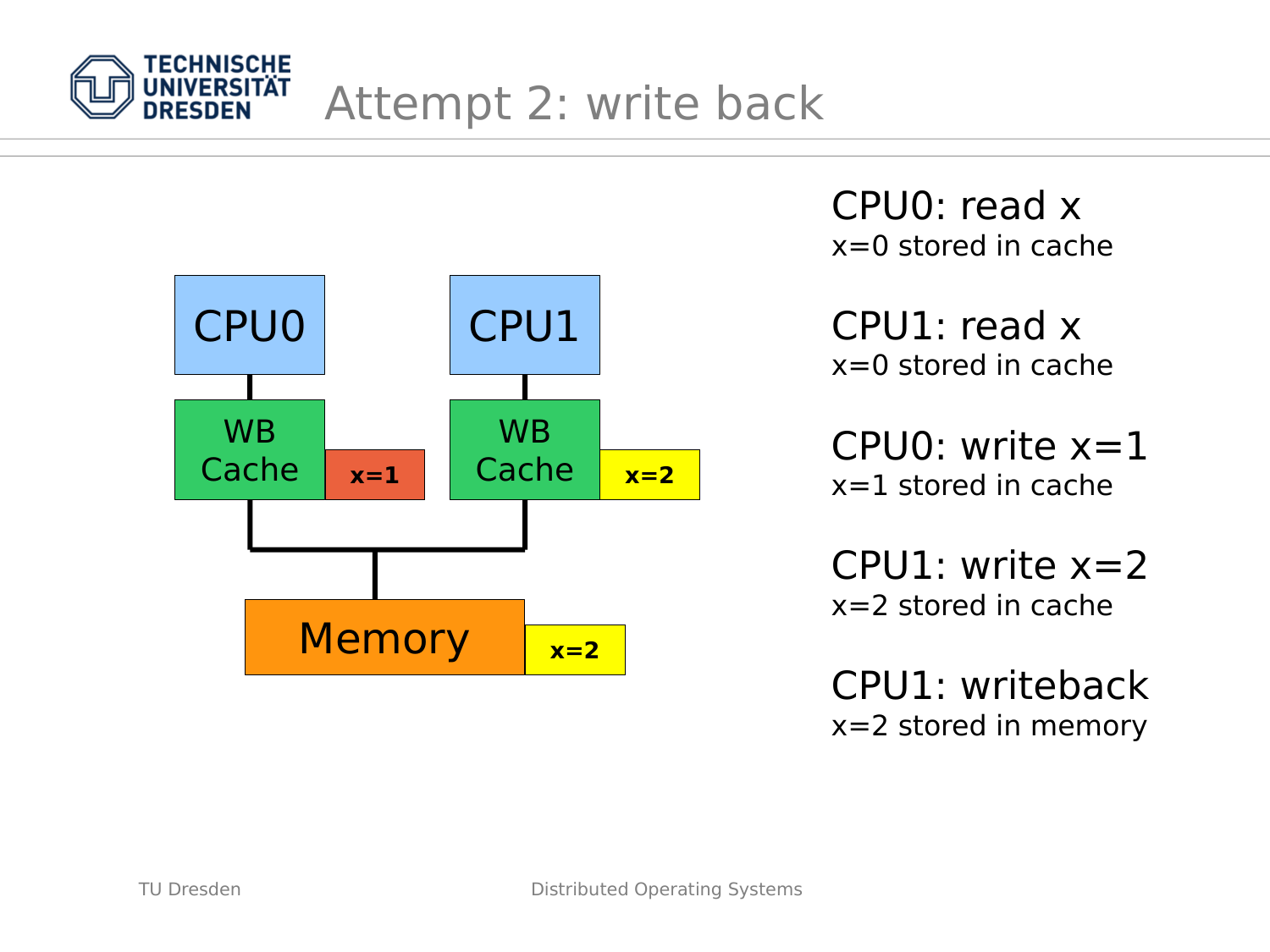# Attempt 2: write back

CPU0 | CPU1

WB Cache | x=1 | WB Cache | x=2

Memory | x=2

**CPU0: read x**
x=0 stored in cache

**CPU1: read x**
x=0 stored in cache

**CPU0: write x=1**
x=1 stored in cache

**CPU1: write x=2**
x=2 stored in cache

**CPU1: writeback**
x=2 stored in memory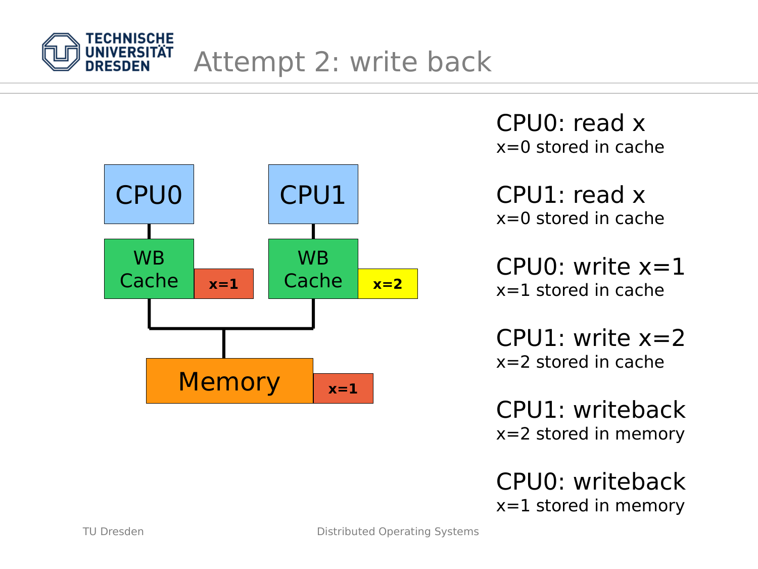# Attempt 2: write back

CPU0 | CPU1
--- | ---
WB Cache (x=1) | WB Cache (x=2)

Memory (x=1)

**CPU0: read x**
x=0 stored in cache

**CPU1: read x**
x=0 stored in cache

**CPU0: write x=1**
x=1 stored in cache

**CPU1: write x=2**
x=2 stored in cache

**CPU1: writeback**
x=2 stored in memory

**CPU0: writeback**
x=1 stored in memory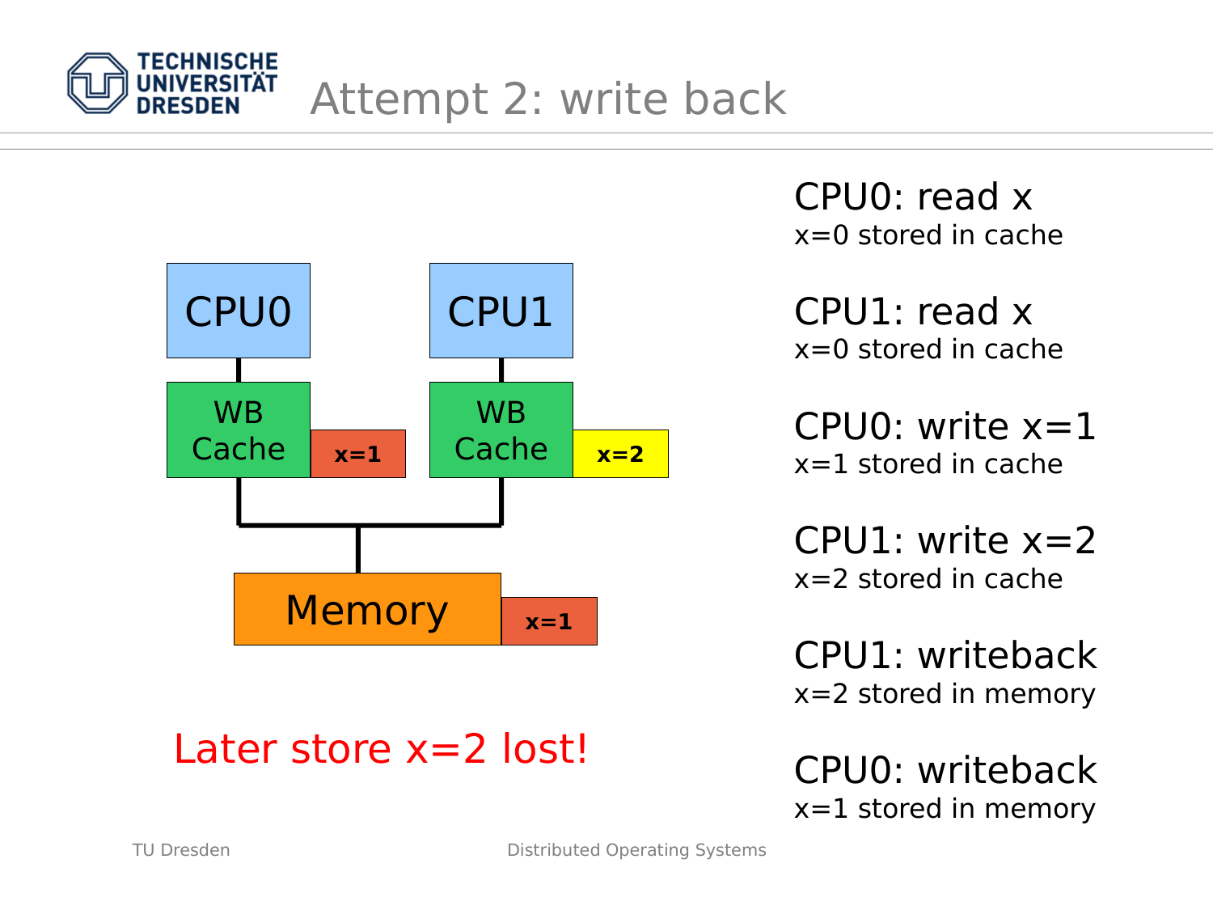# Attempt 2: write back

CPU0 | CPU1
WB Cache x=1 | WB Cache x=2
Memory x=1

Later store x=2 lost!

**CPU0: read x**
x=0 stored in cache

**CPU1: read x**
x=0 stored in cache

**CPU0: write x=1**
x=1 stored in cache

**CPU1: write x=2**
x=2 stored in cache

**CPU1: writeback**
x=2 stored in memory

**CPU0: writeback**
x=1 stored in memory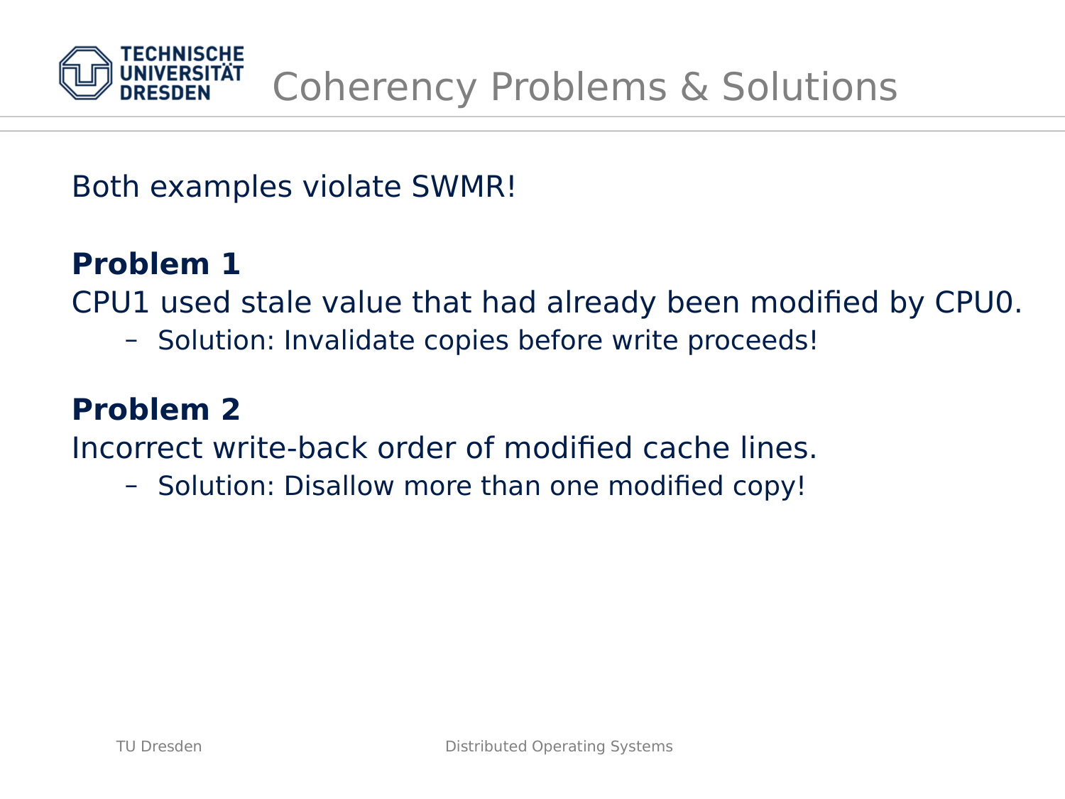# Coherency Problems & Solutions

Both examples violate SWMR!

**Problem 1**

CPU1 used stale value that had already been modified by CPU0.

- Solution: Invalidate copies before write proceeds!

**Problem 2**

Incorrect write-back order of modified cache lines.

- Solution: Disallow more than one modified copy!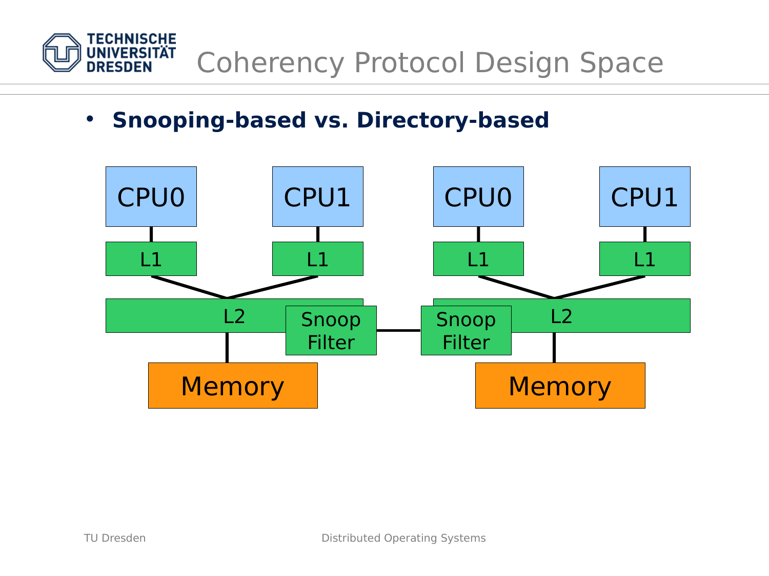# Coherency Protocol Design Space

- **Snooping-based vs. Directory-based**

CPU0 CPU1 CPU0 CPU1

L1 L1 L1 L1

L2 Snoop Filter Snoop Filter L2

Memory Memory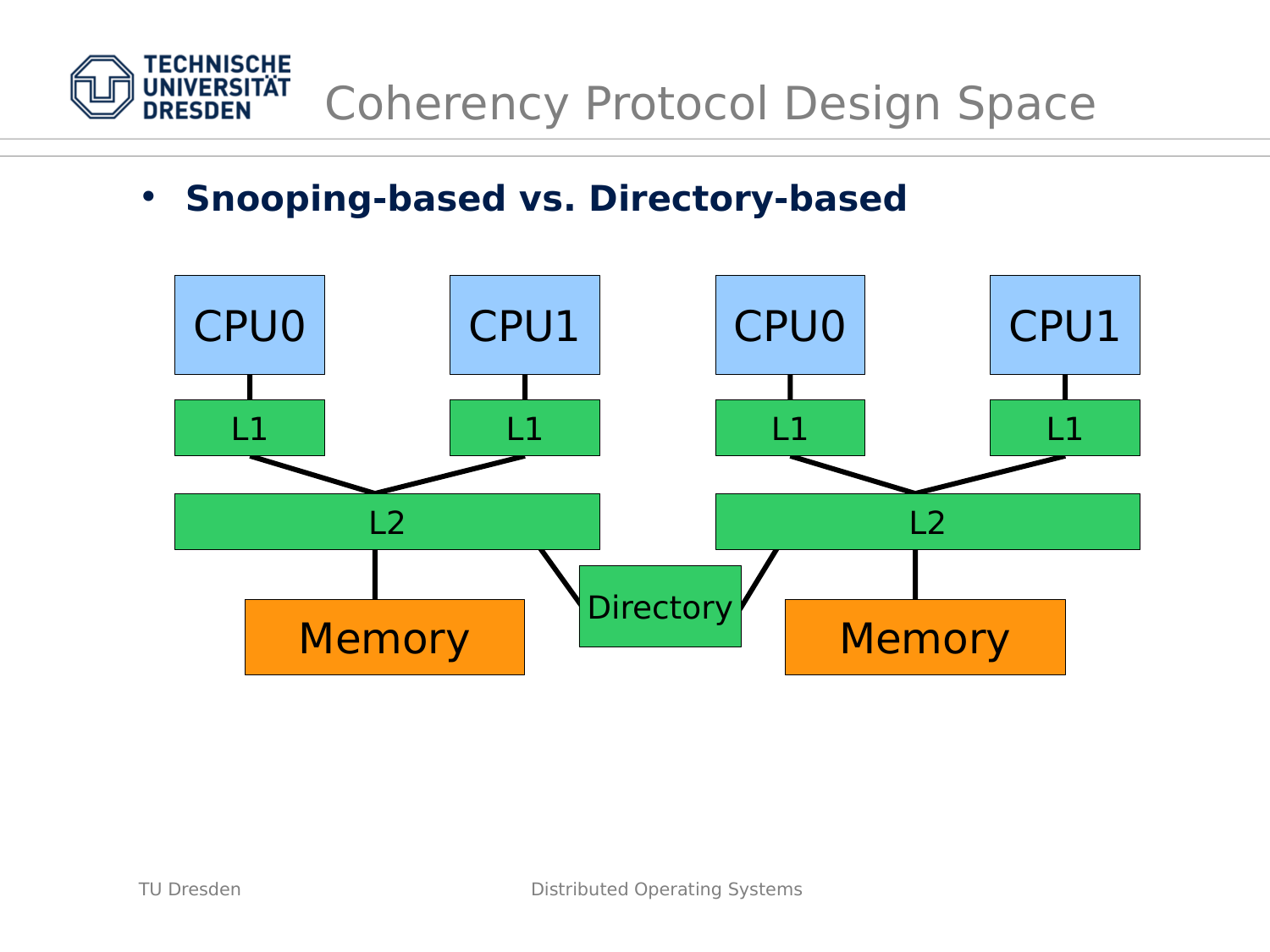# Coherency Protocol Design Space

- **Snooping-based vs. Directory-based**

CPU0 CPU1 CPU0 CPU1

L1 L1 L1 L1

L2 L2

Memory Directory Memory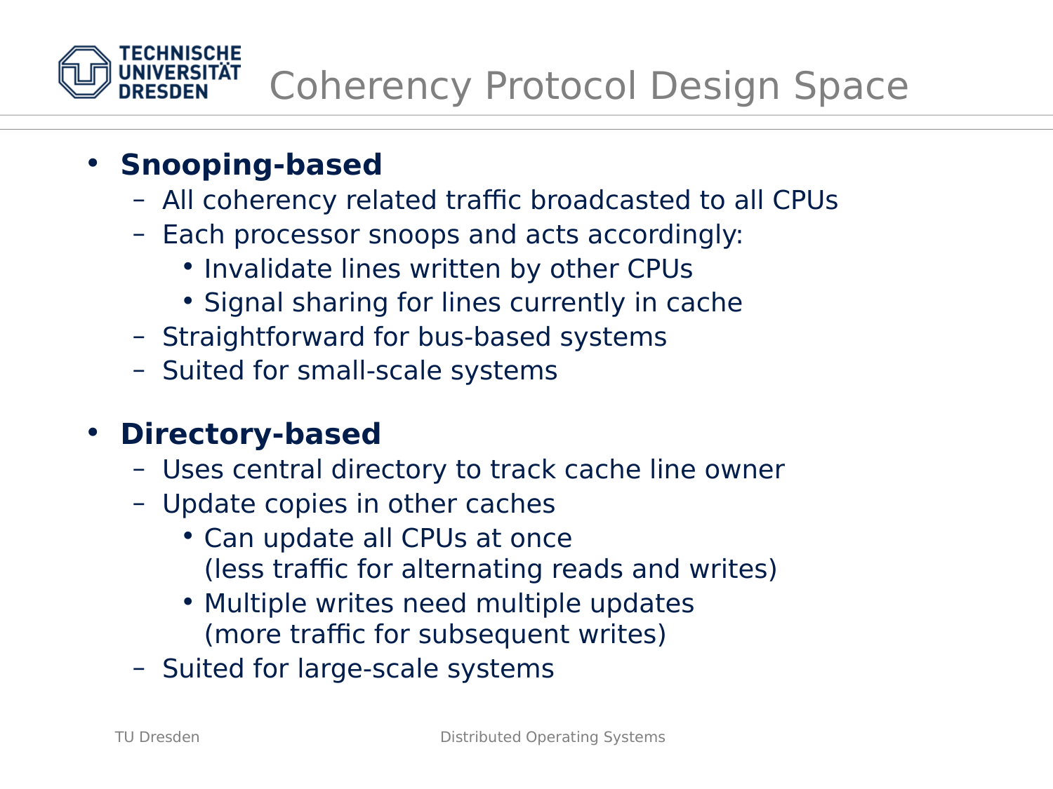# Coherency Protocol Design Space

- **Snooping-based**
  - All coherency related traffic broadcasted to all CPUs
  - Each processor snoops and acts accordingly:
    - Invalidate lines written by other CPUs
    - Signal sharing for lines currently in cache
  - Straightforward for bus-based systems
  - Suited for small-scale systems

- **Directory-based**
  - Uses central directory to track cache line owner
  - Update copies in other caches
    - Can update all CPUs at once
      (less traffic for alternating reads and writes)
    - Multiple writes need multiple updates
      (more traffic for subsequent writes)
  - Suited for large-scale systems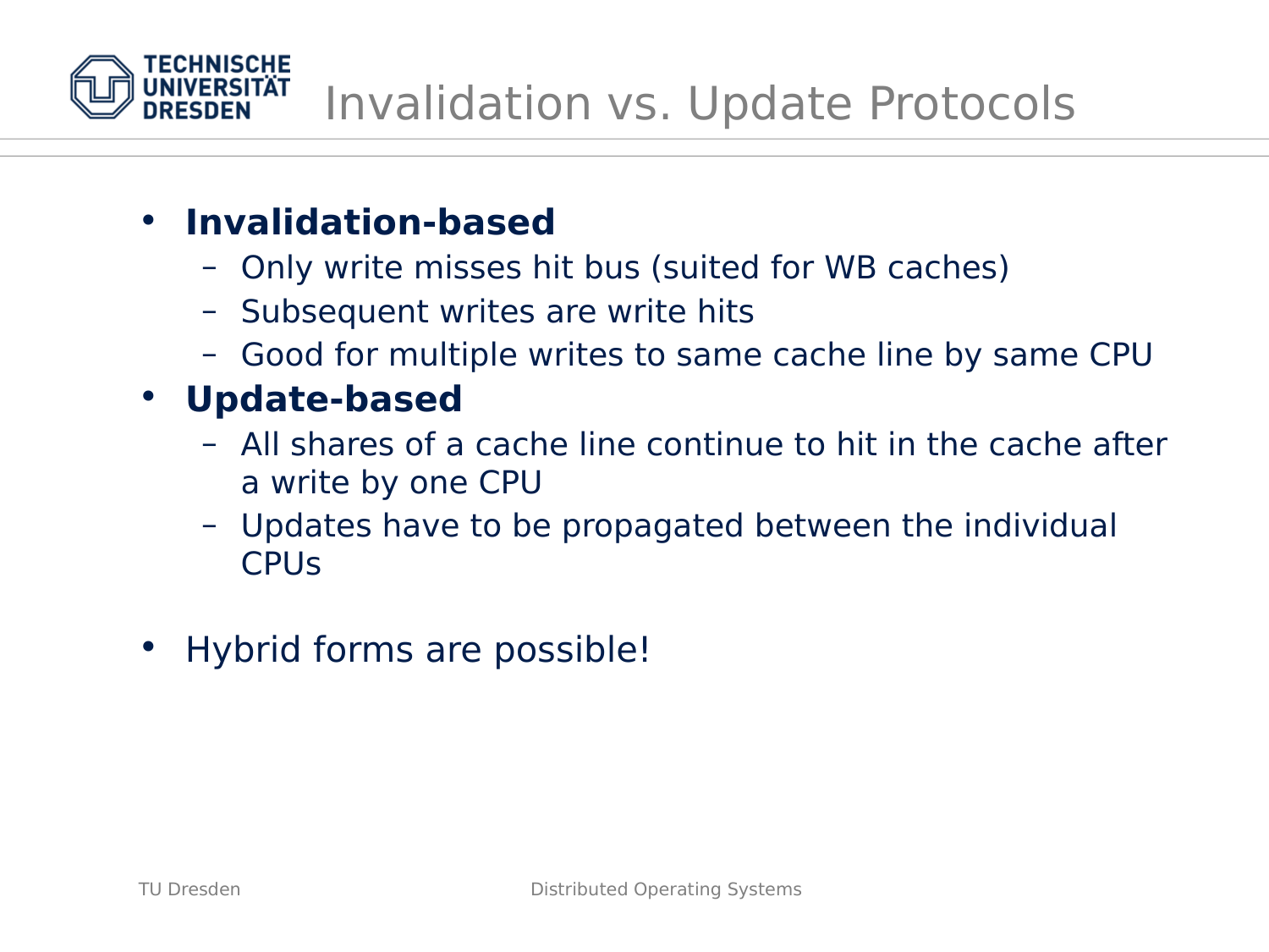# Invalidation vs. Update Protocols

- **Invalidation-based**
  - Only write misses hit bus (suited for WB caches)
  - Subsequent writes are write hits
  - Good for multiple writes to same cache line by same CPU
- **Update-based**
  - All shares of a cache line continue to hit in the cache after a write by one CPU
  - Updates have to be propagated between the individual CPUs

- Hybrid forms are possible!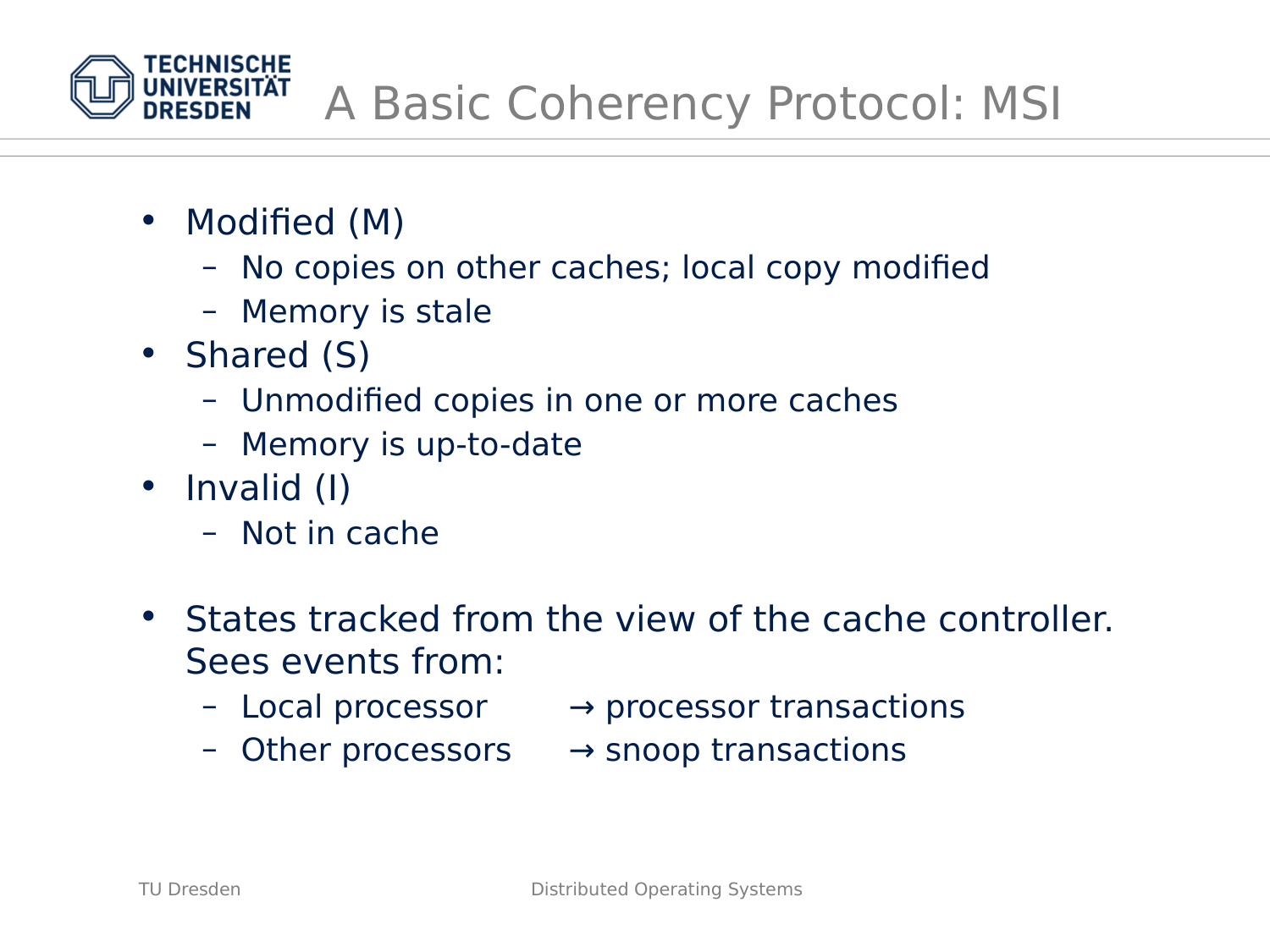# A Basic Coherency Protocol: MSI

- Modified (M)
  - No copies on other caches; local copy modified
  - Memory is stale
- Shared (S)
  - Unmodified copies in one or more caches
  - Memory is up-to-date
- Invalid (I)
  - Not in cache

- States tracked from the view of the cache controller. Sees events from:
  - Local processor → processor transactions
  - Other processors → snoop transactions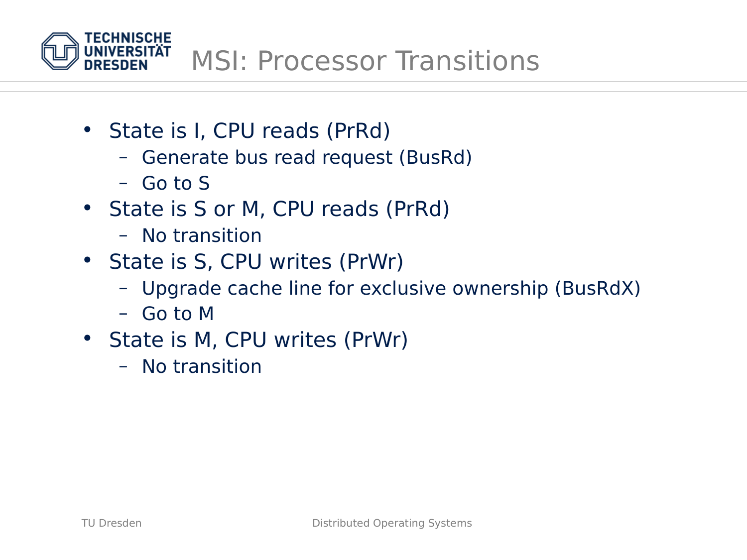# MSI: Processor Transitions

- State is I, CPU reads (PrRd)
  - Generate bus read request (BusRd)
  - Go to S
- State is S or M, CPU reads (PrRd)
  - No transition
- State is S, CPU writes (PrWr)
  - Upgrade cache line for exclusive ownership (BusRdX)
  - Go to M
- State is M, CPU writes (PrWr)
  - No transition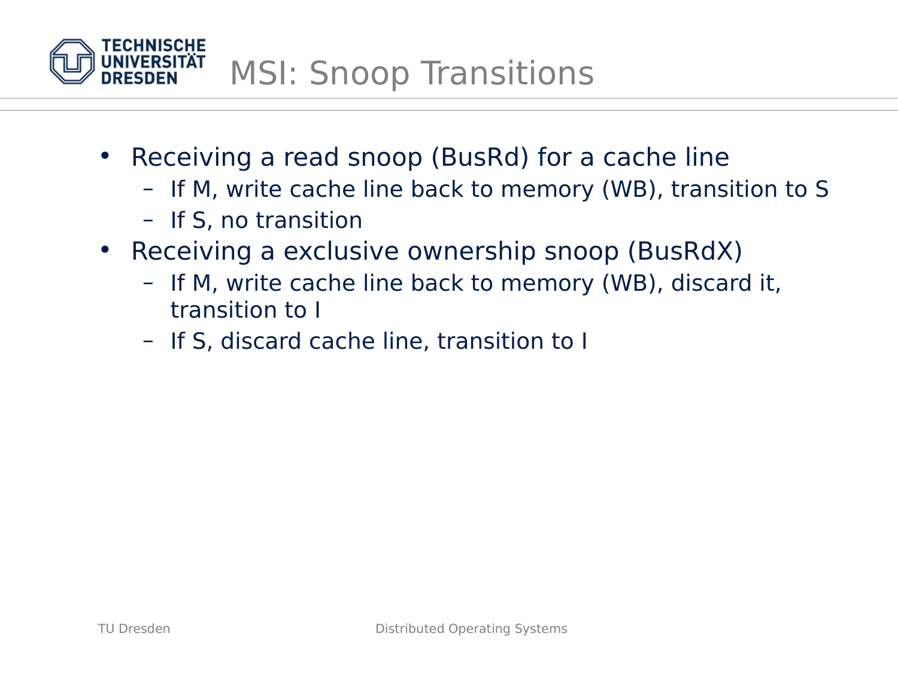# MSI: Snoop Transitions

- Receiving a read snoop (BusRd) for a cache line
  - If M, write cache line back to memory (WB), transition to S
  - If S, no transition
- Receiving a exclusive ownership snoop (BusRdX)
  - If M, write cache line back to memory (WB), discard it, transition to I
  - If S, discard cache line, transition to I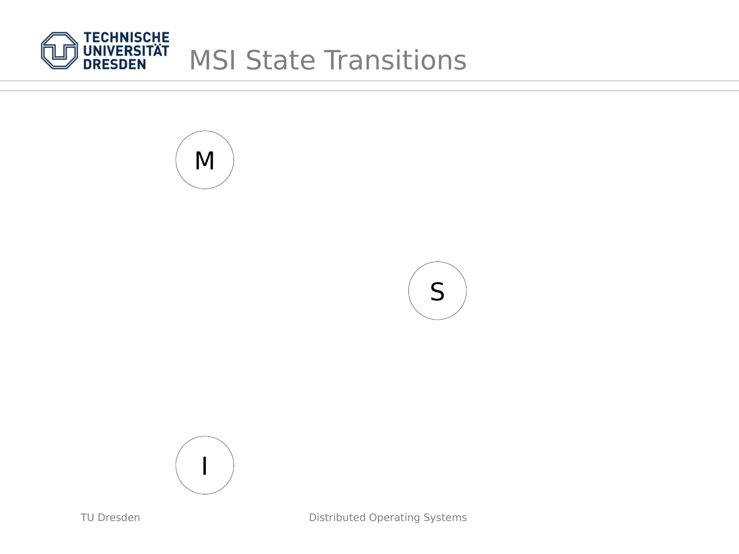# MSI State Transitions

M

S

I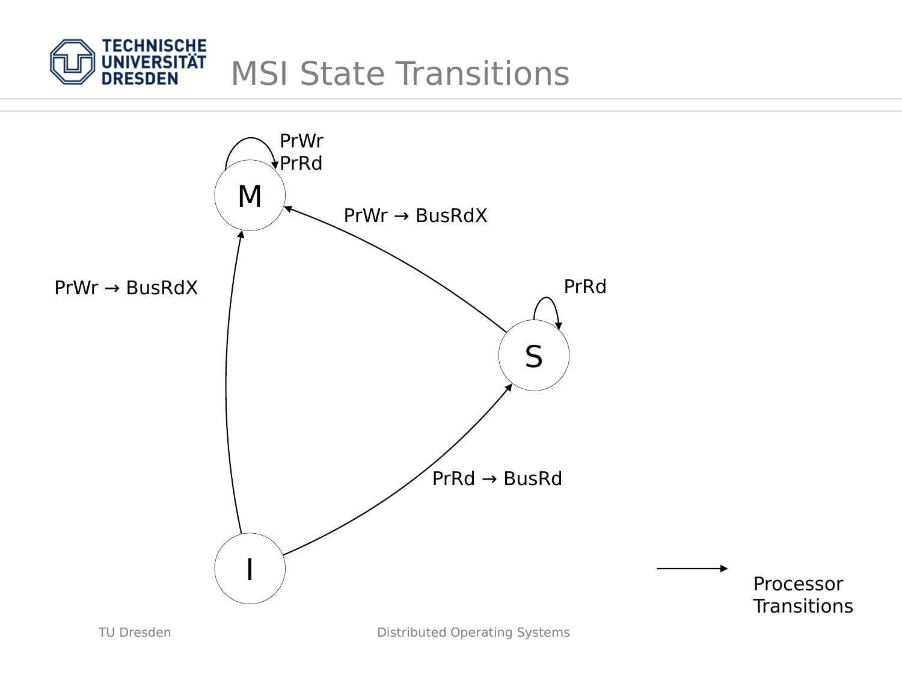# MSI State Transitions

M: PrWr, PrRd (self-loop)

S → M: PrWr → BusRdX

I → M: PrWr → BusRdX

S: PrRd (self-loop)

I → S: PrRd → BusRd

Processor Transitions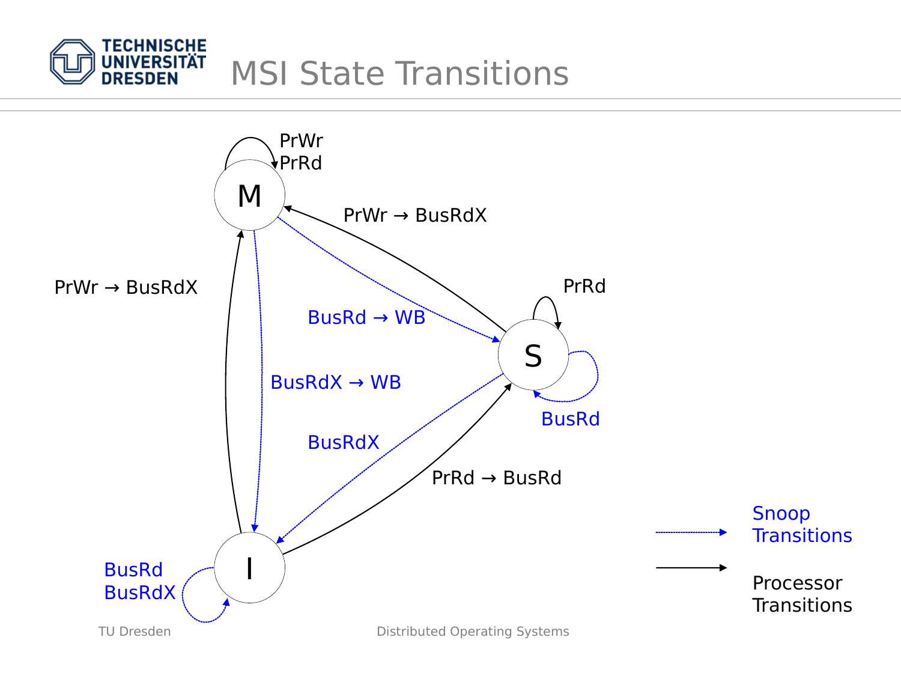# MSI State Transitions

PrWr
PrRd

M

PrWr → BusRdX

PrWr → BusRdX

PrRd

BusRd → WB

S

BusRdX → WB

BusRd

BusRdX

PrRd → BusRd

BusRd
BusRdX

I

Snoop Transitions

Processor Transitions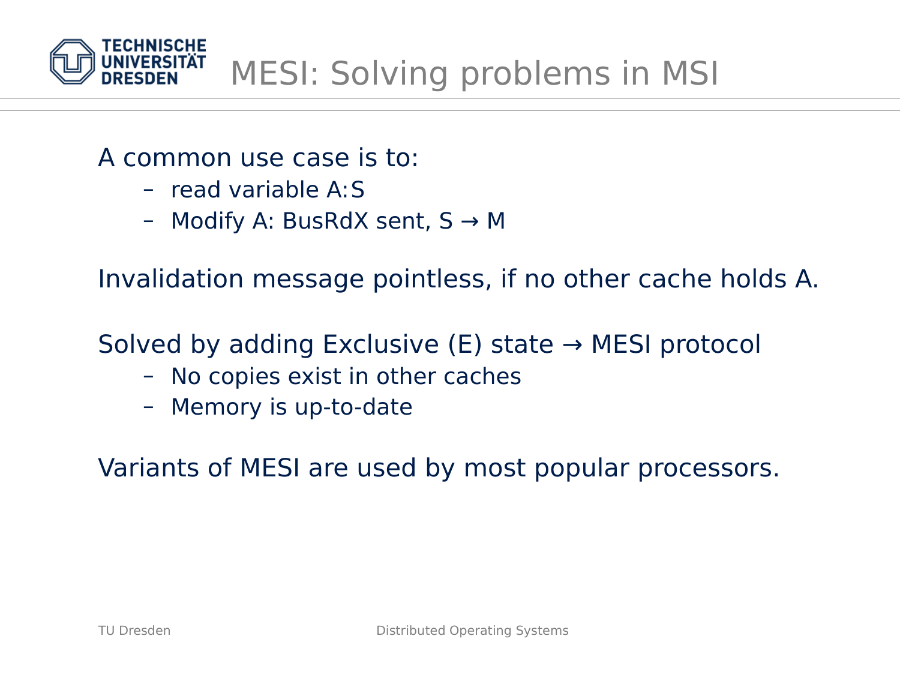# MESI: Solving problems in MSI

A common use case is to:

- read variable A:S
- Modify A: BusRdX sent, S → M

Invalidation message pointless, if no other cache holds A.

Solved by adding Exclusive (E) state → MESI protocol

- No copies exist in other caches
- Memory is up-to-date

Variants of MESI are used by most popular processors.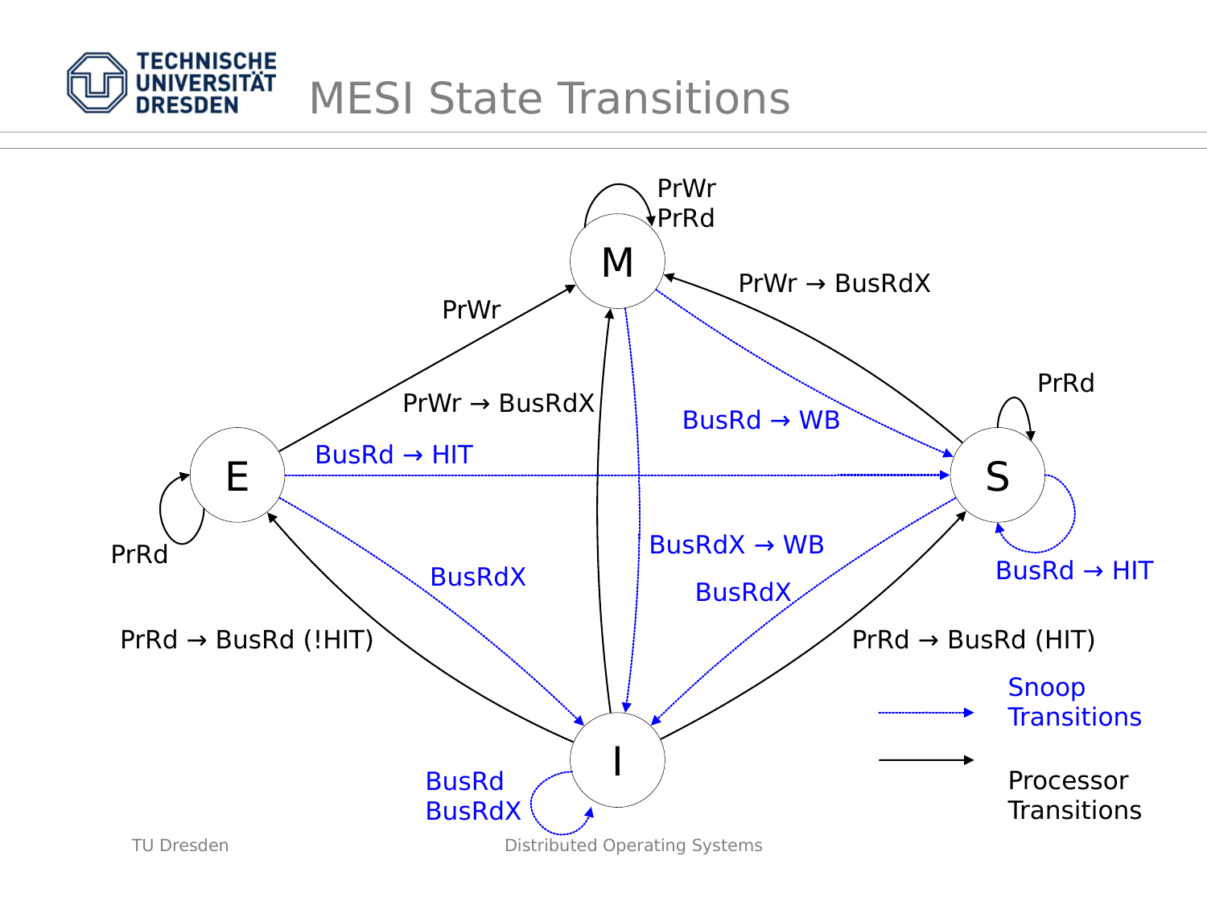# MESI State Transitions

M: PrWr, PrRd (self-loop)

E → M: PrWr

S → M: PrWr → BusRdX

I → M: PrWr → BusRdX

E: PrRd (self-loop)

S: PrRd (self-loop)

E → S: BusRd → HIT

M → S: BusRd → WB

S: BusRd → HIT (self-loop)

E → I: BusRdX

M → I: BusRdX → WB

S → I: BusRdX

I → E: PrRd → BusRd (!HIT)

I → S: PrRd → BusRd (HIT)

I: BusRd, BusRdX (self-loop)

Legend:

- Snoop Transitions (dotted blue arrow)
- Processor Transitions (solid black arrow)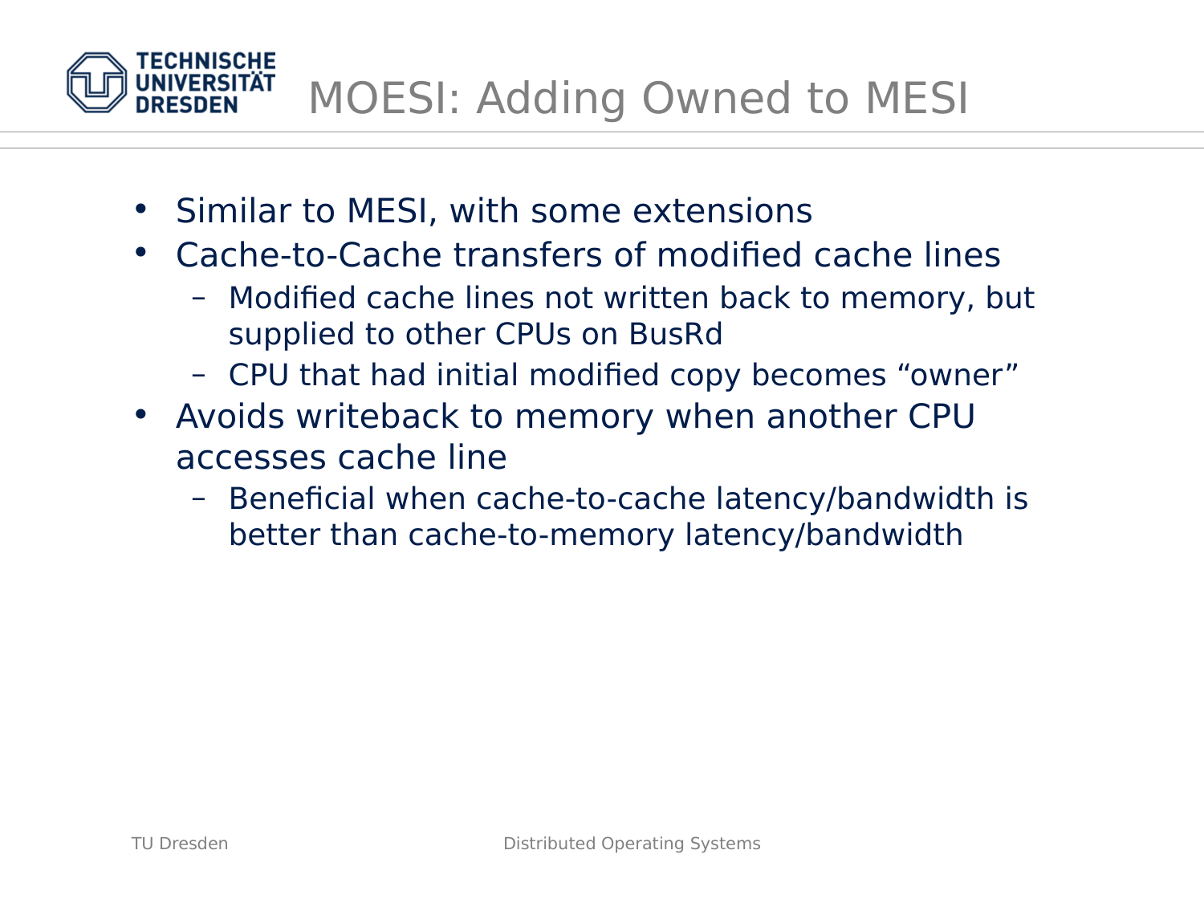# MOESI: Adding Owned to MESI

- Similar to MESI, with some extensions
- Cache-to-Cache transfers of modified cache lines
  - Modified cache lines not written back to memory, but supplied to other CPUs on BusRd
  - CPU that had initial modified copy becomes “owner”
- Avoids writeback to memory when another CPU accesses cache line
  - Beneficial when cache-to-cache latency/bandwidth is better than cache-to-memory latency/bandwidth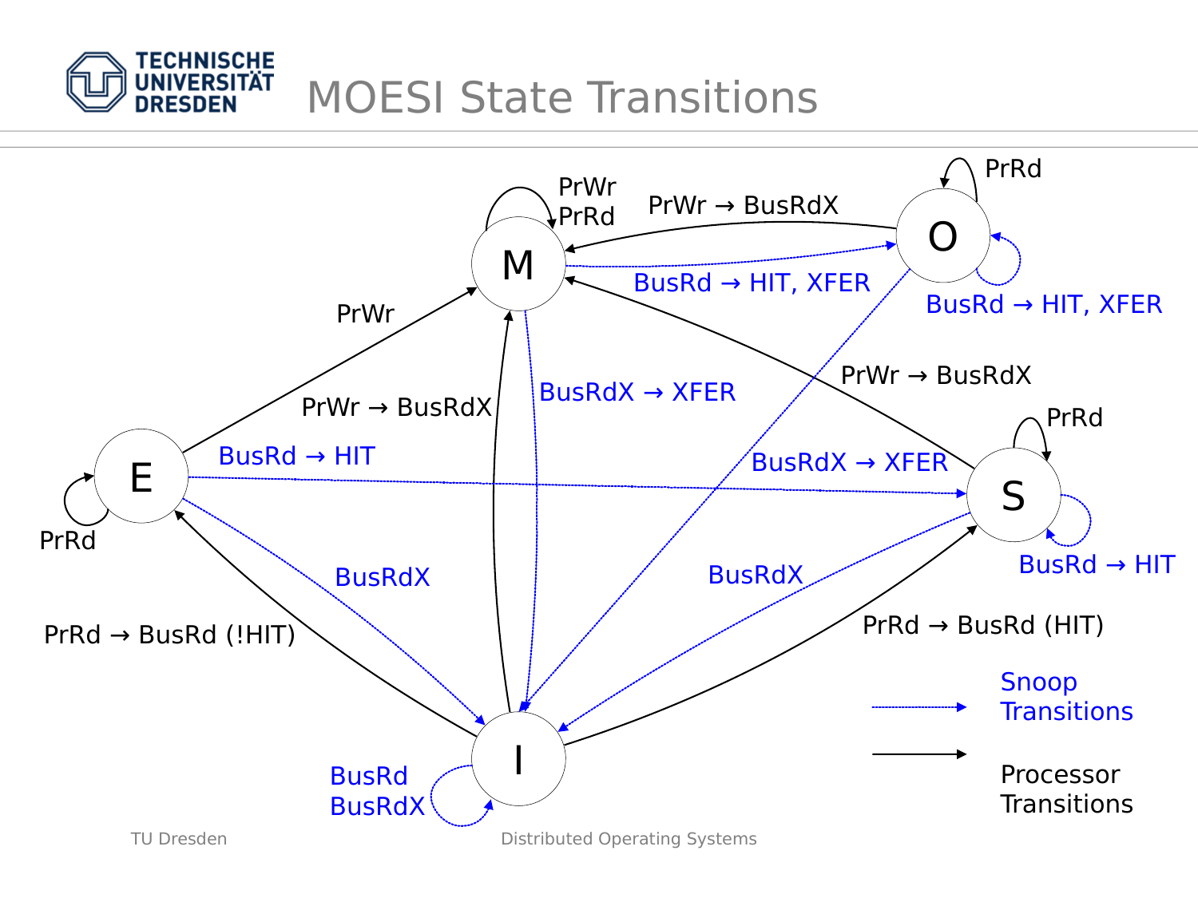# MOESI State Transitions

PrWr
PrRd

PrWr → BusRdX

PrRd

BusRd → HIT, XFER

BusRd → HIT, XFER

PrWr

PrWr → BusRdX

BusRdX → XFER

PrWr → BusRdX

PrRd

BusRd → HIT

BusRdX → XFER

PrRd

BusRdX

BusRdX

BusRd → HIT

PrRd → BusRd (!HIT)

PrRd → BusRd (HIT)

Snoop Transitions

Processor Transitions

BusRd
BusRdX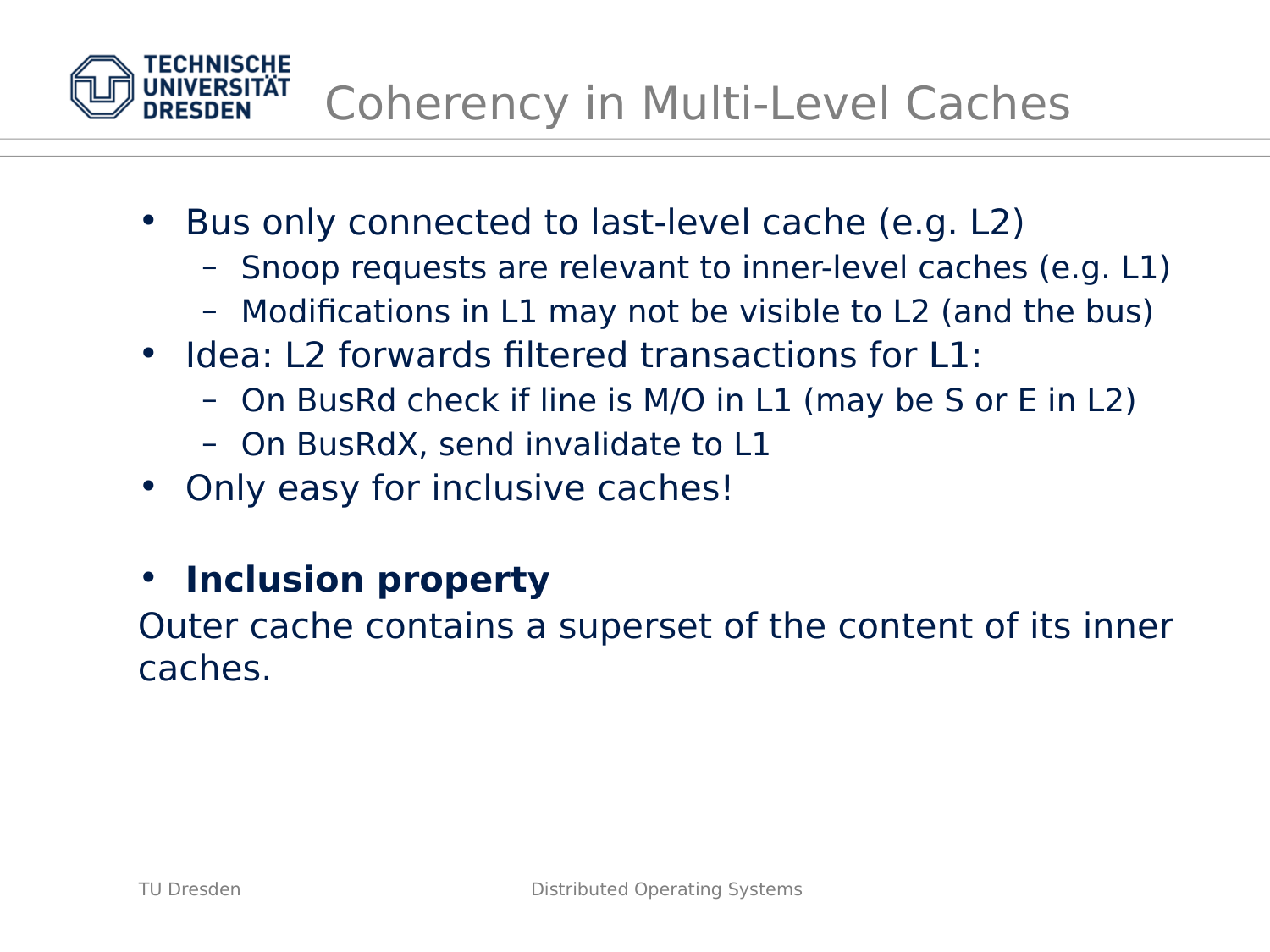# Coherency in Multi-Level Caches

- Bus only connected to last-level cache (e.g. L2)
  - Snoop requests are relevant to inner-level caches (e.g. L1)
  - Modifications in L1 may not be visible to L2 (and the bus)
- Idea: L2 forwards filtered transactions for L1:
  - On BusRd check if line is M/O in L1 (may be S or E in L2)
  - On BusRdX, send invalidate to L1
- Only easy for inclusive caches!

- **Inclusion property**

Outer cache contains a superset of the content of its inner caches.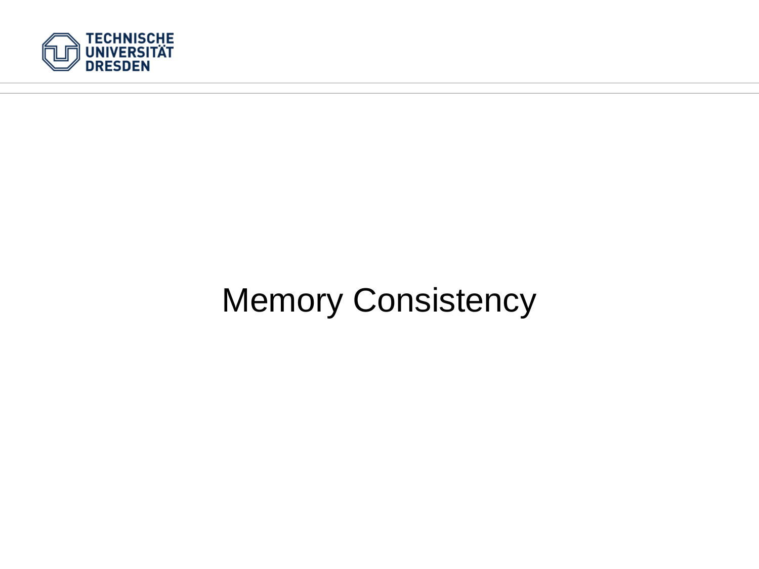# Memory Consistency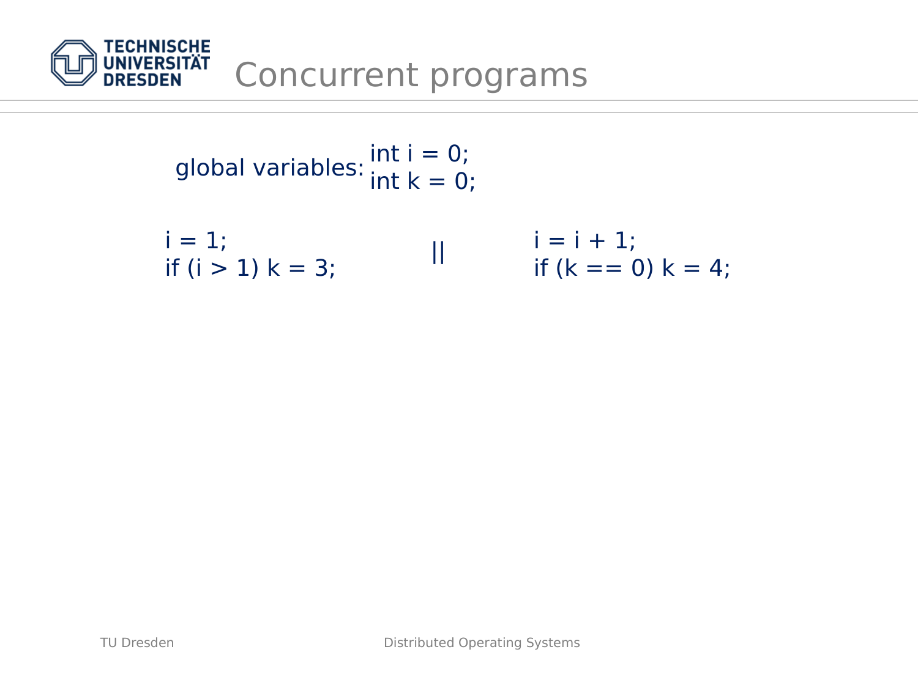# Concurrent programs

global variables:
```
int i = 0;
int k = 0;
```

```
i = 1;                   ||    i = i + 1;
if (i > 1) k = 3;              if (k == 0) k = 4;
```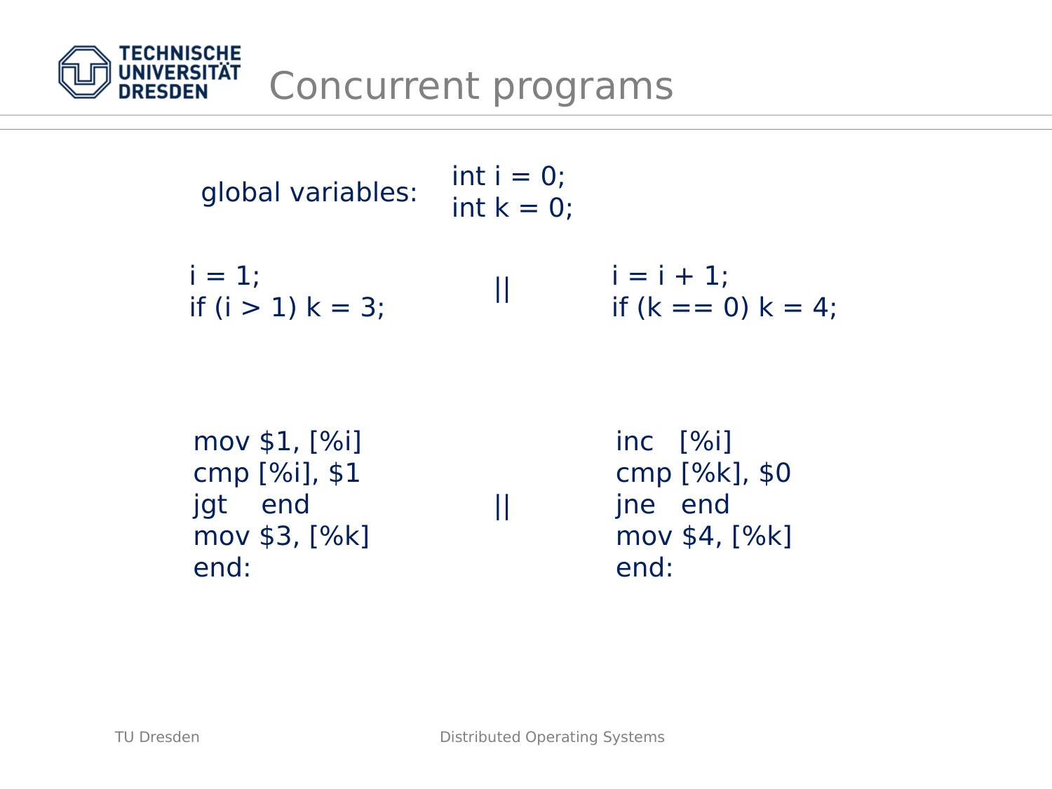# Concurrent programs

global variables:

```
int i = 0;
int k = 0;
```

```
i = 1;                    ||    i = i + 1;
if (i > 1) k = 3;               if (k == 0) k = 4;
```

```
mov $1, [%i]                    inc   [%i]
cmp [%i], $1                    cmp [%k], $0
jgt    end                ||    jne   end
mov $3, [%k]                    mov $4, [%k]
end:                            end:
```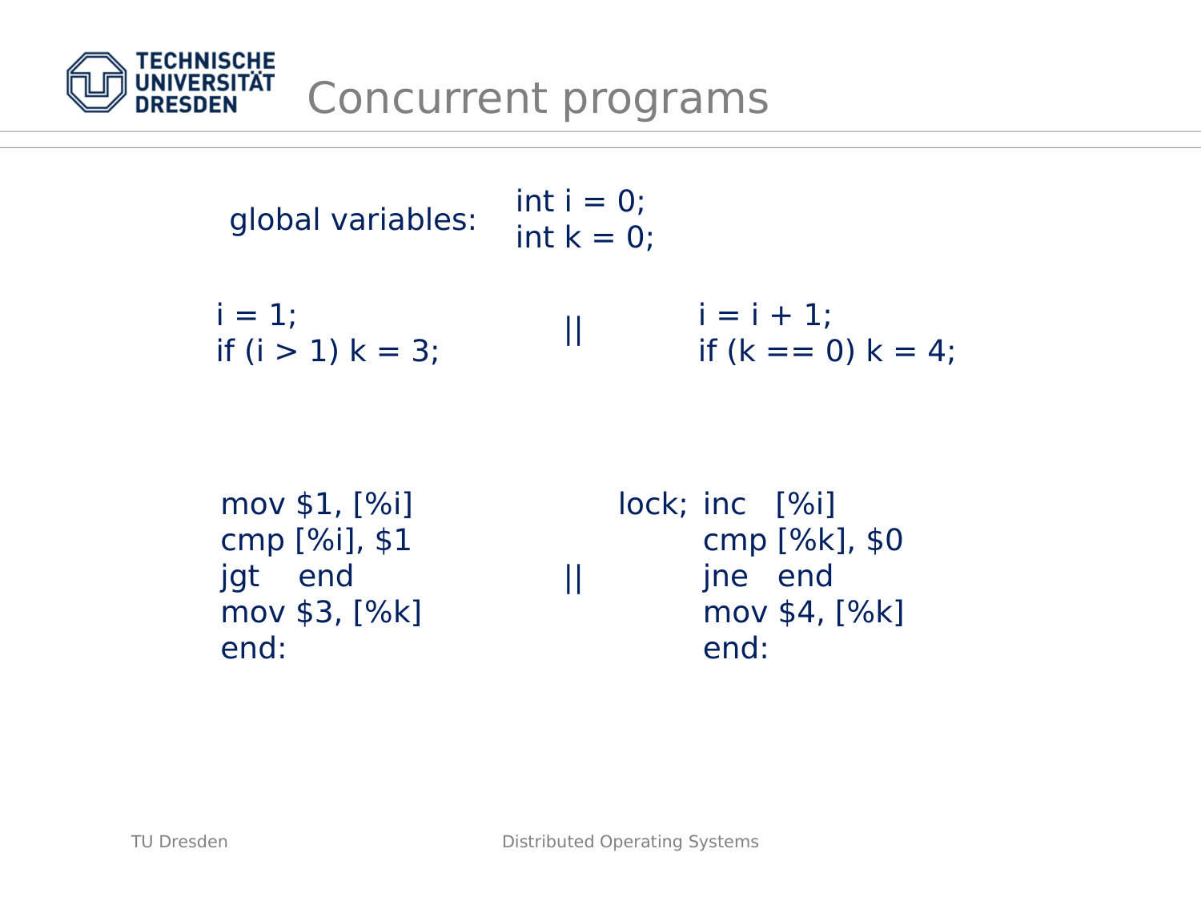# Concurrent programs

global variables:

```
int i = 0;
int k = 0;
```

```
i = 1;                  ||    i = i + 1;
if (i > 1) k = 3;             if (k == 0) k = 4;
```

```
mov $1, [%i]                  lock; inc   [%i]
cmp [%i], $1                        cmp [%k], $0
jgt    end              ||          jne   end
mov $3, [%k]                        mov $4, [%k]
end:                                end:
```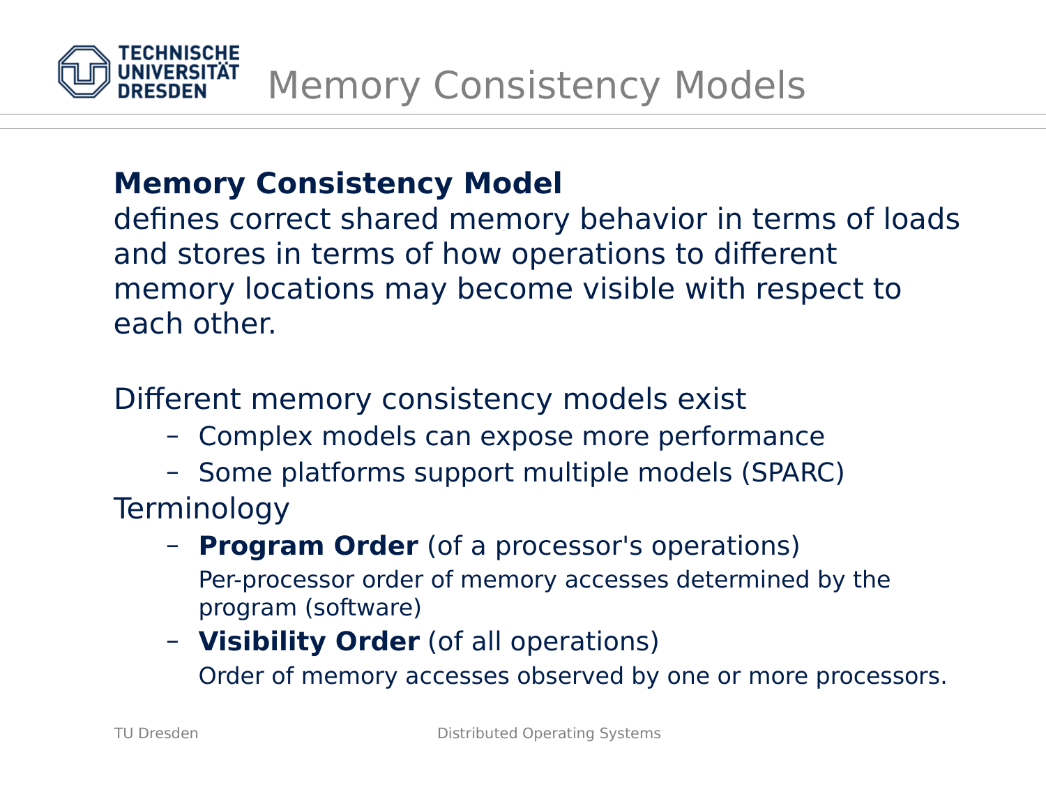# Memory Consistency Models

**Memory Consistency Model**
defines correct shared memory behavior in terms of loads and stores in terms of how operations to different memory locations may become visible with respect to each other.

Different memory consistency models exist

- Complex models can expose more performance
- Some platforms support multiple models (SPARC)

Terminology

- **Program Order** (of a processor's operations)
  Per-processor order of memory accesses determined by the program (software)
- **Visibility Order** (of all operations)
  Order of memory accesses observed by one or more processors.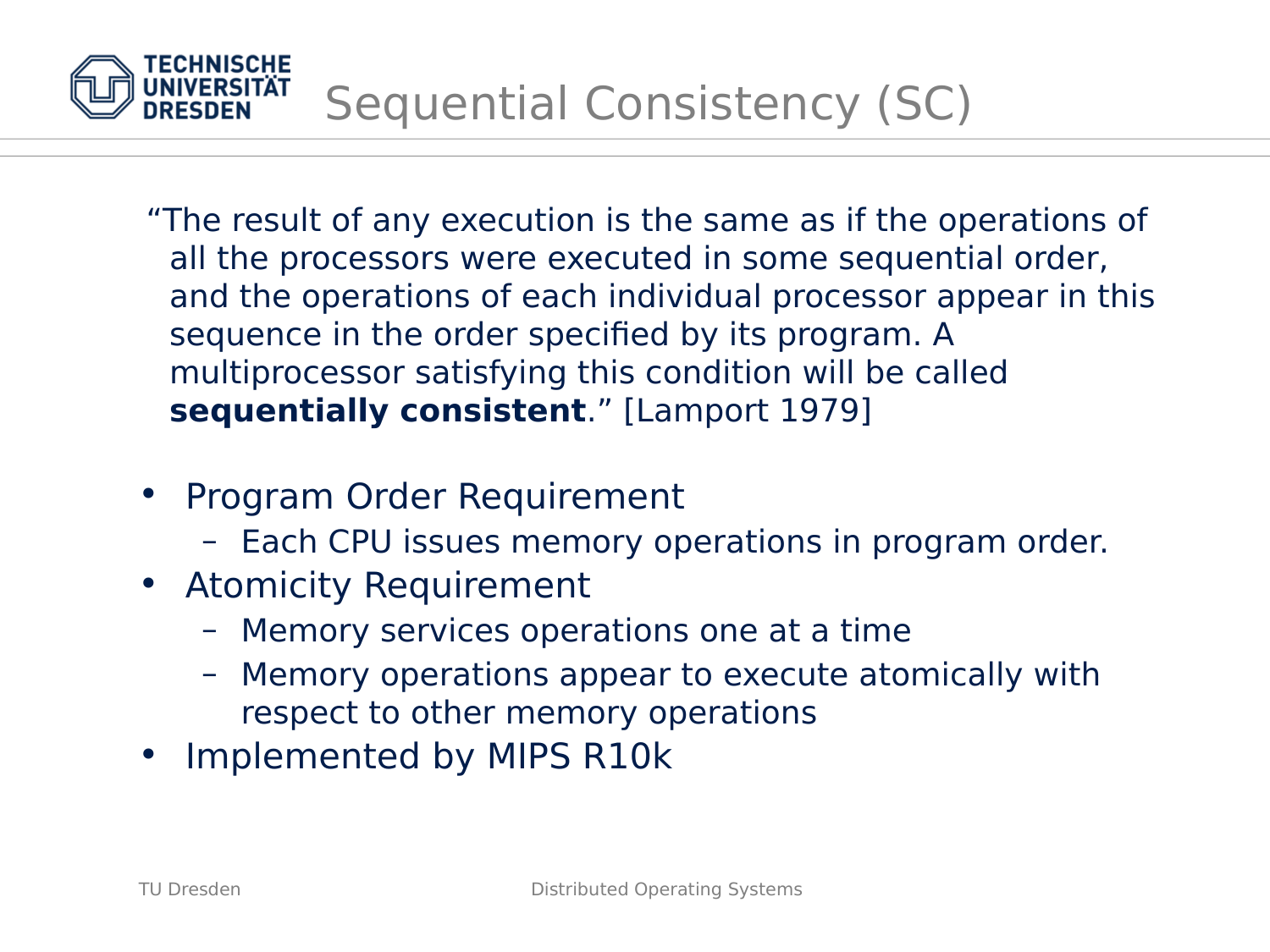# Sequential Consistency (SC)

"The result of any execution is the same as if the operations of all the processors were executed in some sequential order, and the operations of each individual processor appear in this sequence in the order specified by its program. A multiprocessor satisfying this condition will be called **sequentially consistent**." [Lamport 1979]

- Program Order Requirement
  - Each CPU issues memory operations in program order.
- Atomicity Requirement
  - Memory services operations one at a time
  - Memory operations appear to execute atomically with respect to other memory operations
- Implemented by MIPS R10k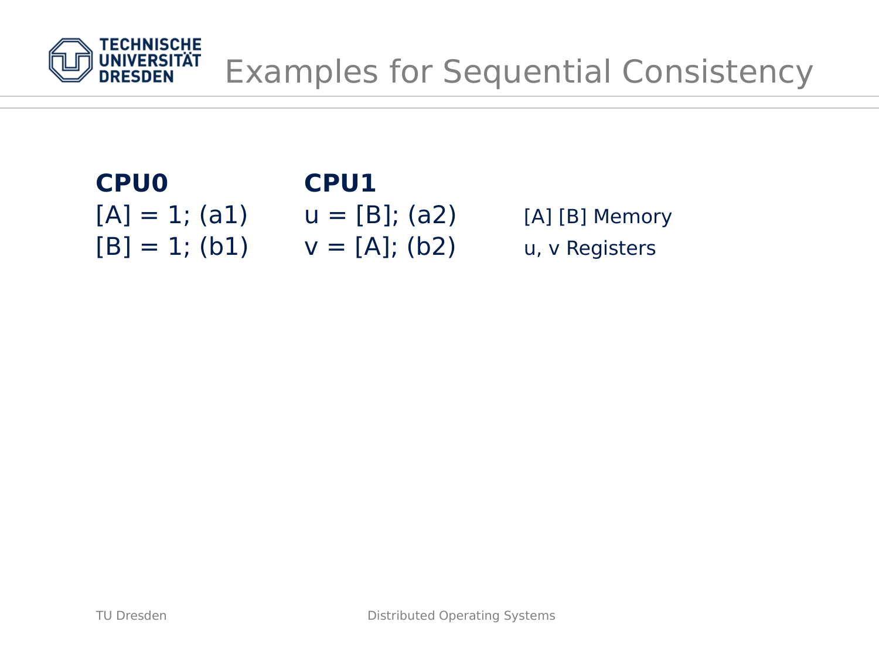# Examples for Sequential Consistency

| **CPU0** | **CPU1** | |
|---|---|---|
| [A] = 1; (a1) | u = [B]; (a2) | [A] [B] Memory |
| [B] = 1; (b1) | v = [A]; (b2) | u, v Registers |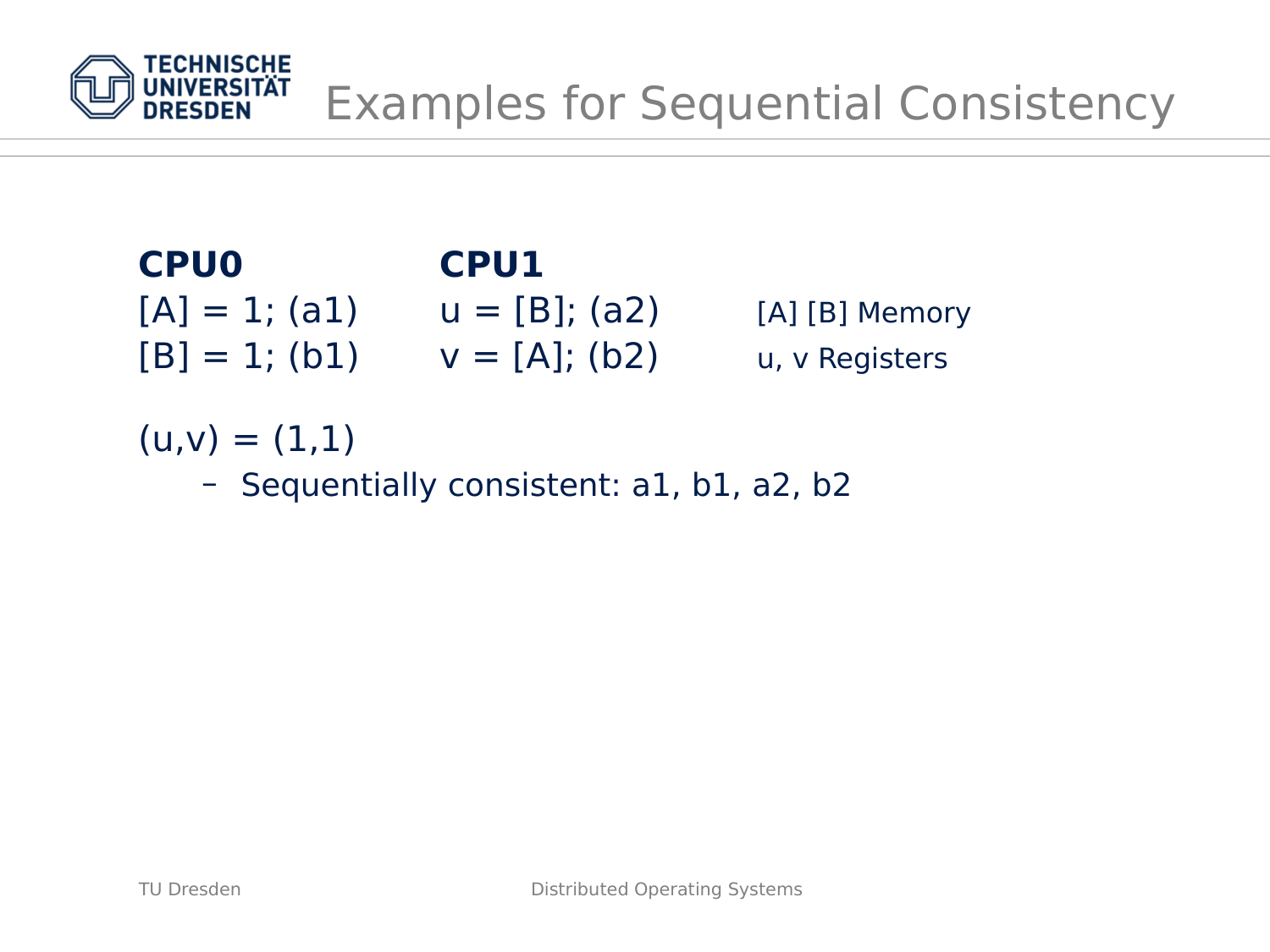# Examples for Sequential Consistency

| **CPU0** | **CPU1** | |
|---|---|---|
| [A] = 1; (a1) | u = [B]; (a2) | [A] [B] Memory |
| [B] = 1; (b1) | v = [A]; (b2) | u, v Registers |

(u,v) = (1,1)

- Sequentially consistent: a1, b1, a2, b2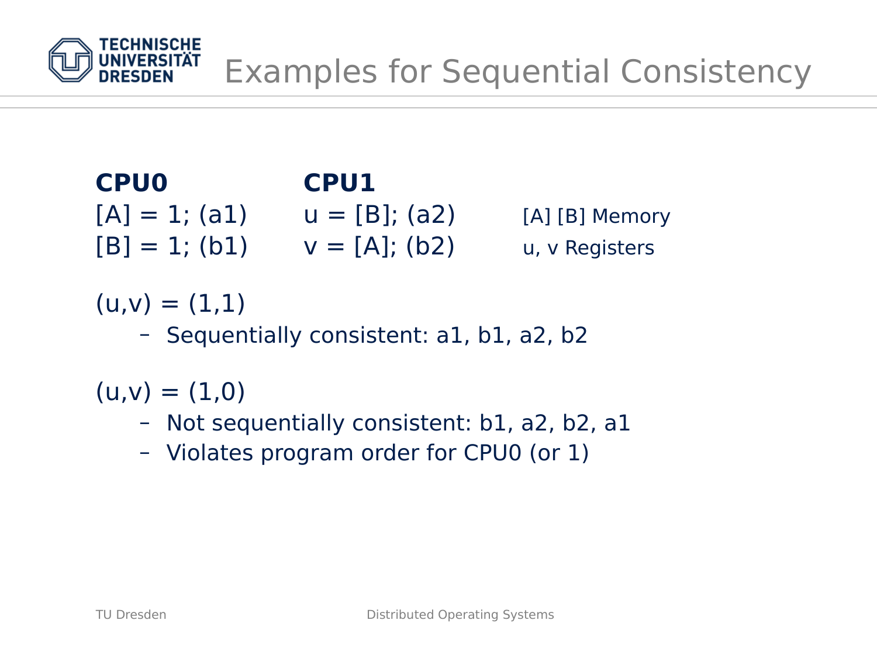# Examples for Sequential Consistency

| **CPU0** | **CPU1** | |
|---|---|---|
| [A] = 1; (a1) | u = [B]; (a2) | [A] [B] Memory |
| [B] = 1; (b1) | v = [A]; (b2) | u, v Registers |

(u,v) = (1,1)

- Sequentially consistent: a1, b1, a2, b2

(u,v) = (1,0)

- Not sequentially consistent: b1, a2, b2, a1
- Violates program order for CPU0 (or 1)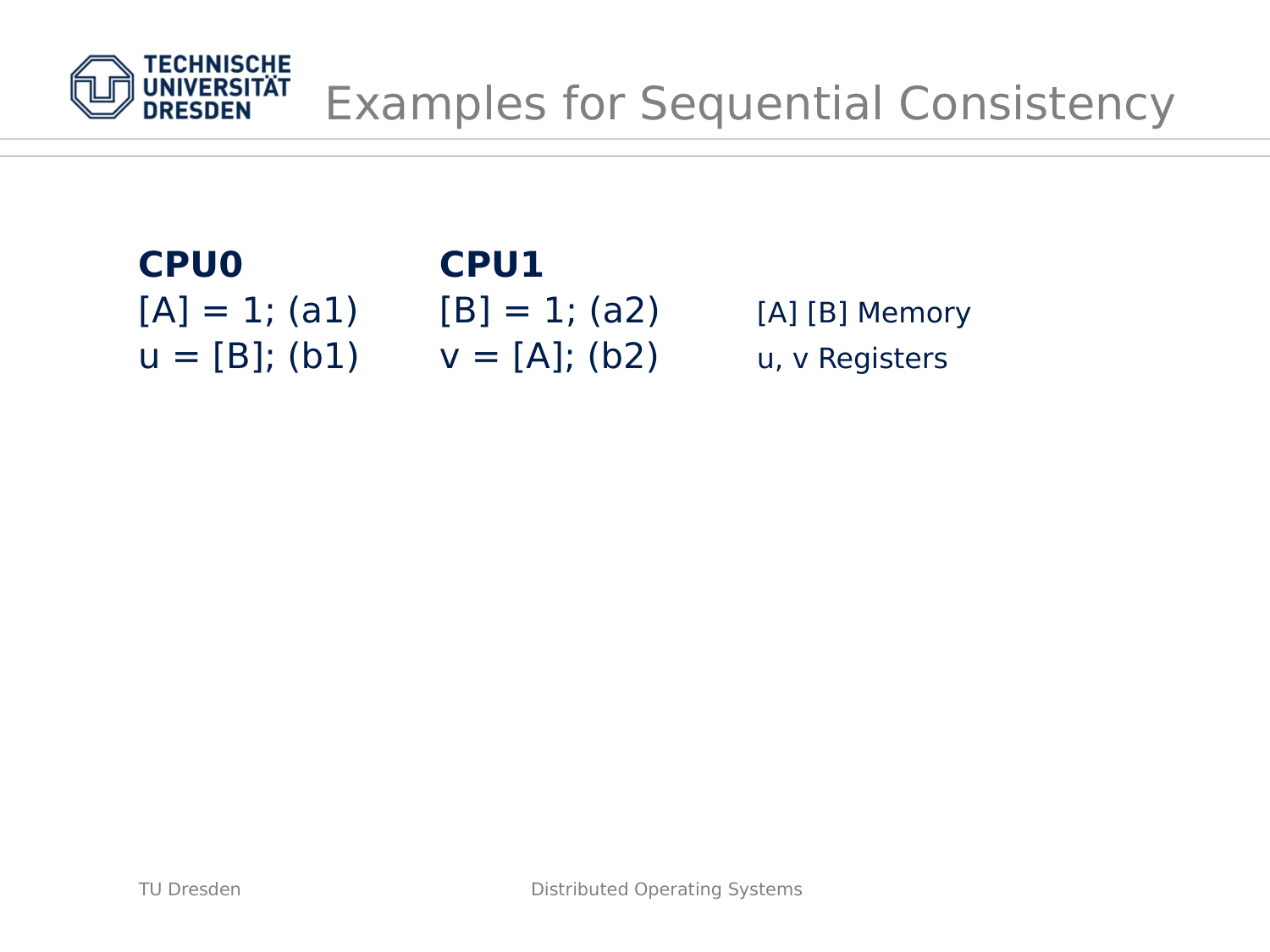# Examples for Sequential Consistency

| **CPU0** | **CPU1** | |
|---|---|---|
| [A] = 1; (a1) | [B] = 1; (a2) | [A] [B] Memory |
| u = [B]; (b1) | v = [A]; (b2) | u, v Registers |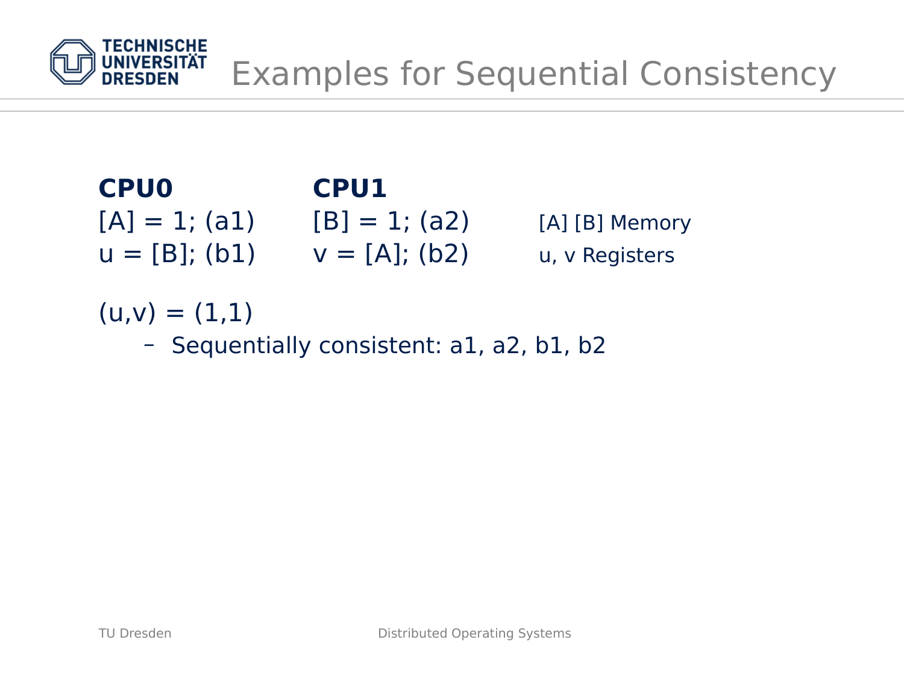# Examples for Sequential Consistency

| **CPU0** | **CPU1** | |
|---|---|---|
| [A] = 1; (a1) | [B] = 1; (a2) | [A] [B] Memory |
| u = [B]; (b1) | v = [A]; (b2) | u, v Registers |

(u,v) = (1,1)

- Sequentially consistent: a1, a2, b1, b2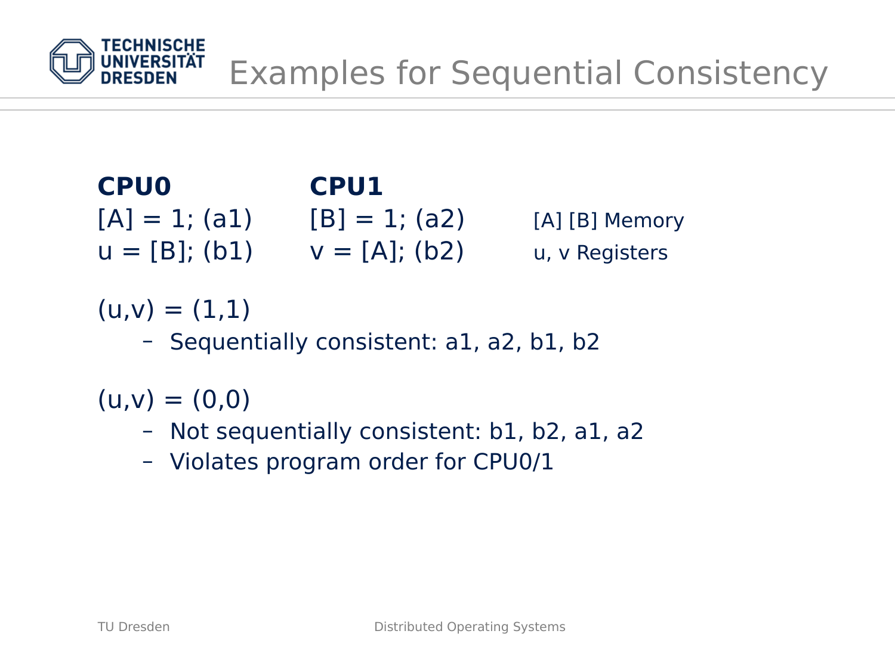# Examples for Sequential Consistency

| **CPU0** | **CPU1** | |
|---|---|---|
| [A] = 1; (a1) | [B] = 1; (a2) | [A] [B] Memory |
| u = [B]; (b1) | v = [A]; (b2) | u, v Registers |

(u,v) = (1,1)

- Sequentially consistent: a1, a2, b1, b2

(u,v) = (0,0)

- Not sequentially consistent: b1, b2, a1, a2
- Violates program order for CPU0/1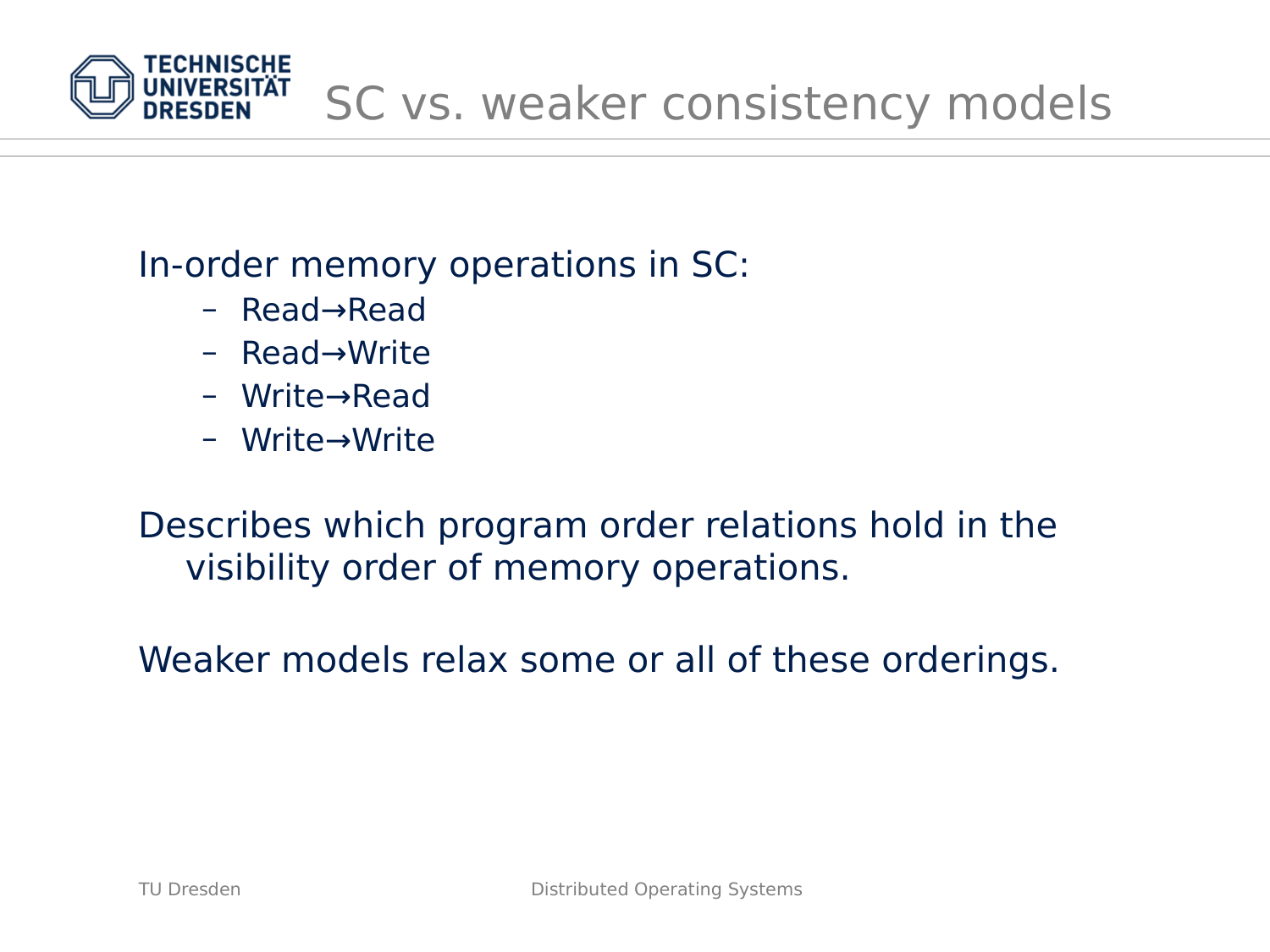# SC vs. weaker consistency models

In-order memory operations in SC:

- Read→Read
- Read→Write
- Write→Read
- Write→Write

Describes which program order relations hold in the visibility order of memory operations.

Weaker models relax some or all of these orderings.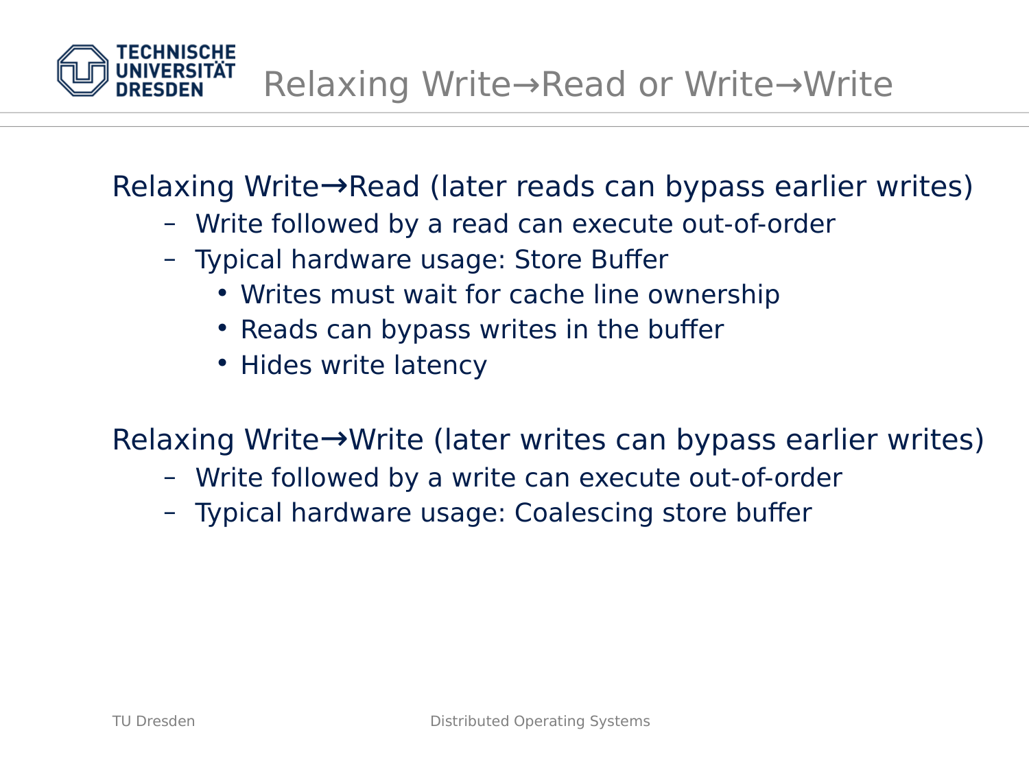# Relaxing Write→Read or Write→Write

Relaxing Write→Read (later reads can bypass earlier writes)

- Write followed by a read can execute out-of-order
- Typical hardware usage: Store Buffer
  - Writes must wait for cache line ownership
  - Reads can bypass writes in the buffer
  - Hides write latency

Relaxing Write→Write (later writes can bypass earlier writes)

- Write followed by a write can execute out-of-order
- Typical hardware usage: Coalescing store buffer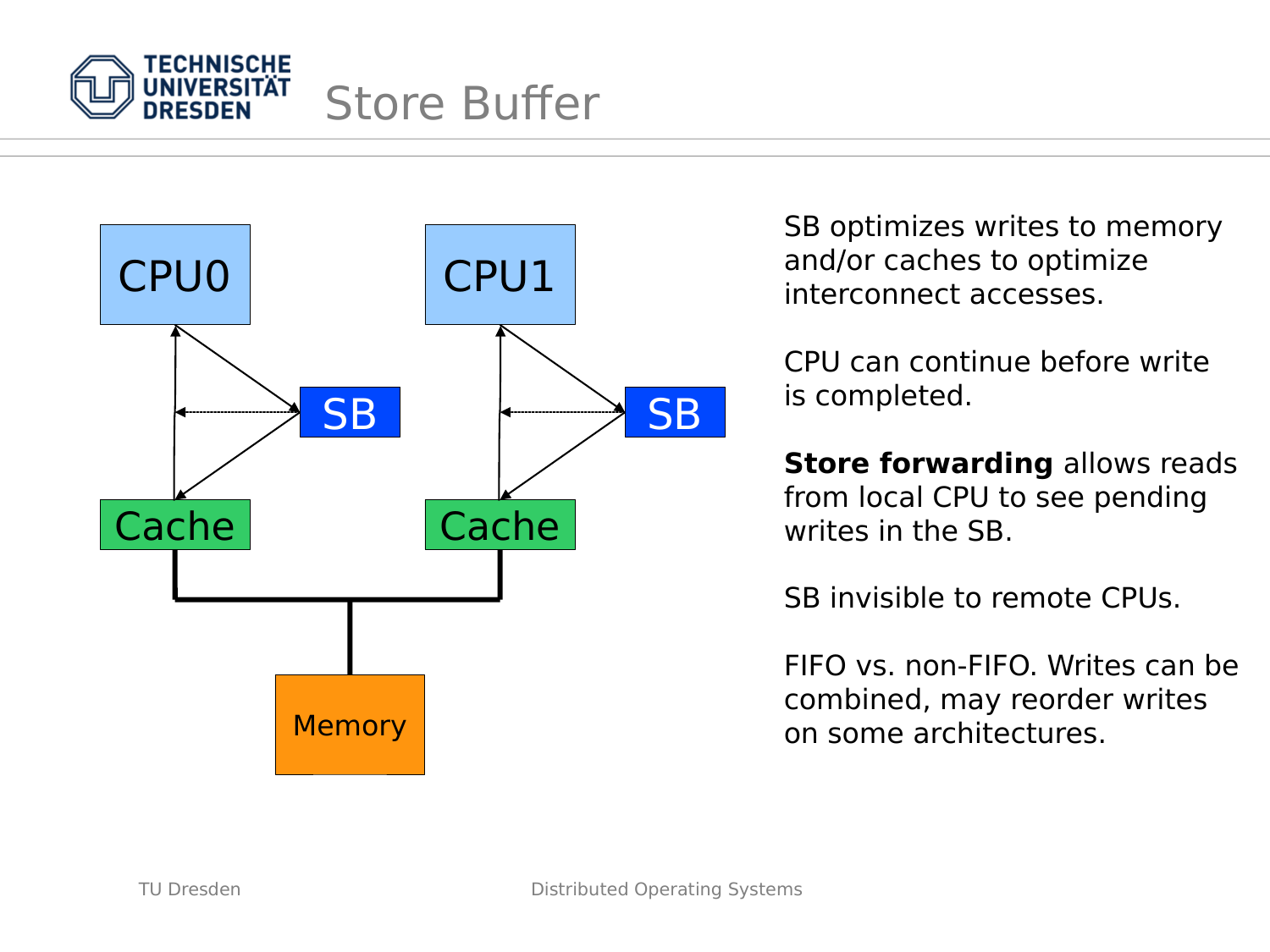# Store Buffer

CPU0 CPU1

SB SB

Cache Cache

Memory

SB optimizes writes to memory and/or caches to optimize interconnect accesses.

CPU can continue before write is completed.

**Store forwarding** allows reads from local CPU to see pending writes in the SB.

SB invisible to remote CPUs.

FIFO vs. non-FIFO. Writes can be combined, may reorder writes on some architectures.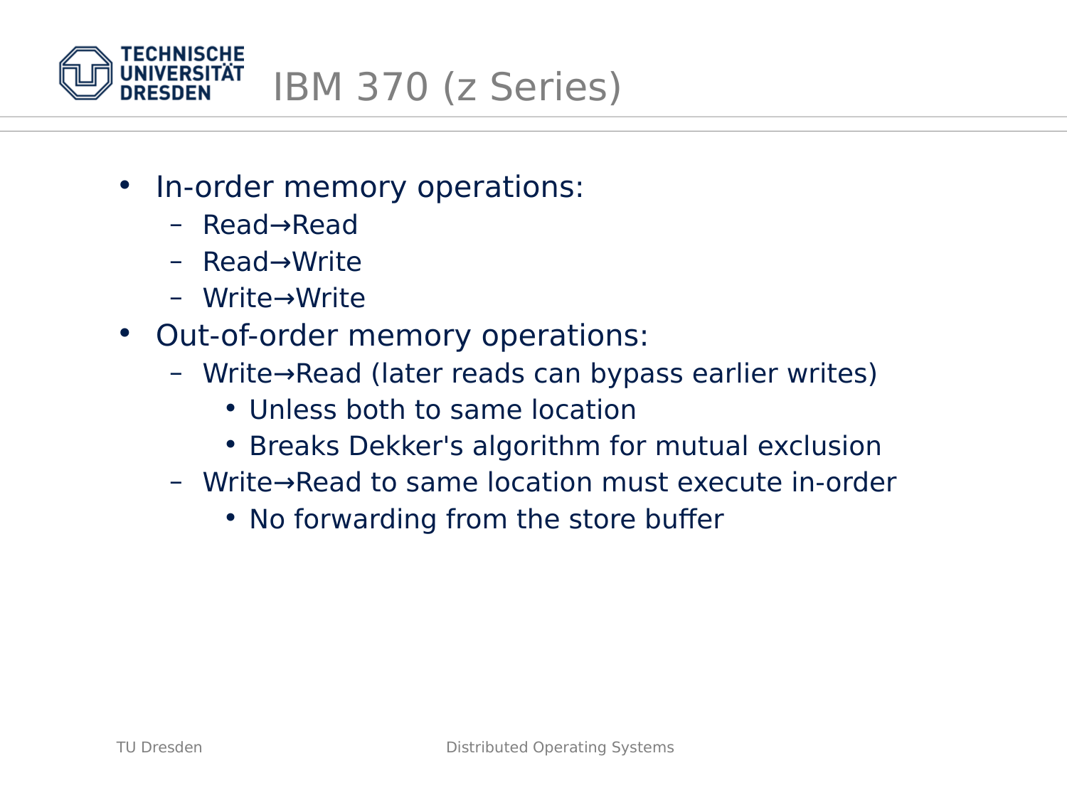# IBM 370 (z Series)

- In-order memory operations:
  - Read→Read
  - Read→Write
  - Write→Write
- Out-of-order memory operations:
  - Write→Read (later reads can bypass earlier writes)
    - Unless both to same location
    - Breaks Dekker's algorithm for mutual exclusion
  - Write→Read to same location must execute in-order
    - No forwarding from the store buffer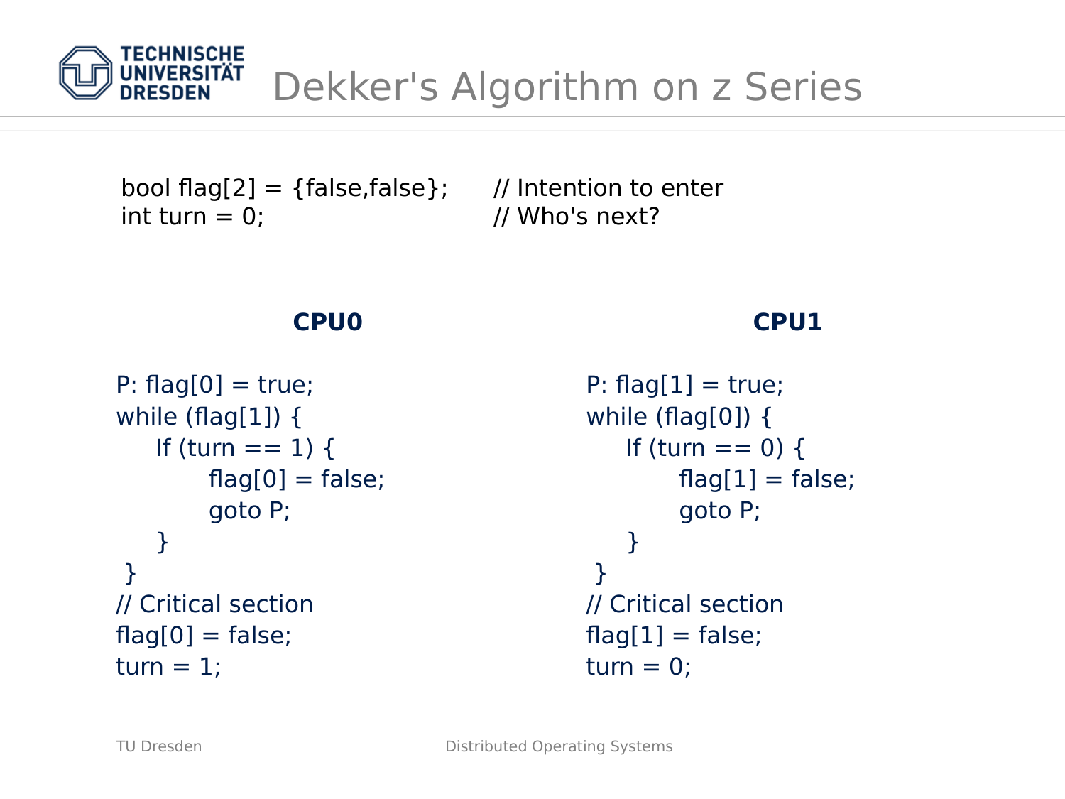# Dekker's Algorithm on z Series

```
bool flag[2] = {false,false};      // Intention to enter
int turn = 0;                      // Who's next?
```

**CPU0**

```
P: flag[0] = true;
while (flag[1]) {
    If (turn == 1) {
        flag[0] = false;
        goto P;
    }
}
// Critical section
flag[0] = false;
turn = 1;
```

**CPU1**

```
P: flag[1] = true;
while (flag[0]) {
    If (turn == 0) {
        flag[1] = false;
        goto P;
    }
}
// Critical section
flag[1] = false;
turn = 0;
```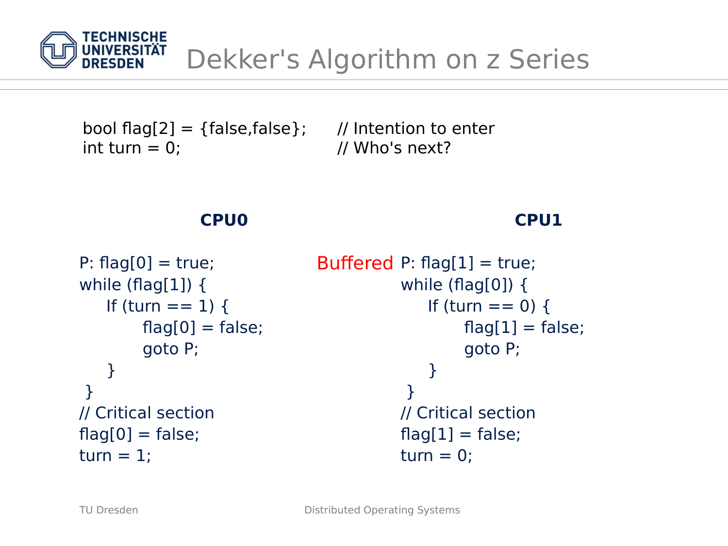# Dekker's Algorithm on z Series

```
bool flag[2] = {false,false};      // Intention to enter
int turn = 0;                      // Who's next?
```

**CPU0**

```
P: flag[0] = true;
while (flag[1]) {
    If (turn == 1) {
        flag[0] = false;
        goto P;
    }
}
// Critical section
flag[0] = false;
turn = 1;
```

**CPU1**

```
Buffered  P: flag[1] = true;
while (flag[0]) {
    If (turn == 0) {
        flag[1] = false;
        goto P;
    }
}
// Critical section
flag[1] = false;
turn = 0;
```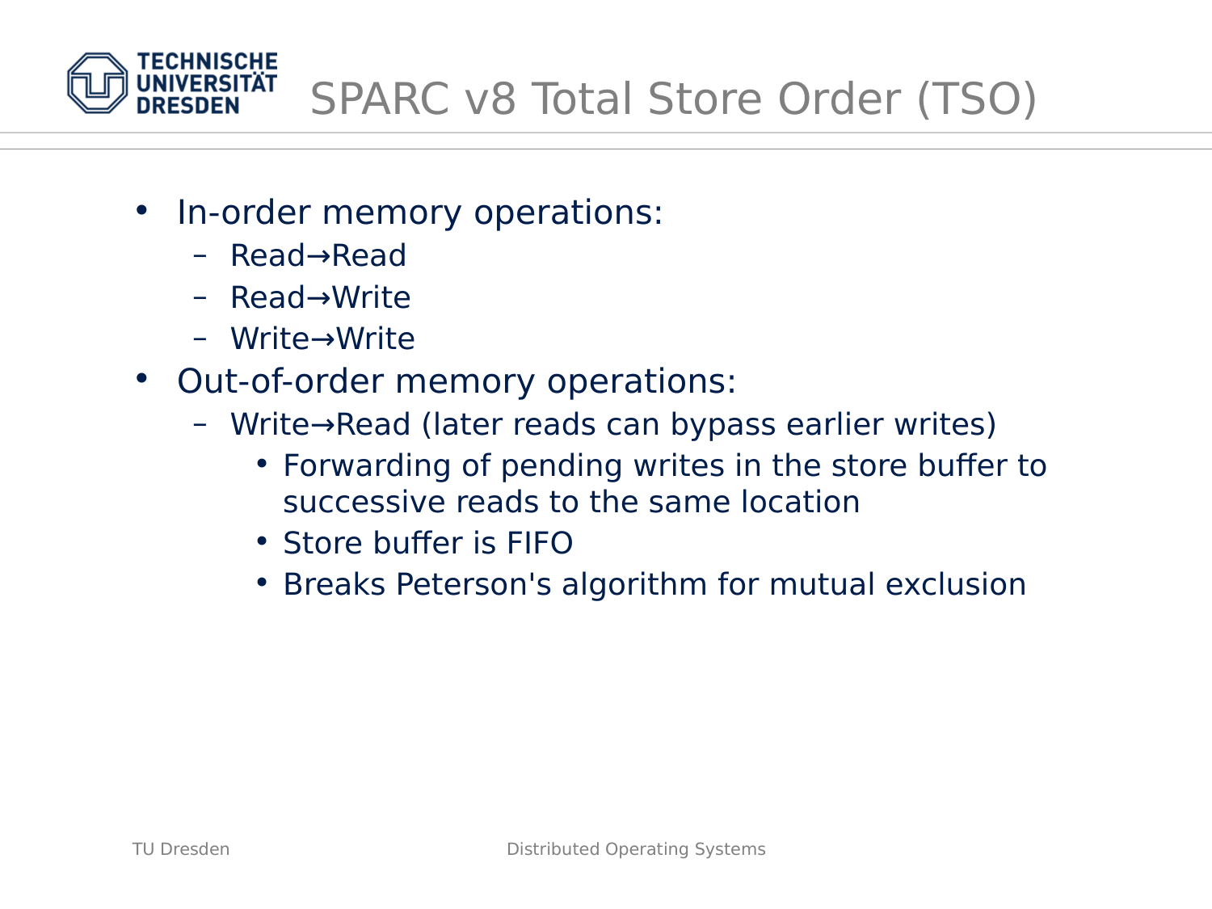# SPARC v8 Total Store Order (TSO)

- In-order memory operations:
  - Read→Read
  - Read→Write
  - Write→Write
- Out-of-order memory operations:
  - Write→Read (later reads can bypass earlier writes)
    - Forwarding of pending writes in the store buffer to successive reads to the same location
    - Store buffer is FIFO
    - Breaks Peterson's algorithm for mutual exclusion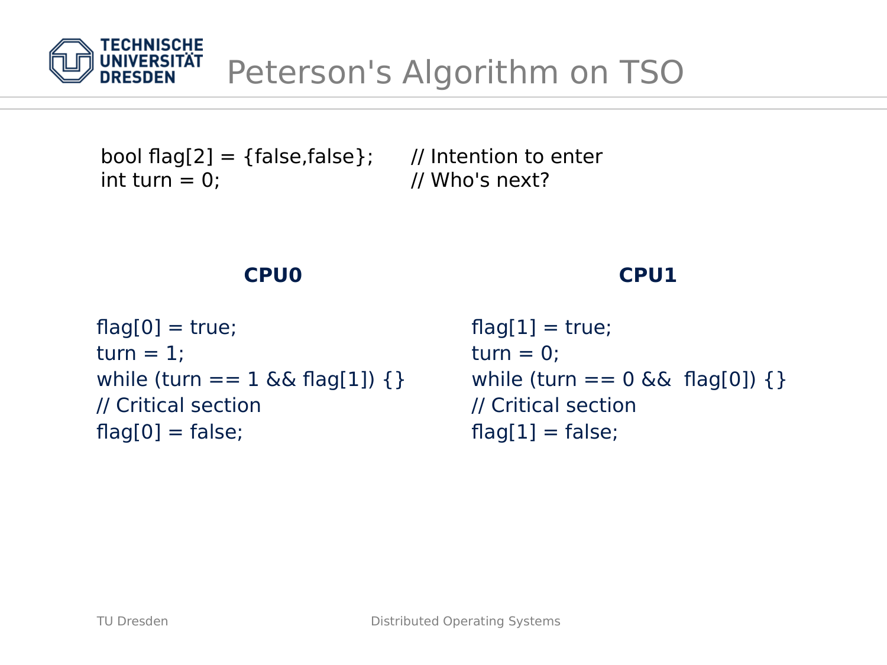# Peterson's Algorithm on TSO

```
bool flag[2] = {false,false};     // Intention to enter
int turn = 0;                     // Who's next?
```

**CPU0**

```
flag[0] = true;
turn = 1;
while (turn == 1 && flag[1]) {}
// Critical section
flag[0] = false;
```

**CPU1**

```
flag[1] = true;
turn = 0;
while (turn == 0 &&  flag[0]) {}
// Critical section
flag[1] = false;
```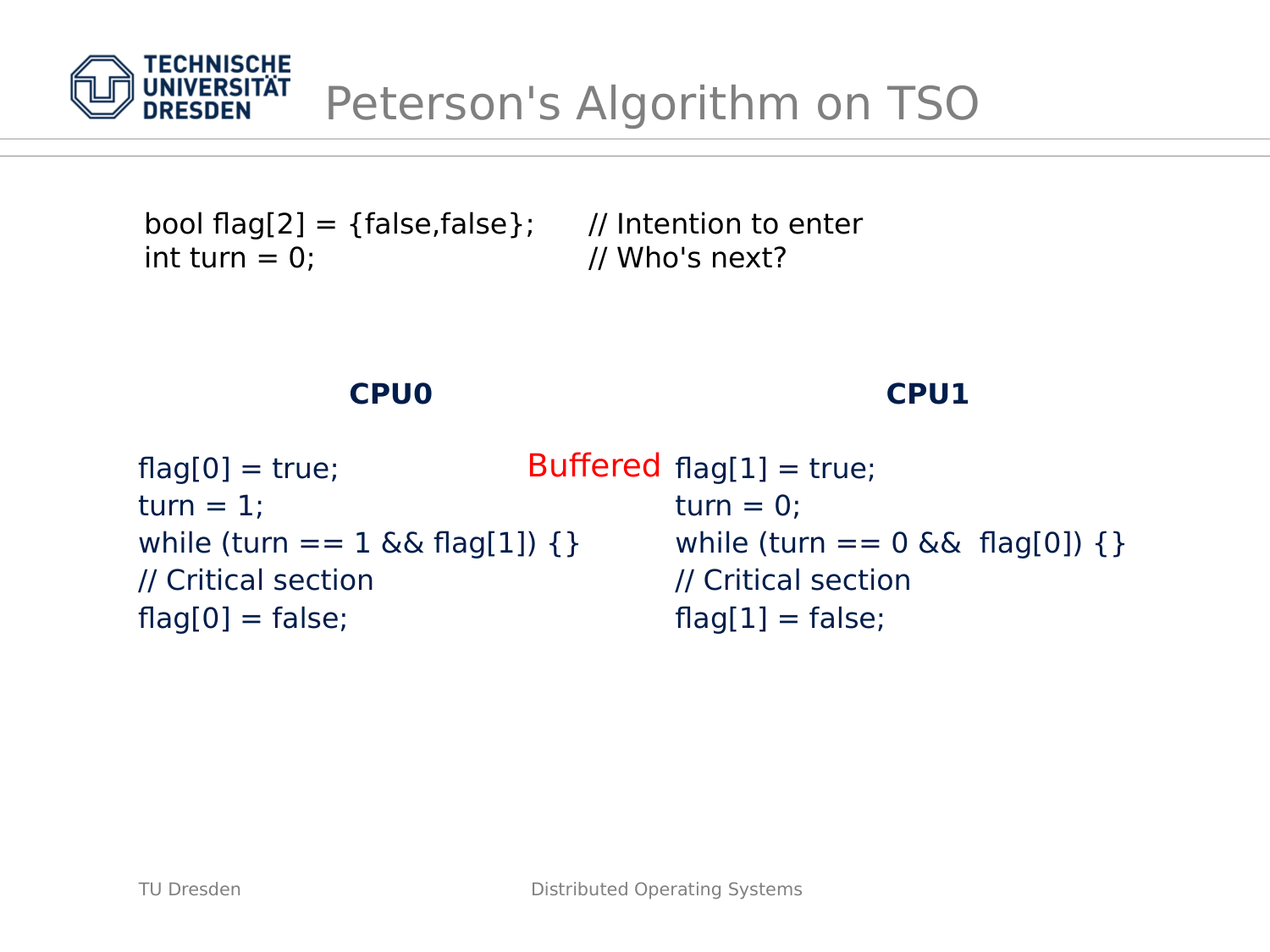# Peterson's Algorithm on TSO

```
bool flag[2] = {false,false};     // Intention to enter
int turn = 0;                     // Who's next?
```

**CPU0**

```
flag[0] = true;
turn = 1;
while (turn == 1 && flag[1]) {}
// Critical section
flag[0] = false;
```

Buffered

**CPU1**

```
flag[1] = true;
turn = 0;
while (turn == 0 &&  flag[0]) {}
// Critical section
flag[1] = false;
```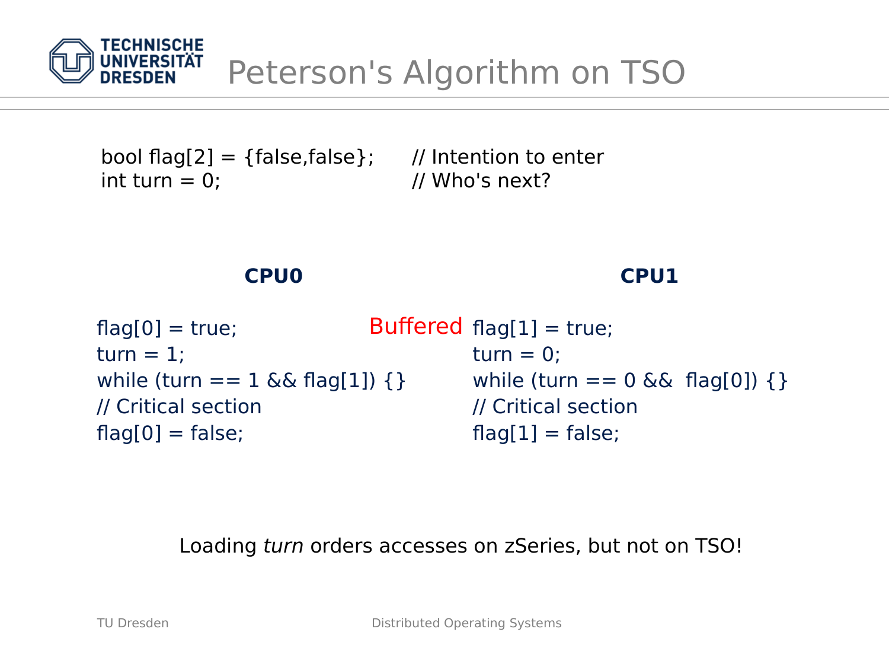# Peterson's Algorithm on TSO

```
bool flag[2] = {false,false};     // Intention to enter
int turn = 0;                     // Who's next?
```

**CPU0**

```
flag[0] = true;
turn = 1;
while (turn == 1 && flag[1]) {}
// Critical section
flag[0] = false;
```

Buffered

**CPU1**

```
flag[1] = true;
turn = 0;
while (turn == 0 && flag[0]) {}
// Critical section
flag[1] = false;
```

Loading *turn* orders accesses on zSeries, but not on TSO!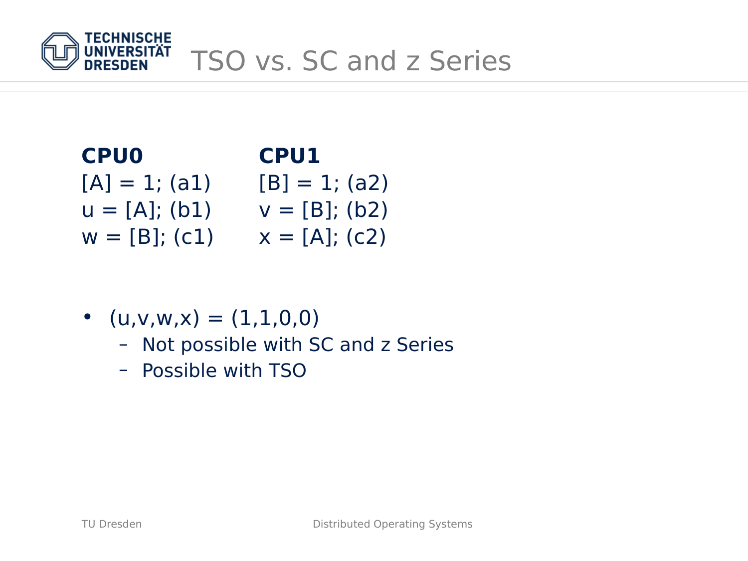# TSO vs. SC and z Series

| **CPU0** | **CPU1** |
|---|---|
| [A] = 1; (a1) | [B] = 1; (a2) |
| u = [A]; (b1) | v = [B]; (b2) |
| w = [B]; (c1) | x = [A]; (c2) |

- (u,v,w,x) = (1,1,0,0)
  - Not possible with SC and z Series
  - Possible with TSO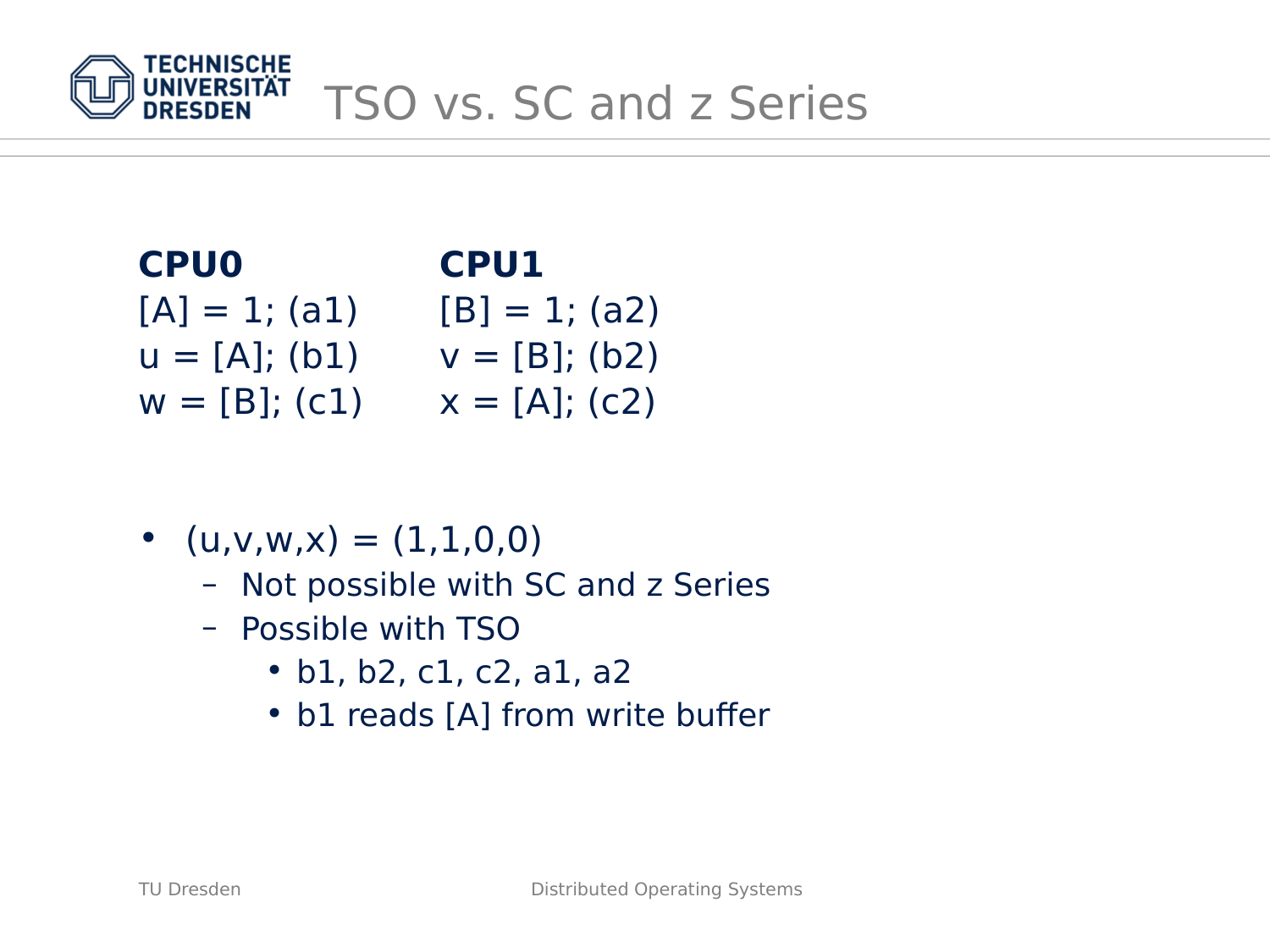# TSO vs. SC and z Series

| **CPU0** | **CPU1** |
| --- | --- |
| [A] = 1; (a1) | [B] = 1; (a2) |
| u = [A]; (b1) | v = [B]; (b2) |
| w = [B]; (c1) | x = [A]; (c2) |

- (u,v,w,x) = (1,1,0,0)
  - Not possible with SC and z Series
  - Possible with TSO
    - b1, b2, c1, c2, a1, a2
    - b1 reads [A] from write buffer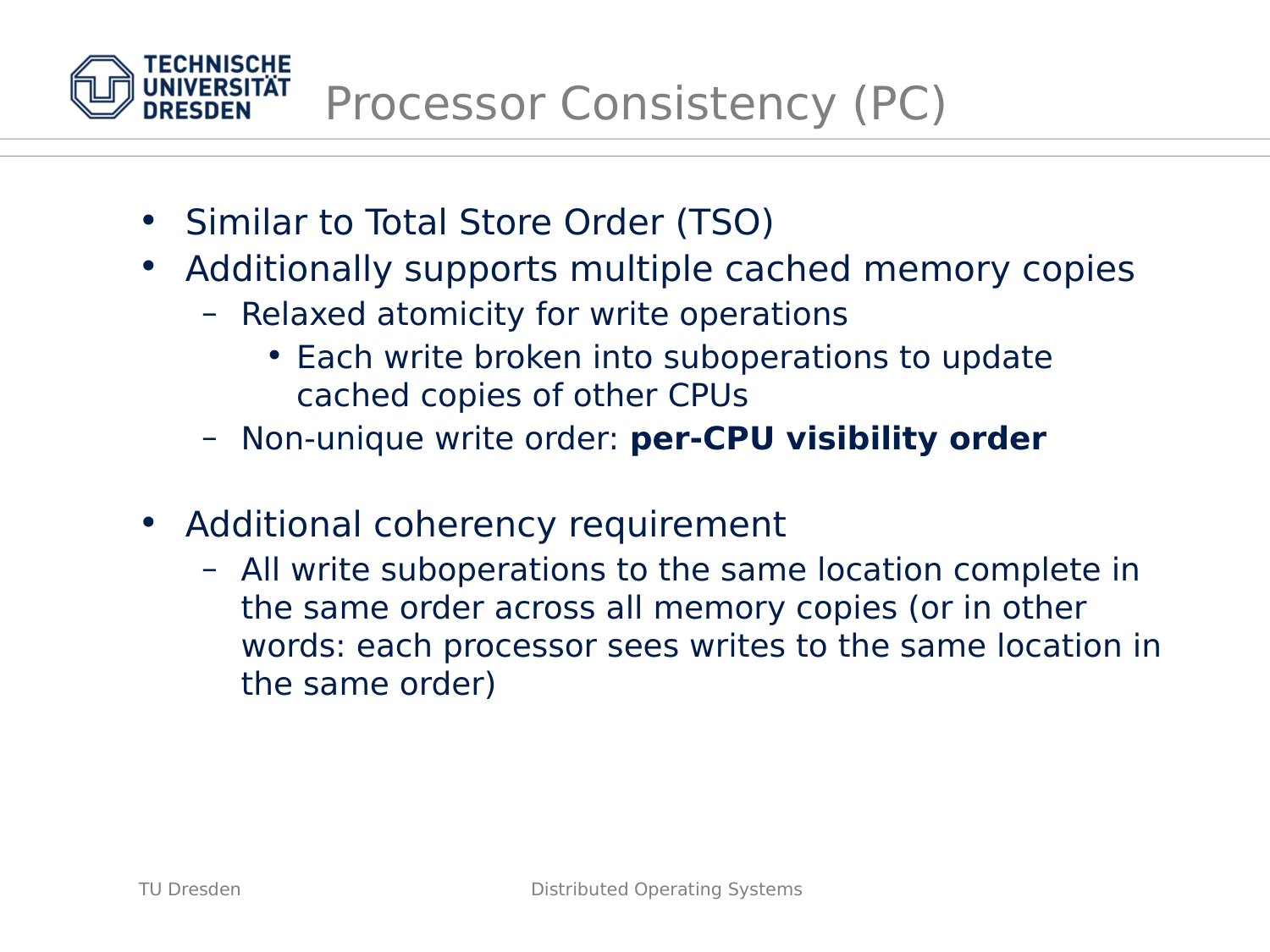# Processor Consistency (PC)

- Similar to Total Store Order (TSO)
- Additionally supports multiple cached memory copies
  - Relaxed atomicity for write operations
    - Each write broken into suboperations to update cached copies of other CPUs
  - Non-unique write order: **per-CPU visibility order**

- Additional coherency requirement
  - All write suboperations to the same location complete in the same order across all memory copies (or in other words: each processor sees writes to the same location in the same order)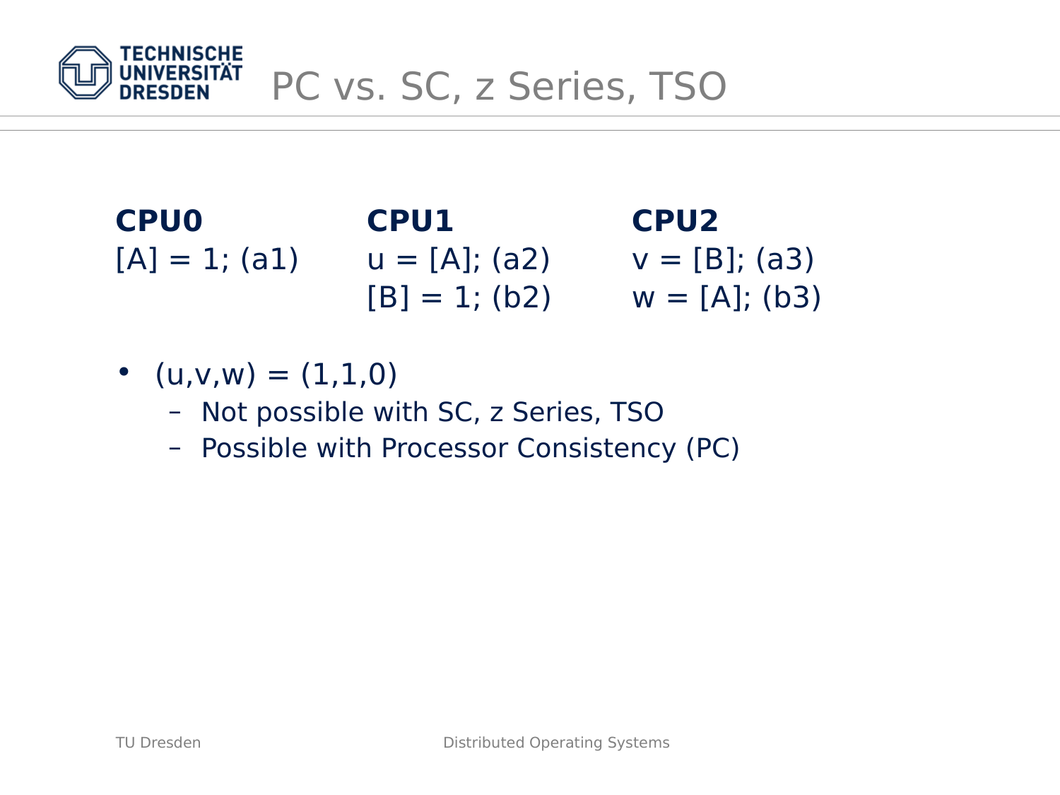# PC vs. SC, z Series, TSO

| CPU0 | CPU1 | CPU2 |
|---|---|---|
| [A] = 1; (a1) | u = [A]; (a2) | v = [B]; (a3) |
| | [B] = 1; (b2) | w = [A]; (b3) |

- (u,v,w) = (1,1,0)
  - Not possible with SC, z Series, TSO
  - Possible with Processor Consistency (PC)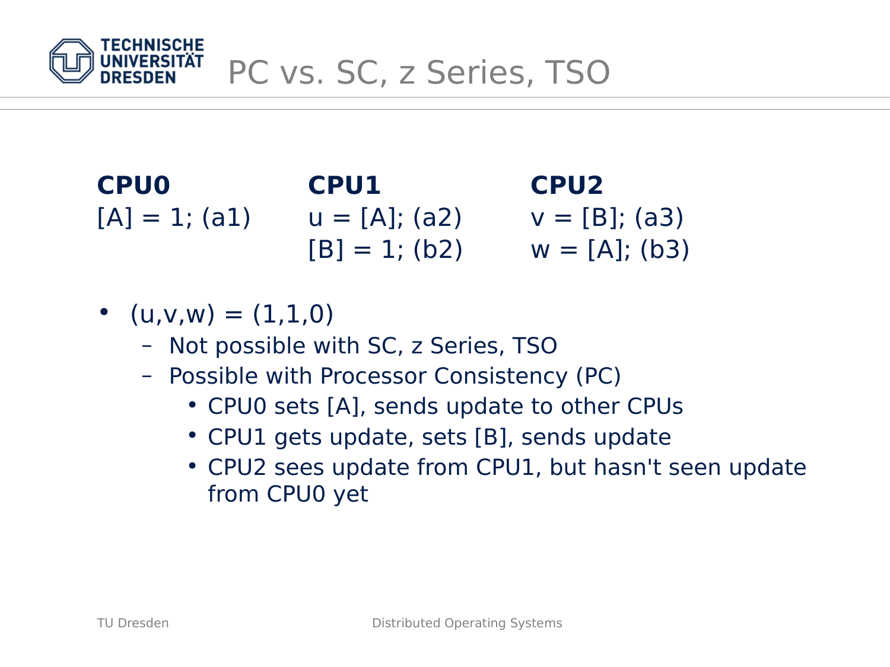# PC vs. SC, z Series, TSO

| CPU0 | CPU1 | CPU2 |
|---|---|---|
| [A] = 1; (a1) | u = [A]; (a2) | v = [B]; (a3) |
| | [B] = 1; (b2) | w = [A]; (b3) |

- (u,v,w) = (1,1,0)
  - Not possible with SC, z Series, TSO
  - Possible with Processor Consistency (PC)
    - CPU0 sets [A], sends update to other CPUs
    - CPU1 gets update, sets [B], sends update
    - CPU2 sees update from CPU1, but hasn't seen update from CPU0 yet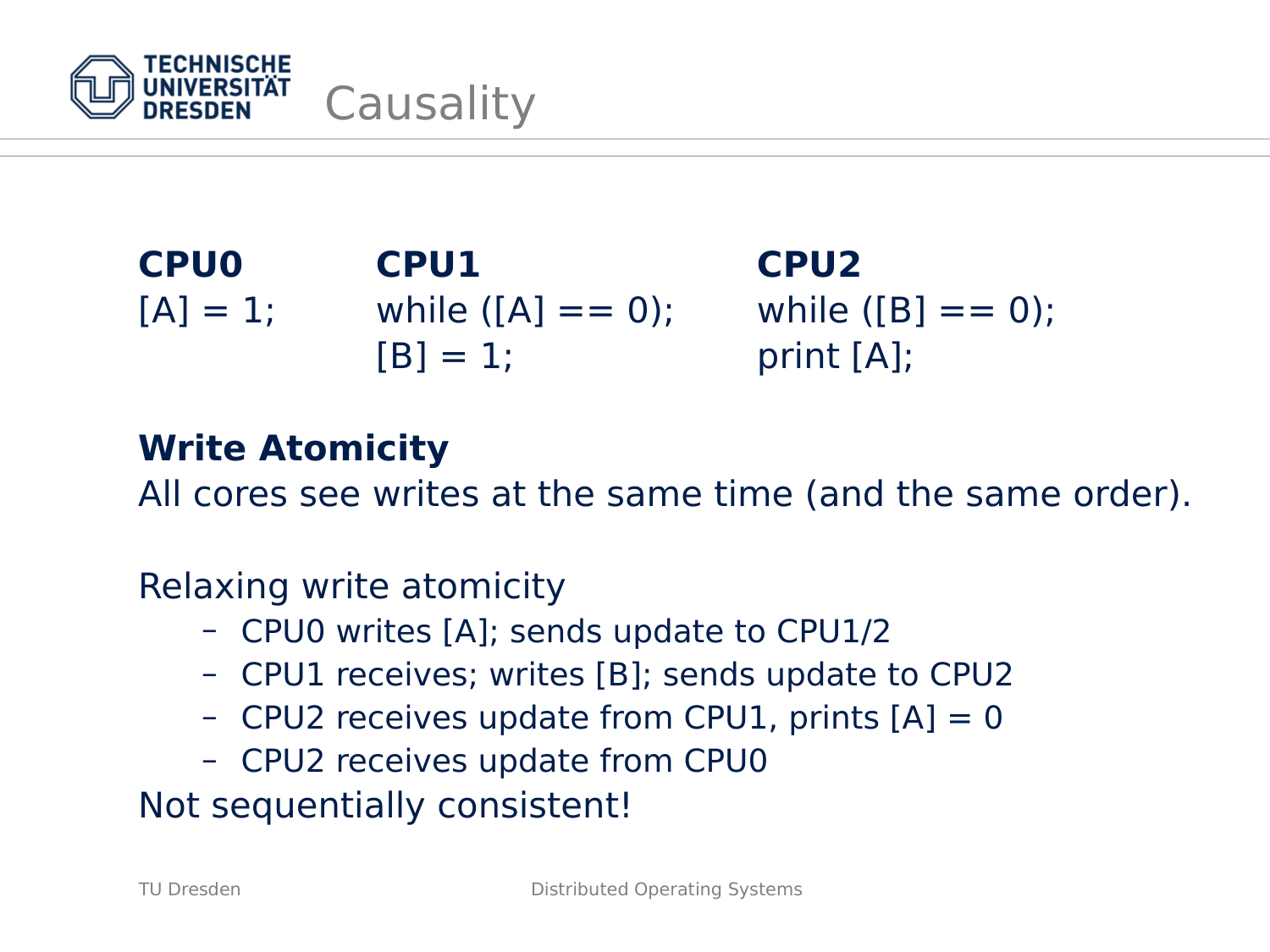# Causality

| CPU0 | CPU1 | CPU2 |
|---|---|---|
| [A] = 1; | while ([A] == 0); | while ([B] == 0); |
| | [B] = 1; | print [A]; |

**Write Atomicity**

All cores see writes at the same time (and the same order).

Relaxing write atomicity

- CPU0 writes [A]; sends update to CPU1/2
- CPU1 receives; writes [B]; sends update to CPU2
- CPU2 receives update from CPU1, prints [A] = 0
- CPU2 receives update from CPU0

Not sequentially consistent!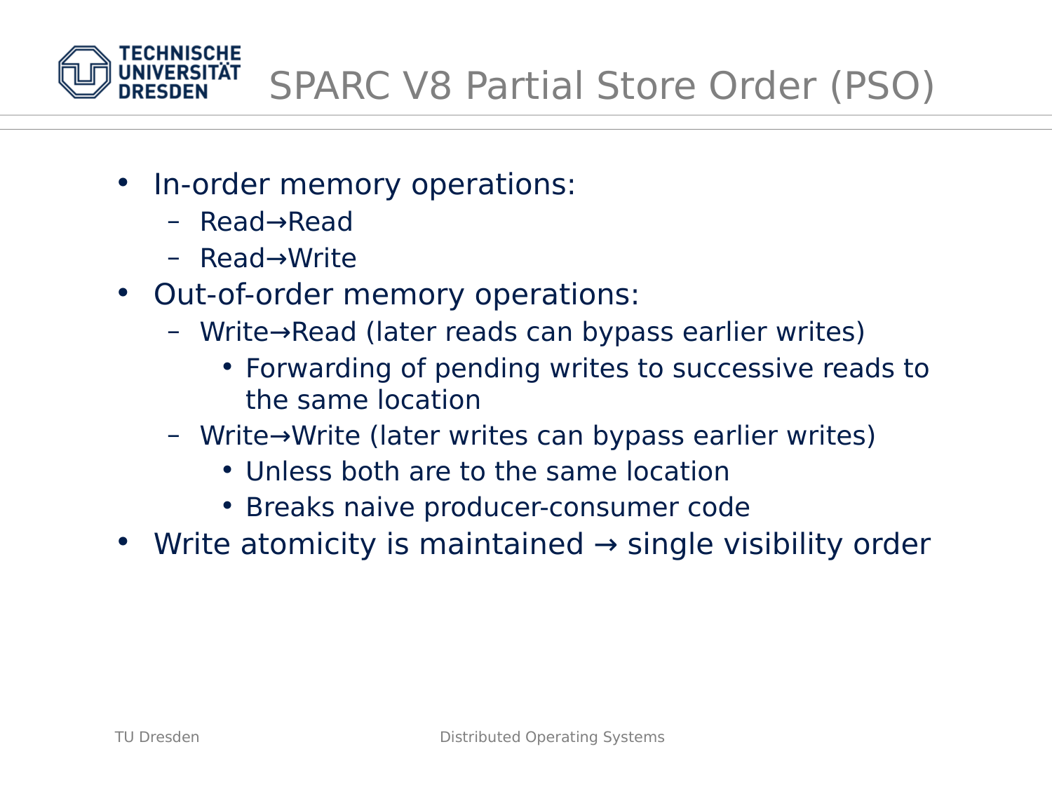# SPARC V8 Partial Store Order (PSO)

- In-order memory operations:
  - Read→Read
  - Read→Write
- Out-of-order memory operations:
  - Write→Read (later reads can bypass earlier writes)
    - Forwarding of pending writes to successive reads to the same location
  - Write→Write (later writes can bypass earlier writes)
    - Unless both are to the same location
    - Breaks naive producer-consumer code
- Write atomicity is maintained → single visibility order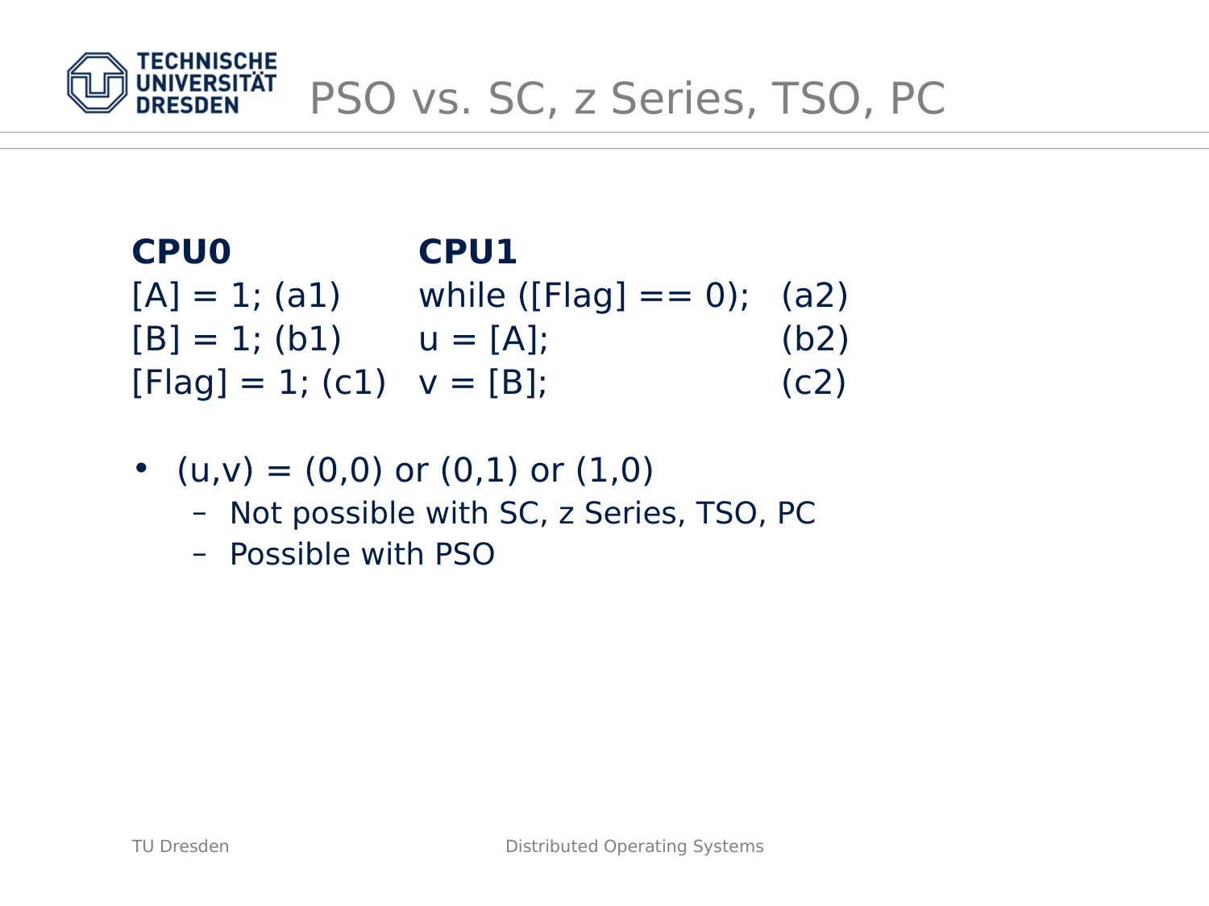# PSO vs. SC, z Series, TSO, PC

| **CPU0** | **CPU1** | |
|---|---|---|
| [A] = 1; (a1) | while ([Flag] == 0); | (a2) |
| [B] = 1; (b1) | u = [A]; | (b2) |
| [Flag] = 1; (c1) | v = [B]; | (c2) |

- (u,v) = (0,0) or (0,1) or (1,0)
  - Not possible with SC, z Series, TSO, PC
  - Possible with PSO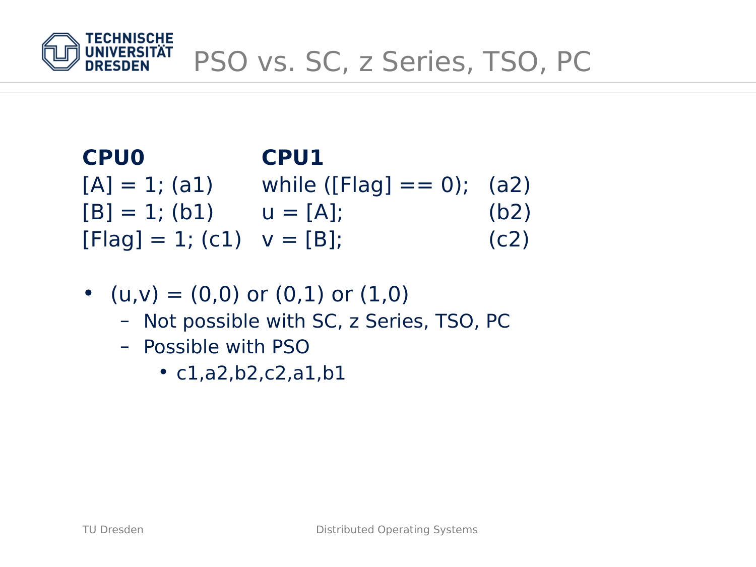# PSO vs. SC, z Series, TSO, PC

| CPU0 | CPU1 | |
|---|---|---|
| [A] = 1; (a1) | while ([Flag] == 0); | (a2) |
| [B] = 1; (b1) | u = [A]; | (b2) |
| [Flag] = 1; (c1) | v = [B]; | (c2) |

- (u,v) = (0,0) or (0,1) or (1,0)
  - Not possible with SC, z Series, TSO, PC
  - Possible with PSO
    - c1,a2,b2,c2,a1,b1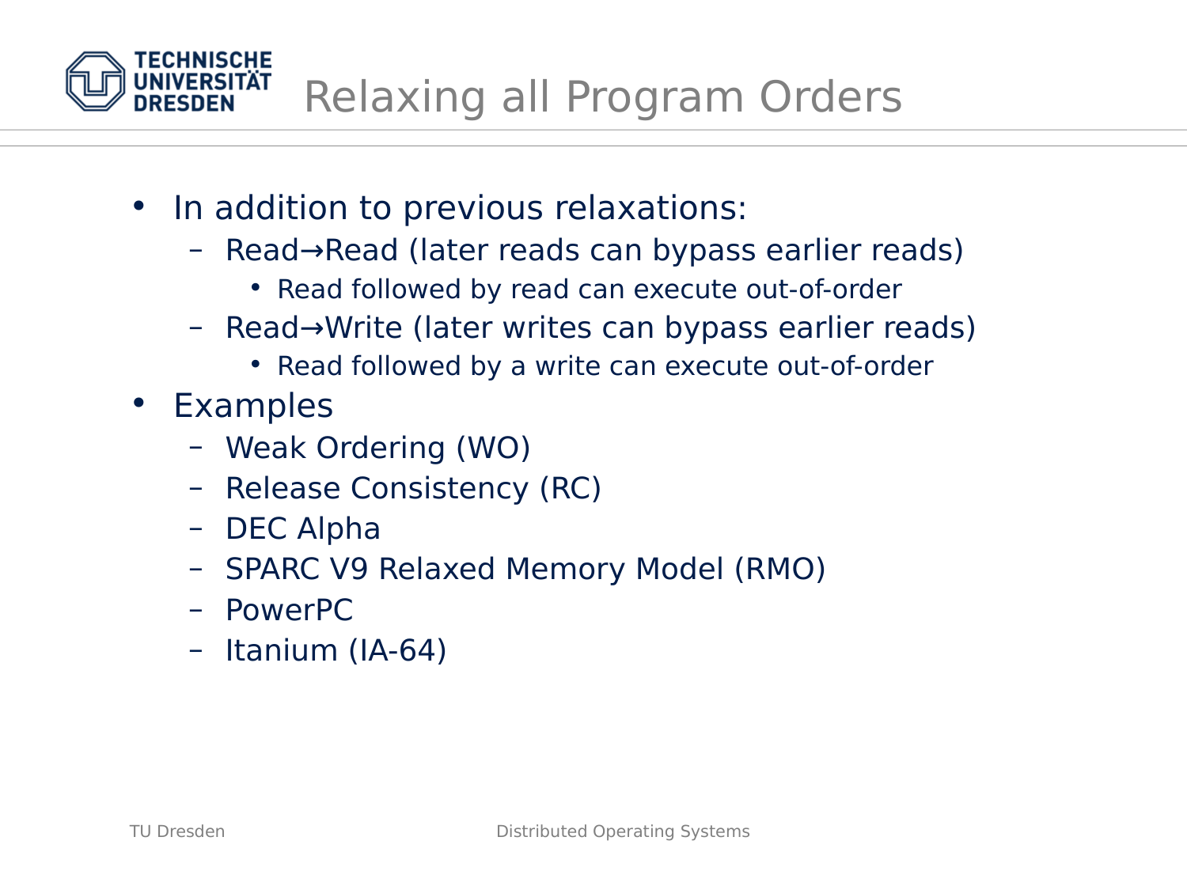# Relaxing all Program Orders

- In addition to previous relaxations:
  - Read→Read (later reads can bypass earlier reads)
    - Read followed by read can execute out-of-order
  - Read→Write (later writes can bypass earlier reads)
    - Read followed by a write can execute out-of-order
- Examples
  - Weak Ordering (WO)
  - Release Consistency (RC)
  - DEC Alpha
  - SPARC V9 Relaxed Memory Model (RMO)
  - PowerPC
  - Itanium (IA-64)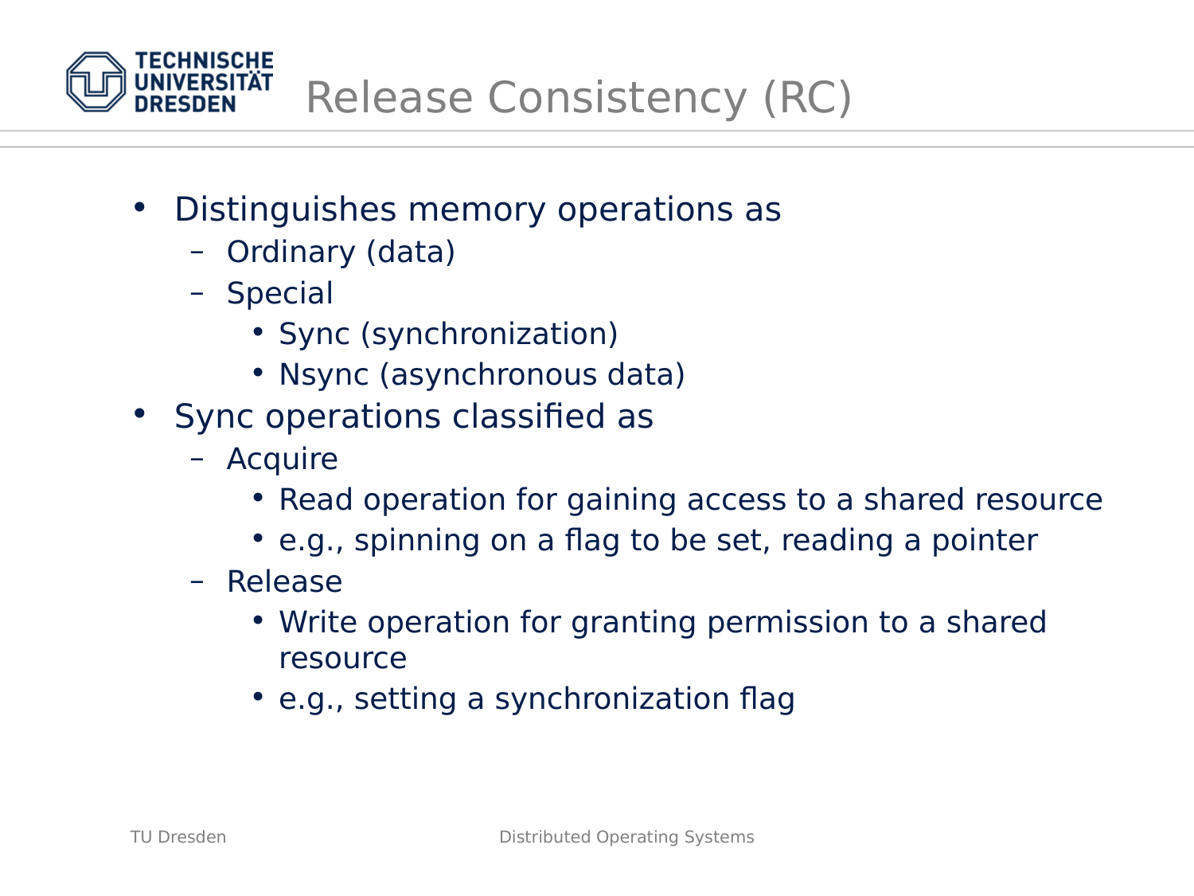# Release Consistency (RC)

- Distinguishes memory operations as
  - Ordinary (data)
  - Special
    - Sync (synchronization)
    - Nsync (asynchronous data)
- Sync operations classified as
  - Acquire
    - Read operation for gaining access to a shared resource
    - e.g., spinning on a flag to be set, reading a pointer
  - Release
    - Write operation for granting permission to a shared resource
    - e.g., setting a synchronization flag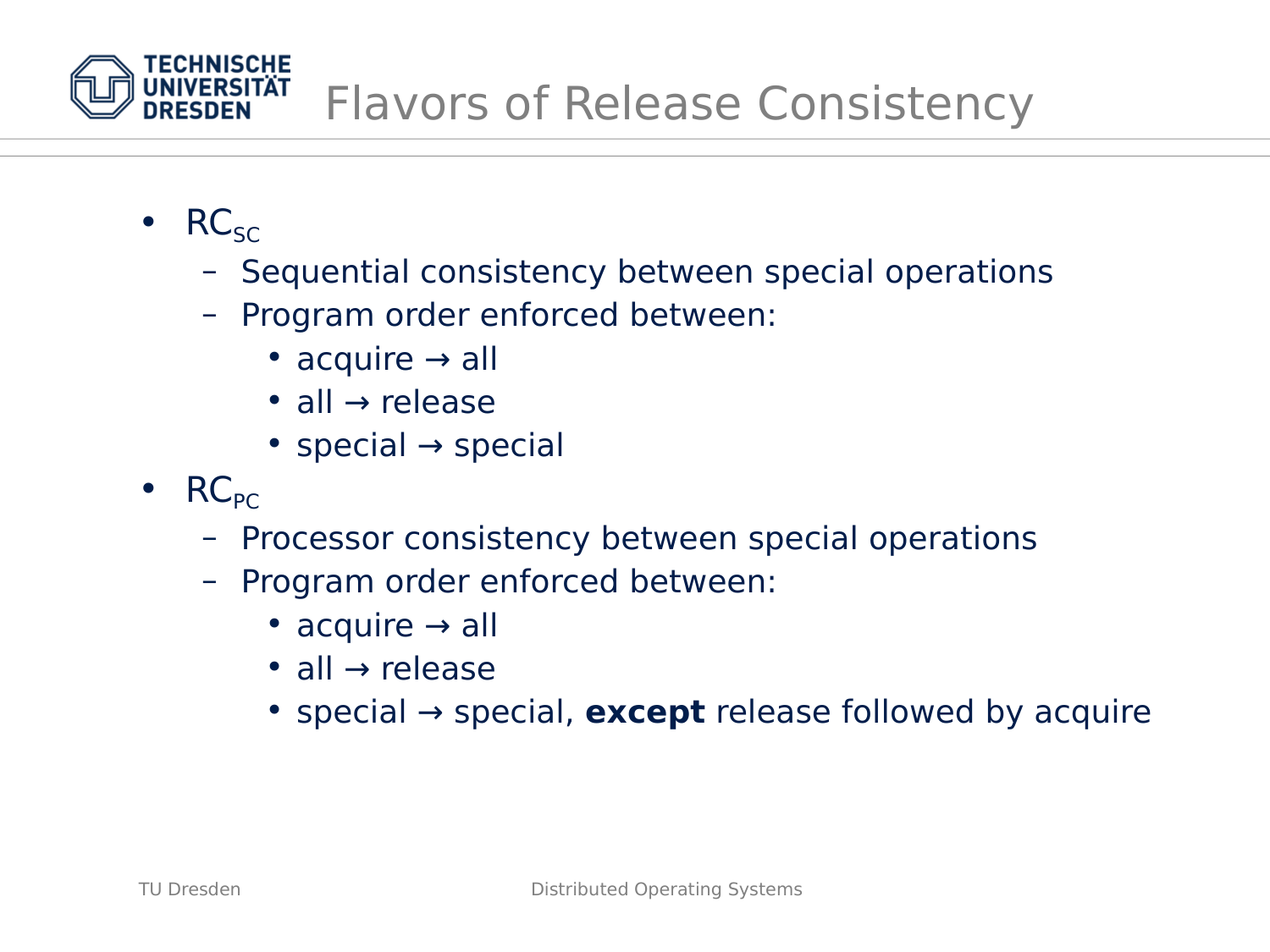# Flavors of Release Consistency

- $RC_{SC}$
  - Sequential consistency between special operations
  - Program order enforced between:
    - acquire → all
    - all → release
    - special → special
- $RC_{PC}$
  - Processor consistency between special operations
  - Program order enforced between:
    - acquire → all
    - all → release
    - special → special, **except** release followed by acquire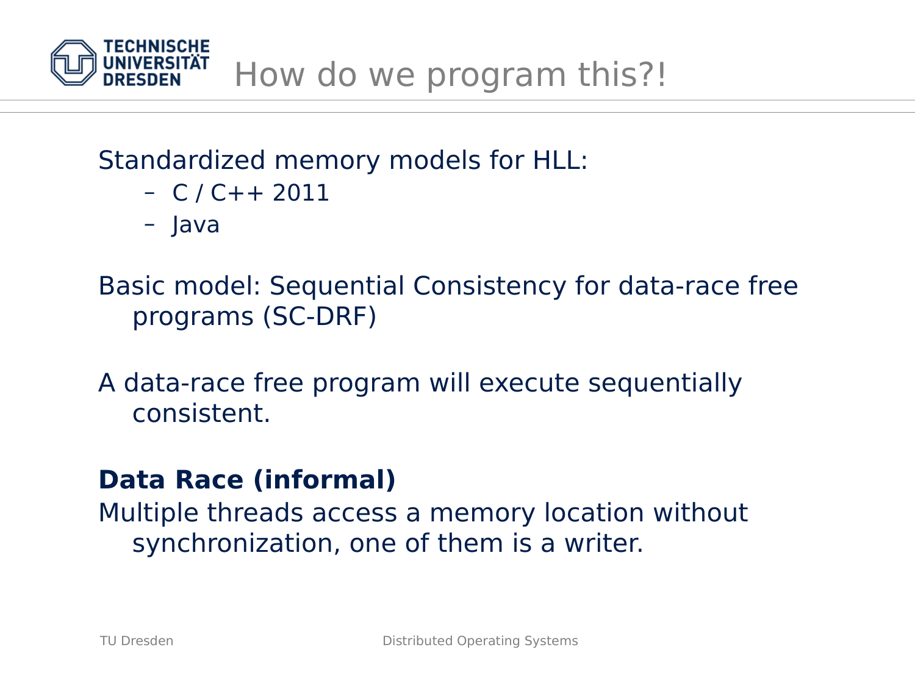# How do we program this?!

Standardized memory models for HLL:

- C / C++ 2011
- Java

Basic model: Sequential Consistency for data-race free programs (SC-DRF)

A data-race free program will execute sequentially consistent.

**Data Race (informal)**

Multiple threads access a memory location without synchronization, one of them is a writer.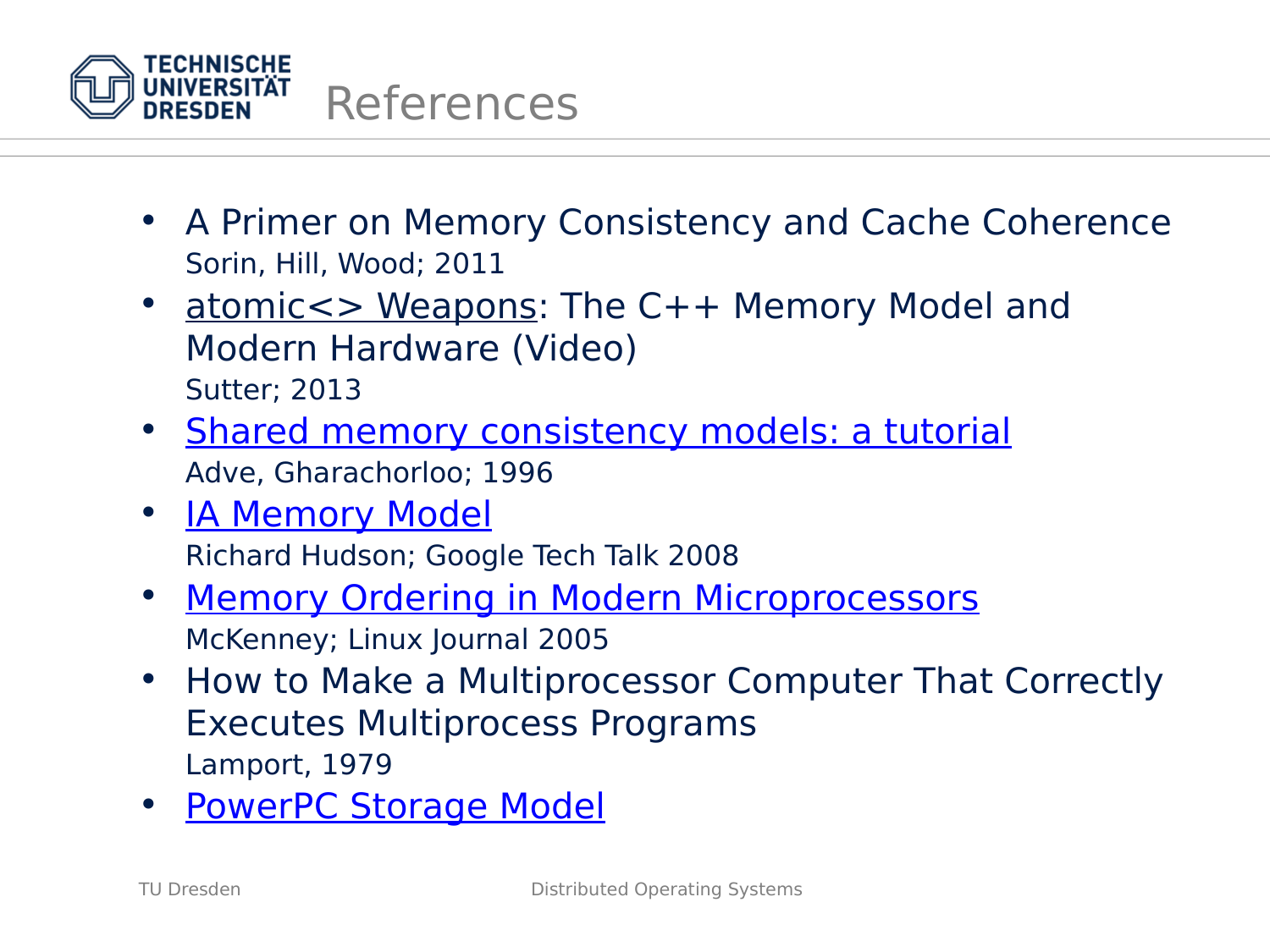# References

- A Primer on Memory Consistency and Cache Coherence
  Sorin, Hill, Wood; 2011
- atomic<> Weapons: The C++ Memory Model and Modern Hardware (Video)
  Sutter; 2013
- Shared memory consistency models: a tutorial
  Adve, Gharachorloo; 1996
- IA Memory Model
  Richard Hudson; Google Tech Talk 2008
- Memory Ordering in Modern Microprocessors
  McKenney; Linux Journal 2005
- How to Make a Multiprocessor Computer That Correctly Executes Multiprocess Programs
  Lamport, 1979
- PowerPC Storage Model